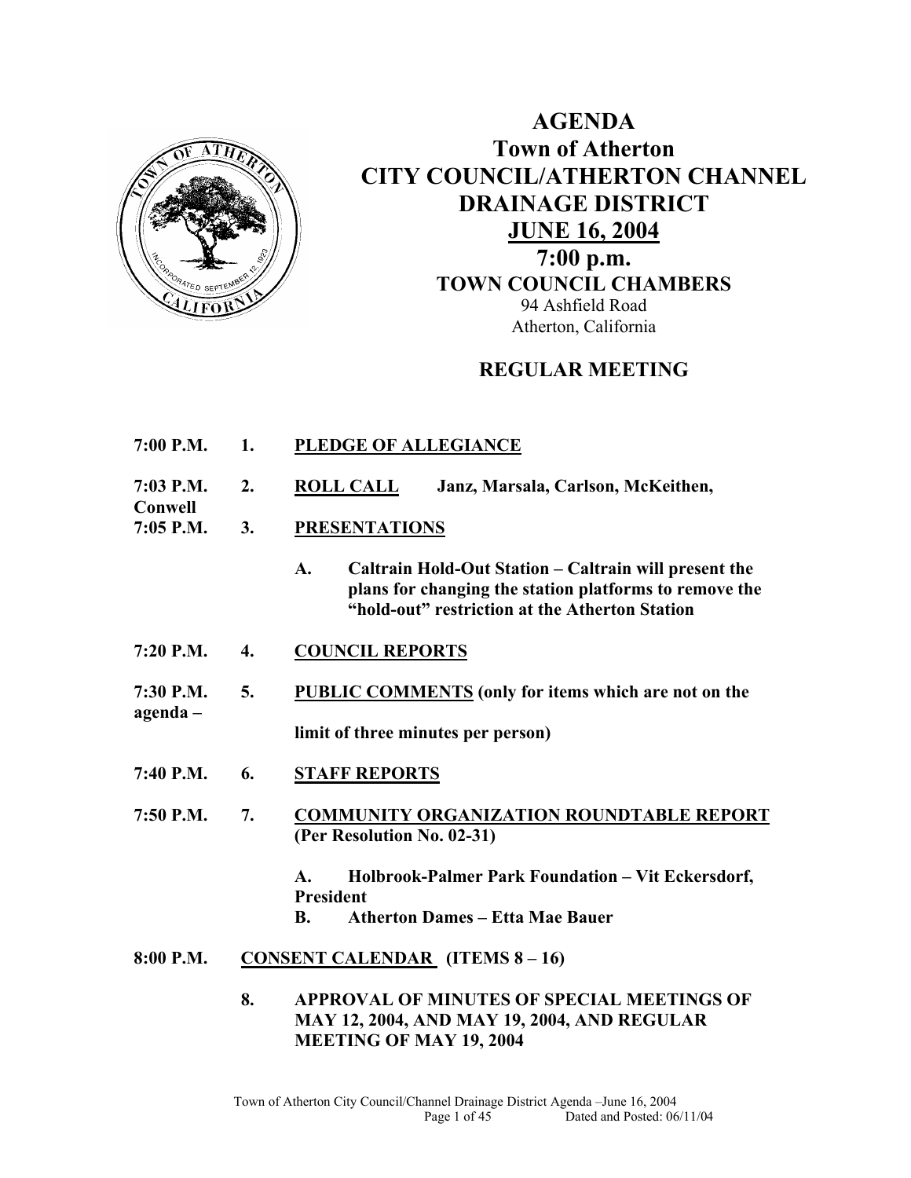# AGENDA
# Town of Atherton
# CITY COUNCIL/ATHERTON CHANNEL DRAINAGE DISTRICT
# JUNE 16, 2004
# 7:00 p.m.

**TOWN COUNCIL CHAMBERS**

94 Ashfield Road
Atherton, California

## REGULAR MEETING

**7:00 P.M. 1. PLEDGE OF ALLEGIANCE**

**7:03 P.M. 2. ROLL CALL** Janz, Marsala, Carlson, McKeithen, Conwell

**7:05 P.M. 3. PRESENTATIONS**

**A. Caltrain Hold-Out Station – Caltrain will present the plans for changing the station platforms to remove the "hold-out" restriction at the Atherton Station**

**7:20 P.M. 4. COUNCIL REPORTS**

**7:30 P.M. 5. PUBLIC COMMENTS (only for items which are not on the agenda – limit of three minutes per person)**

**7:40 P.M. 6. STAFF REPORTS**

**7:50 P.M. 7. COMMUNITY ORGANIZATION ROUNDTABLE REPORT (Per Resolution No. 02-31)**

**A. Holbrook-Palmer Park Foundation – Vit Eckersdorf, President**

**B. Atherton Dames – Etta Mae Bauer**

**8:00 P.M. CONSENT CALENDAR (ITEMS 8 – 16)**

**8. APPROVAL OF MINUTES OF SPECIAL MEETINGS OF MAY 12, 2004, AND MAY 19, 2004, AND REGULAR MEETING OF MAY 19, 2004**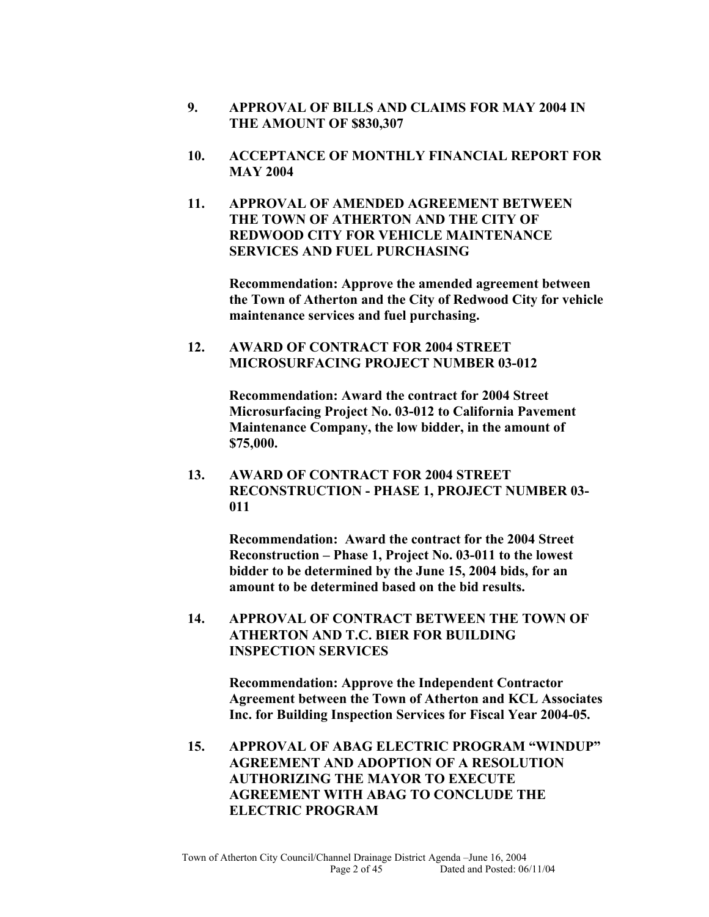**9. APPROVAL OF BILLS AND CLAIMS FOR MAY 2004 IN THE AMOUNT OF $830,307**

**10. ACCEPTANCE OF MONTHLY FINANCIAL REPORT FOR MAY 2004**

**11. APPROVAL OF AMENDED AGREEMENT BETWEEN THE TOWN OF ATHERTON AND THE CITY OF REDWOOD CITY FOR VEHICLE MAINTENANCE SERVICES AND FUEL PURCHASING**

**Recommendation: Approve the amended agreement between the Town of Atherton and the City of Redwood City for vehicle maintenance services and fuel purchasing.**

**12. AWARD OF CONTRACT FOR 2004 STREET MICROSURFACING PROJECT NUMBER 03-012**

**Recommendation: Award the contract for 2004 Street Microsurfacing Project No. 03-012 to California Pavement Maintenance Company, the low bidder, in the amount of $75,000.**

**13. AWARD OF CONTRACT FOR 2004 STREET RECONSTRUCTION - PHASE 1, PROJECT NUMBER 03-011**

**Recommendation: Award the contract for the 2004 Street Reconstruction – Phase 1, Project No. 03-011 to the lowest bidder to be determined by the June 15, 2004 bids, for an amount to be determined based on the bid results.**

**14. APPROVAL OF CONTRACT BETWEEN THE TOWN OF ATHERTON AND T.C. BIER FOR BUILDING INSPECTION SERVICES**

**Recommendation: Approve the Independent Contractor Agreement between the Town of Atherton and KCL Associates Inc. for Building Inspection Services for Fiscal Year 2004-05.**

**15. APPROVAL OF ABAG ELECTRIC PROGRAM "WINDUP" AGREEMENT AND ADOPTION OF A RESOLUTION AUTHORIZING THE MAYOR TO EXECUTE AGREEMENT WITH ABAG TO CONCLUDE THE ELECTRIC PROGRAM**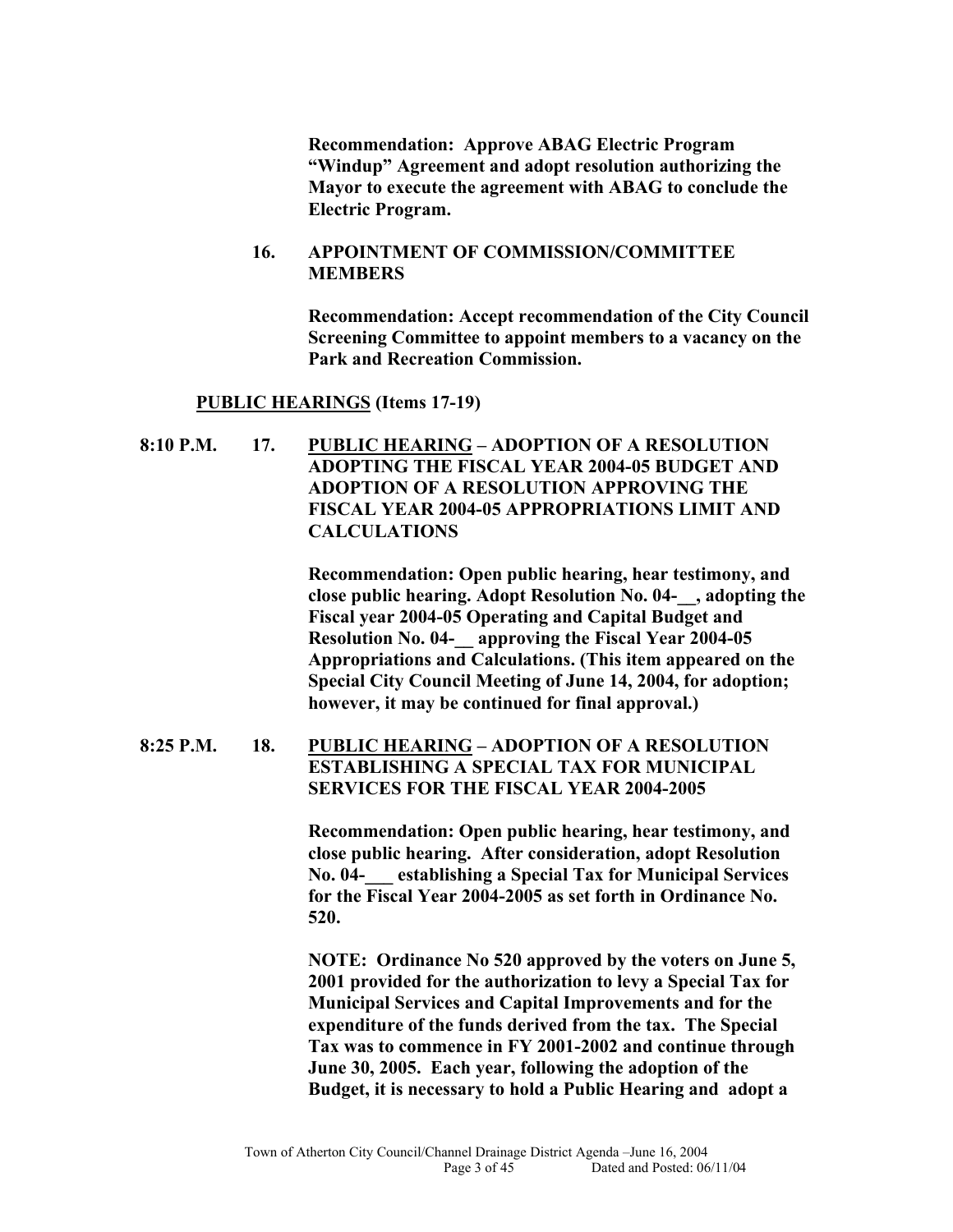**Recommendation: Approve ABAG Electric Program "Windup" Agreement and adopt resolution authorizing the Mayor to execute the agreement with ABAG to conclude the Electric Program.**

**16. APPOINTMENT OF COMMISSION/COMMITTEE MEMBERS**

**Recommendation: Accept recommendation of the City Council Screening Committee to appoint members to a vacancy on the Park and Recreation Commission.**

**<u>PUBLIC HEARINGS</u> (Items 17-19)**

**8:10 P.M. 17. <u>PUBLIC HEARING</u> – ADOPTION OF A RESOLUTION ADOPTING THE FISCAL YEAR 2004-05 BUDGET AND ADOPTION OF A RESOLUTION APPROVING THE FISCAL YEAR 2004-05 APPROPRIATIONS LIMIT AND CALCULATIONS**

**Recommendation: Open public hearing, hear testimony, and close public hearing. Adopt Resolution No. 04-__, adopting the Fiscal year 2004-05 Operating and Capital Budget and Resolution No. 04-__ approving the Fiscal Year 2004-05 Appropriations and Calculations. (This item appeared on the Special City Council Meeting of June 14, 2004, for adoption; however, it may be continued for final approval.)**

**8:25 P.M. 18. <u>PUBLIC HEARING</u> – ADOPTION OF A RESOLUTION ESTABLISHING A SPECIAL TAX FOR MUNICIPAL SERVICES FOR THE FISCAL YEAR 2004-2005**

**Recommendation: Open public hearing, hear testimony, and close public hearing. After consideration, adopt Resolution No. 04-___ establishing a Special Tax for Municipal Services for the Fiscal Year 2004-2005 as set forth in Ordinance No. 520.**

**NOTE: Ordinance No 520 approved by the voters on June 5, 2001 provided for the authorization to levy a Special Tax for Municipal Services and Capital Improvements and for the expenditure of the funds derived from the tax. The Special Tax was to commence in FY 2001-2002 and continue through June 30, 2005. Each year, following the adoption of the Budget, it is necessary to hold a Public Hearing and adopt a**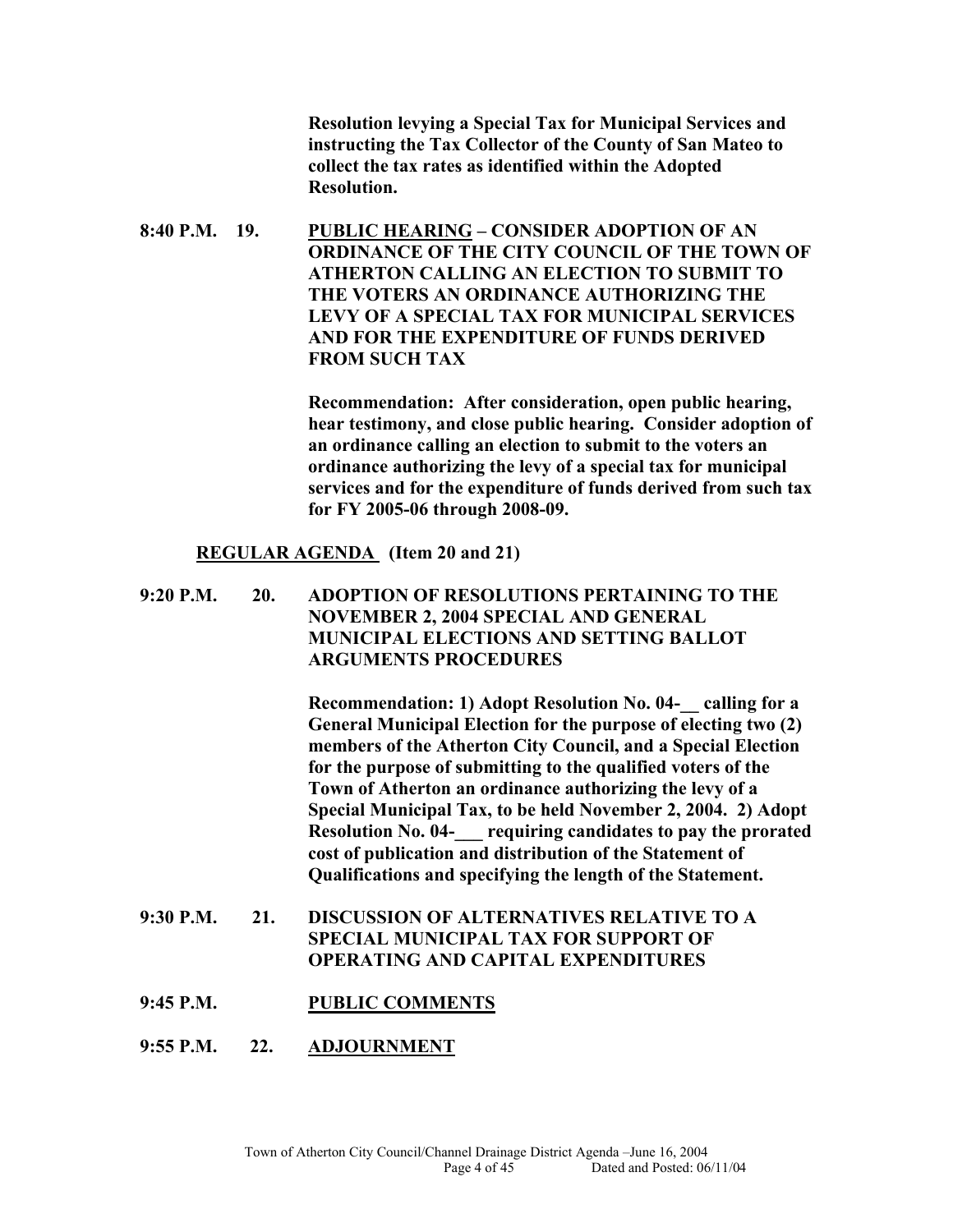**Resolution levying a Special Tax for Municipal Services and instructing the Tax Collector of the County of San Mateo to collect the tax rates as identified within the Adopted Resolution.**

**8:40 P.M. 19. <u>PUBLIC HEARING</u> – CONSIDER ADOPTION OF AN ORDINANCE OF THE CITY COUNCIL OF THE TOWN OF ATHERTON CALLING AN ELECTION TO SUBMIT TO THE VOTERS AN ORDINANCE AUTHORIZING THE LEVY OF A SPECIAL TAX FOR MUNICIPAL SERVICES AND FOR THE EXPENDITURE OF FUNDS DERIVED FROM SUCH TAX**

**Recommendation: After consideration, open public hearing, hear testimony, and close public hearing. Consider adoption of an ordinance calling an election to submit to the voters an ordinance authorizing the levy of a special tax for municipal services and for the expenditure of funds derived from such tax for FY 2005-06 through 2008-09.**

**<u>REGULAR AGENDA</u> (Item 20 and 21)**

**9:20 P.M. 20. ADOPTION OF RESOLUTIONS PERTAINING TO THE NOVEMBER 2, 2004 SPECIAL AND GENERAL MUNICIPAL ELECTIONS AND SETTING BALLOT ARGUMENTS PROCEDURES**

**Recommendation: 1) Adopt Resolution No. 04-__ calling for a General Municipal Election for the purpose of electing two (2) members of the Atherton City Council, and a Special Election for the purpose of submitting to the qualified voters of the Town of Atherton an ordinance authorizing the levy of a Special Municipal Tax, to be held November 2, 2004. 2) Adopt Resolution No. 04-___ requiring candidates to pay the prorated cost of publication and distribution of the Statement of Qualifications and specifying the length of the Statement.**

**9:30 P.M. 21. DISCUSSION OF ALTERNATIVES RELATIVE TO A SPECIAL MUNICIPAL TAX FOR SUPPORT OF OPERATING AND CAPITAL EXPENDITURES**

**9:45 P.M. <u>PUBLIC COMMENTS</u>**

**9:55 P.M. 22. <u>ADJOURNMENT</u>**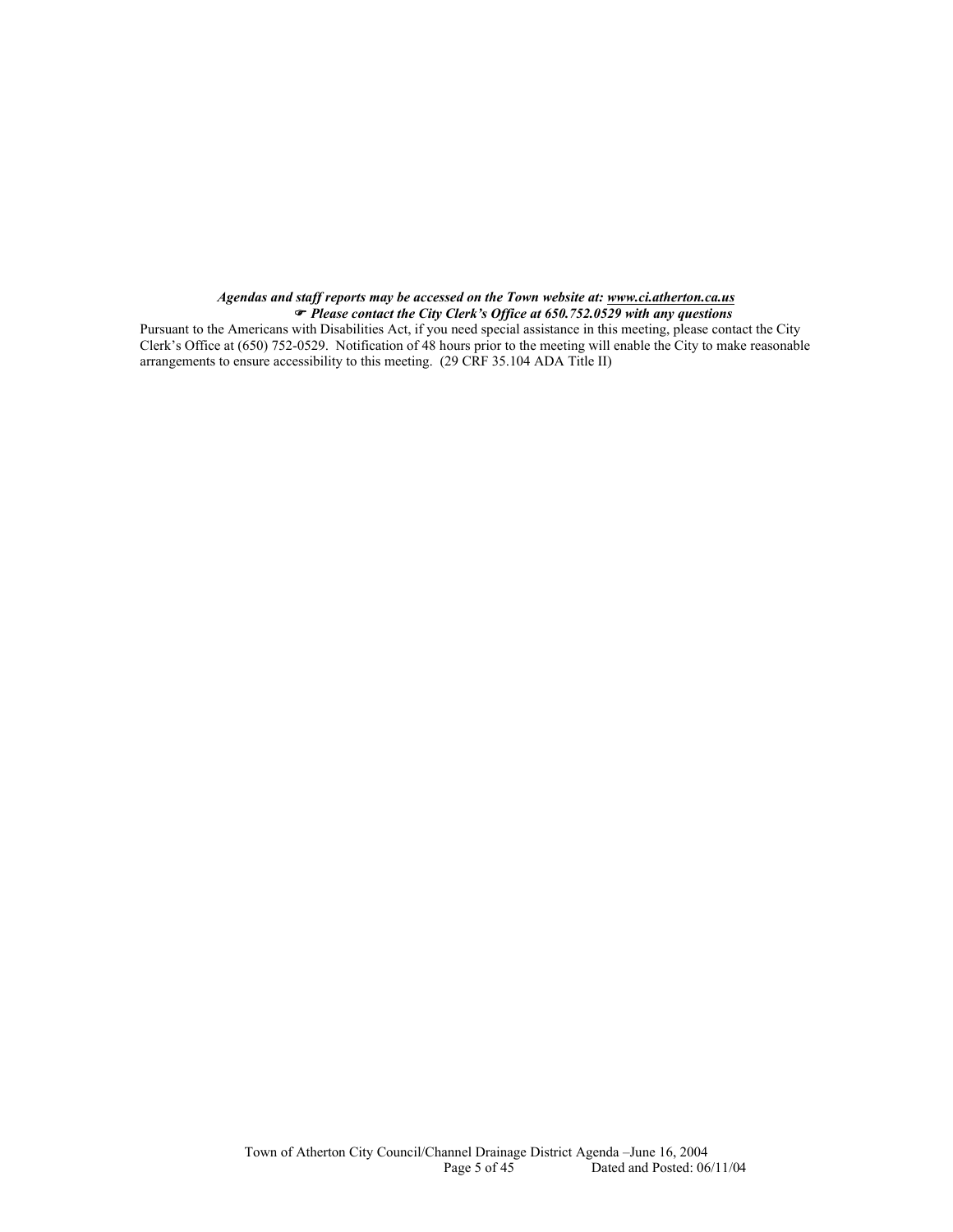***Agendas and staff reports may be accessed on the Town website at: www.ci.atherton.ca.us***

☞ ***Please contact the City Clerk's Office at 650.752.0529 with any questions***

Pursuant to the Americans with Disabilities Act, if you need special assistance in this meeting, please contact the City Clerk's Office at (650) 752-0529. Notification of 48 hours prior to the meeting will enable the City to make reasonable arrangements to ensure accessibility to this meeting. (29 CRF 35.104 ADA Title II)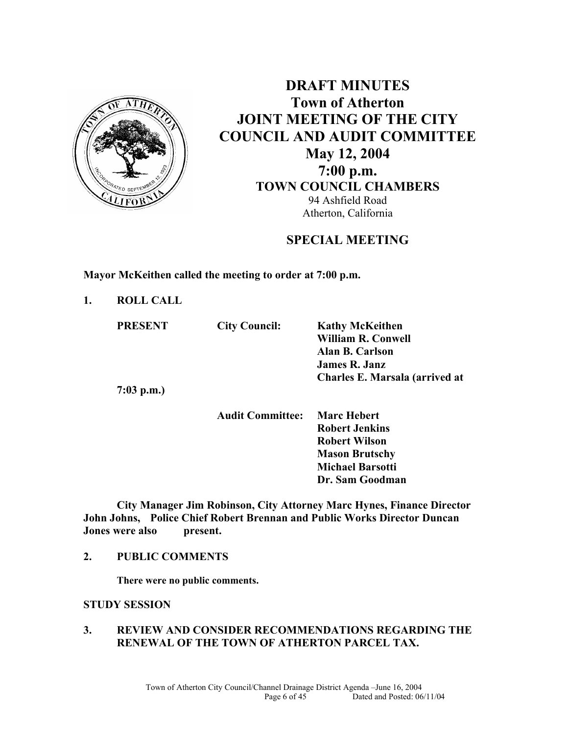# DRAFT MINUTES
# Town of Atherton
# JOINT MEETING OF THE CITY COUNCIL AND AUDIT COMMITTEE
## May 12, 2004
## 7:00 p.m.
### TOWN COUNCIL CHAMBERS

94 Ashfield Road
Atherton, California

### SPECIAL MEETING

**Mayor McKeithen called the meeting to order at 7:00 p.m.**

**1. ROLL CALL**

| | | |
|---|---|---|
| **PRESENT** | **City Council:** | **Kathy McKeithen** |
| | | **William R. Conwell** |
| | | **Alan B. Carlson** |
| | | **James R. Janz** |
| | | **Charles E. Marsala (arrived at 7:03 p.m.)** |
| | **Audit Committee:** | **Marc Hebert** |
| | | **Robert Jenkins** |
| | | **Robert Wilson** |
| | | **Mason Brutschy** |
| | | **Michael Barsotti** |
| | | **Dr. Sam Goodman** |

**City Manager Jim Robinson, City Attorney Marc Hynes, Finance Director John Johns, Police Chief Robert Brennan and Public Works Director Duncan Jones were also present.**

**2. PUBLIC COMMENTS**

**There were no public comments.**

**STUDY SESSION**

**3. REVIEW AND CONSIDER RECOMMENDATIONS REGARDING THE RENEWAL OF THE TOWN OF ATHERTON PARCEL TAX.**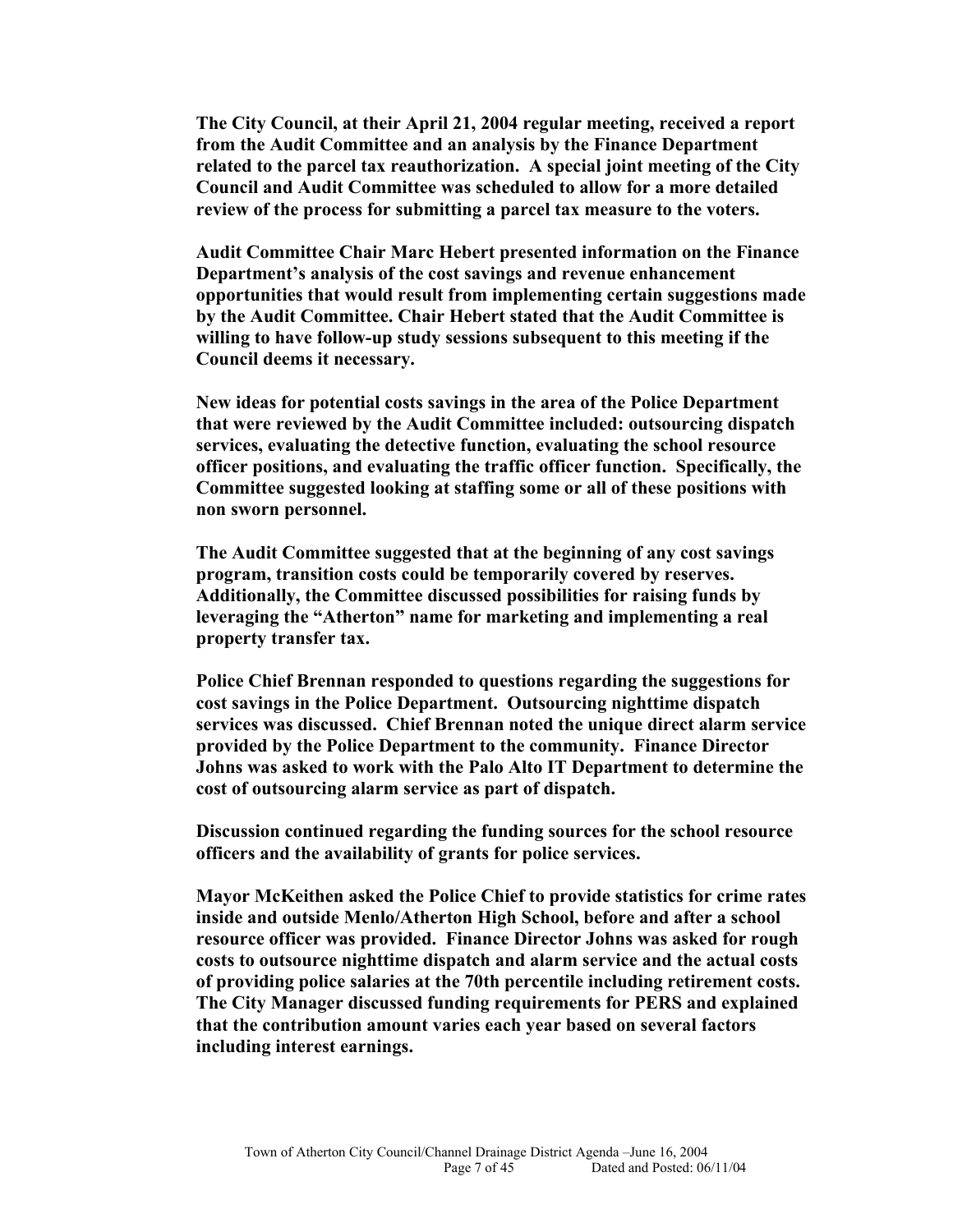**The City Council, at their April 21, 2004 regular meeting, received a report from the Audit Committee and an analysis by the Finance Department related to the parcel tax reauthorization. A special joint meeting of the City Council and Audit Committee was scheduled to allow for a more detailed review of the process for submitting a parcel tax measure to the voters.**

**Audit Committee Chair Marc Hebert presented information on the Finance Department's analysis of the cost savings and revenue enhancement opportunities that would result from implementing certain suggestions made by the Audit Committee. Chair Hebert stated that the Audit Committee is willing to have follow-up study sessions subsequent to this meeting if the Council deems it necessary.**

**New ideas for potential costs savings in the area of the Police Department that were reviewed by the Audit Committee included: outsourcing dispatch services, evaluating the detective function, evaluating the school resource officer positions, and evaluating the traffic officer function. Specifically, the Committee suggested looking at staffing some or all of these positions with non sworn personnel.**

**The Audit Committee suggested that at the beginning of any cost savings program, transition costs could be temporarily covered by reserves. Additionally, the Committee discussed possibilities for raising funds by leveraging the "Atherton" name for marketing and implementing a real property transfer tax.**

**Police Chief Brennan responded to questions regarding the suggestions for cost savings in the Police Department. Outsourcing nighttime dispatch services was discussed. Chief Brennan noted the unique direct alarm service provided by the Police Department to the community. Finance Director Johns was asked to work with the Palo Alto IT Department to determine the cost of outsourcing alarm service as part of dispatch.**

**Discussion continued regarding the funding sources for the school resource officers and the availability of grants for police services.**

**Mayor McKeithen asked the Police Chief to provide statistics for crime rates inside and outside Menlo/Atherton High School, before and after a school resource officer was provided. Finance Director Johns was asked for rough costs to outsource nighttime dispatch and alarm service and the actual costs of providing police salaries at the 70th percentile including retirement costs. The City Manager discussed funding requirements for PERS and explained that the contribution amount varies each year based on several factors including interest earnings.**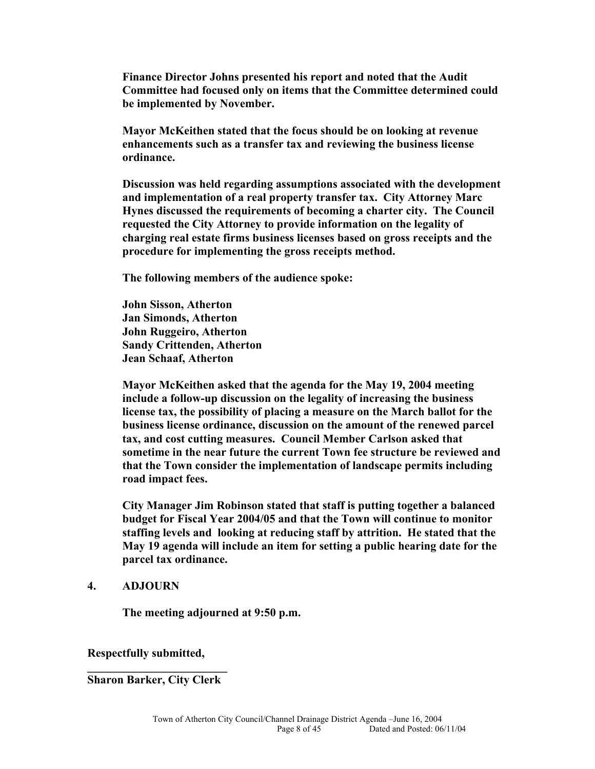**Finance Director Johns presented his report and noted that the Audit Committee had focused only on items that the Committee determined could be implemented by November.**

**Mayor McKeithen stated that the focus should be on looking at revenue enhancements such as a transfer tax and reviewing the business license ordinance.**

**Discussion was held regarding assumptions associated with the development and implementation of a real property transfer tax. City Attorney Marc Hynes discussed the requirements of becoming a charter city. The Council requested the City Attorney to provide information on the legality of charging real estate firms business licenses based on gross receipts and the procedure for implementing the gross receipts method.**

**The following members of the audience spoke:**

**John Sisson, Atherton**
**Jan Simonds, Atherton**
**John Ruggeiro, Atherton**
**Sandy Crittenden, Atherton**
**Jean Schaaf, Atherton**

**Mayor McKeithen asked that the agenda for the May 19, 2004 meeting include a follow-up discussion on the legality of increasing the business license tax, the possibility of placing a measure on the March ballot for the business license ordinance, discussion on the amount of the renewed parcel tax, and cost cutting measures. Council Member Carlson asked that sometime in the near future the current Town fee structure be reviewed and that the Town consider the implementation of landscape permits including road impact fees.**

**City Manager Jim Robinson stated that staff is putting together a balanced budget for Fiscal Year 2004/05 and that the Town will continue to monitor staffing levels and looking at reducing staff by attrition. He stated that the May 19 agenda will include an item for setting a public hearing date for the parcel tax ordinance.**

## 4. ADJOURN

**The meeting adjourned at 9:50 p.m.**

**Respectfully submitted,**

**\_\_\_\_\_\_\_\_\_\_\_\_\_\_\_\_\_\_\_\_\_\_\_\_\_**
**Sharon Barker, City Clerk**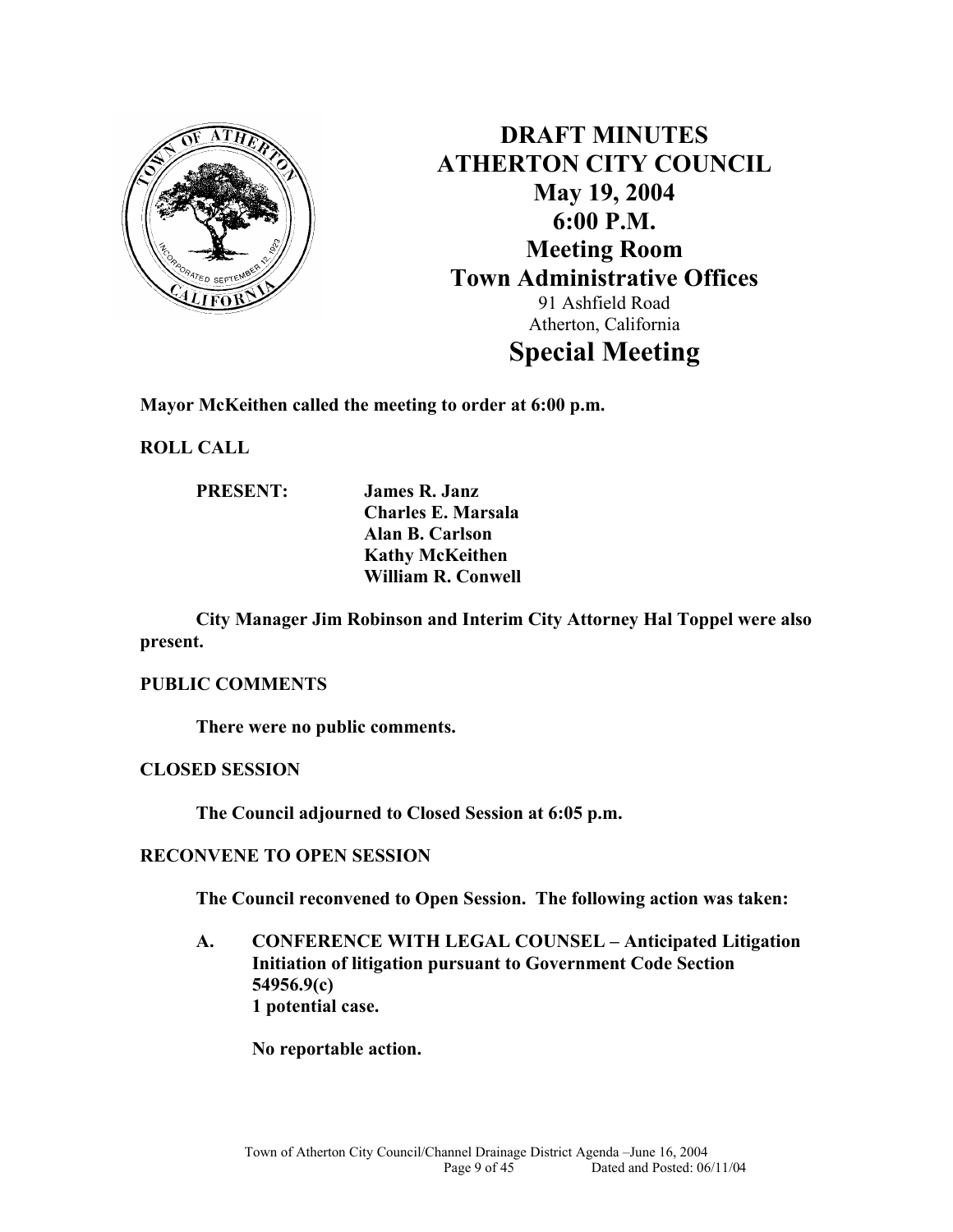# DRAFT MINUTES
# ATHERTON CITY COUNCIL
## May 19, 2004
## 6:00 P.M.
## Meeting Room
## Town Administrative Offices

91 Ashfield Road
Atherton, California

# Special Meeting

**Mayor McKeithen called the meeting to order at 6:00 p.m.**

**ROLL CALL**

**PRESENT:** **James R. Janz**
**Charles E. Marsala**
**Alan B. Carlson**
**Kathy McKeithen**
**William R. Conwell**

**City Manager Jim Robinson and Interim City Attorney Hal Toppel were also present.**

**PUBLIC COMMENTS**

**There were no public comments.**

**CLOSED SESSION**

**The Council adjourned to Closed Session at 6:05 p.m.**

**RECONVENE TO OPEN SESSION**

**The Council reconvened to Open Session. The following action was taken:**

**A. CONFERENCE WITH LEGAL COUNSEL – Anticipated Litigation Initiation of litigation pursuant to Government Code Section 54956.9(c) 1 potential case.**

**No reportable action.**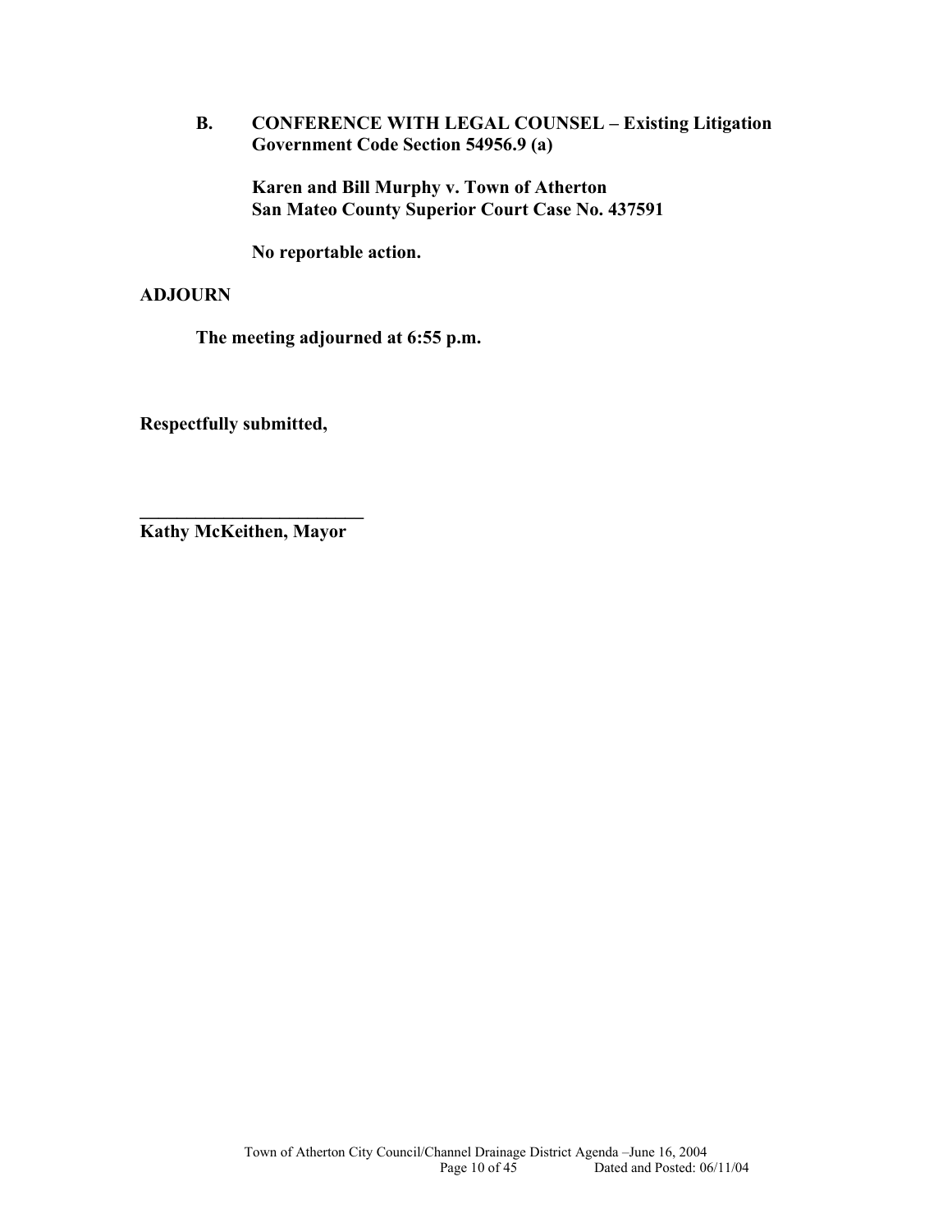**B. CONFERENCE WITH LEGAL COUNSEL – Existing Litigation Government Code Section 54956.9 (a)**

**Karen and Bill Murphy v. Town of Atherton**
**San Mateo County Superior Court Case No. 437591**

**No reportable action.**

**ADJOURN**

**The meeting adjourned at 6:55 p.m.**

**Respectfully submitted,**

**_________________________**
**Kathy McKeithen, Mayor**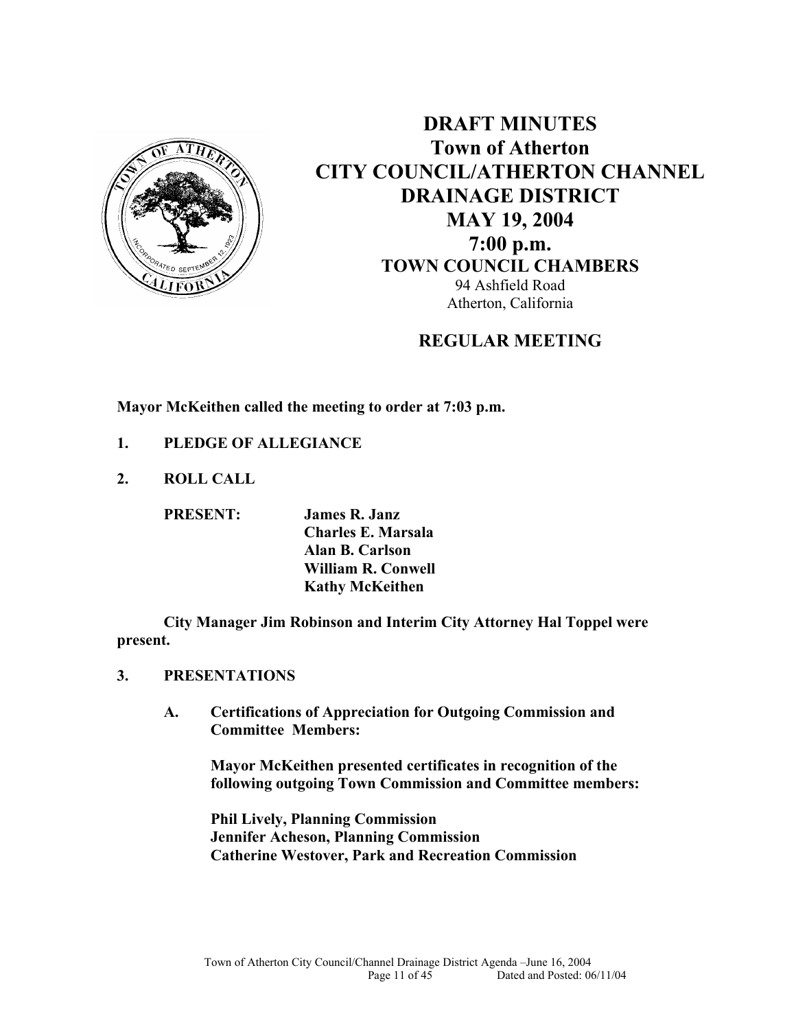# DRAFT MINUTES
## Town of Atherton
## CITY COUNCIL/ATHERTON CHANNEL DRAINAGE DISTRICT
## MAY 19, 2004
## 7:00 p.m.
### TOWN COUNCIL CHAMBERS

94 Ashfield Road
Atherton, California

### REGULAR MEETING

**Mayor McKeithen called the meeting to order at 7:03 p.m.**

**1. PLEDGE OF ALLEGIANCE**

**2. ROLL CALL**

**PRESENT:** **James R. Janz**
**Charles E. Marsala**
**Alan B. Carlson**
**William R. Conwell**
**Kathy McKeithen**

**City Manager Jim Robinson and Interim City Attorney Hal Toppel were present.**

**3. PRESENTATIONS**

**A. Certifications of Appreciation for Outgoing Commission and Committee Members:**

**Mayor McKeithen presented certificates in recognition of the following outgoing Town Commission and Committee members:**

**Phil Lively, Planning Commission**
**Jennifer Acheson, Planning Commission**
**Catherine Westover, Park and Recreation Commission**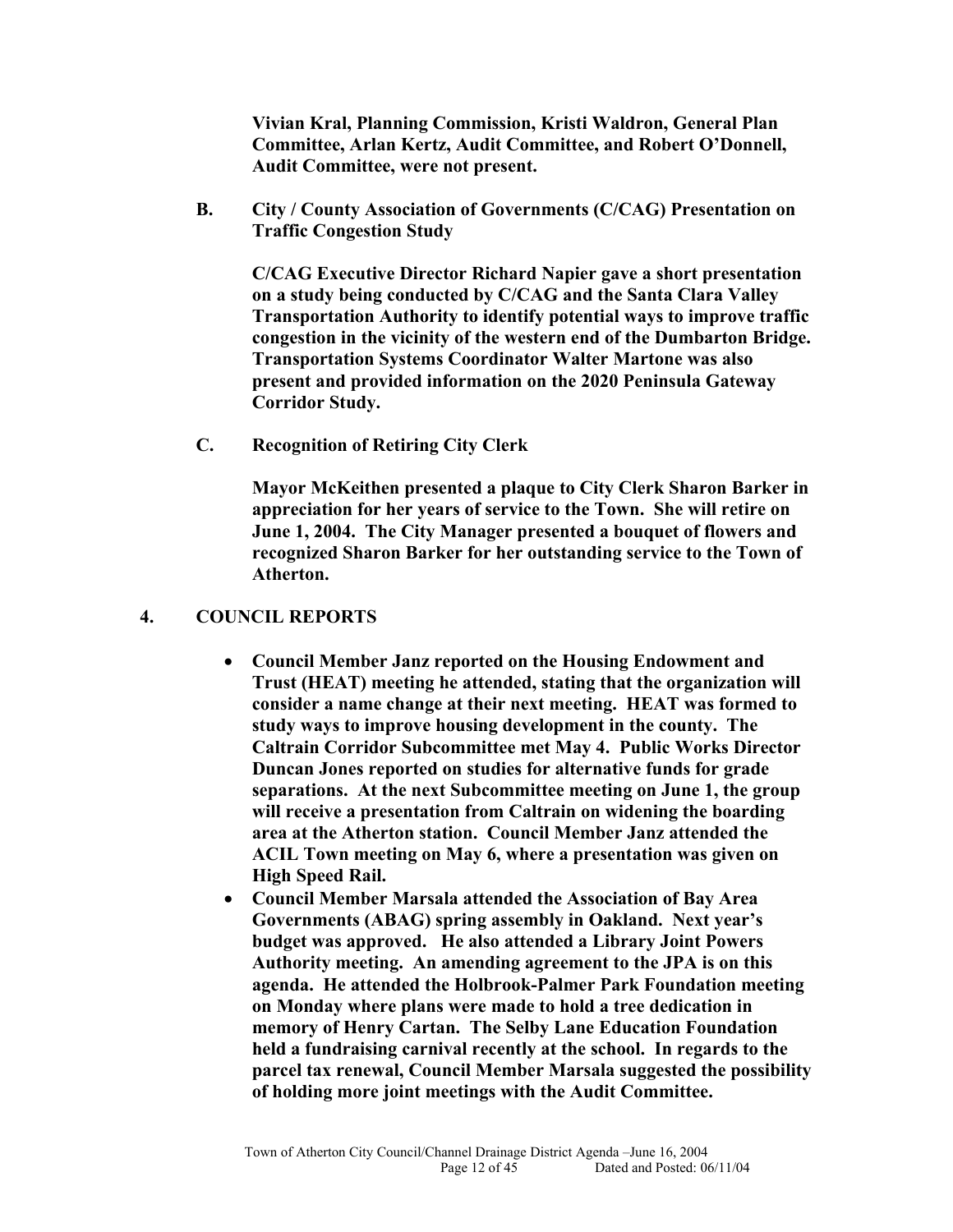**Vivian Kral, Planning Commission, Kristi Waldron, General Plan Committee, Arlan Kertz, Audit Committee, and Robert O'Donnell, Audit Committee, were not present.**

**B. City / County Association of Governments (C/CAG) Presentation on Traffic Congestion Study**

**C/CAG Executive Director Richard Napier gave a short presentation on a study being conducted by C/CAG and the Santa Clara Valley Transportation Authority to identify potential ways to improve traffic congestion in the vicinity of the western end of the Dumbarton Bridge. Transportation Systems Coordinator Walter Martone was also present and provided information on the 2020 Peninsula Gateway Corridor Study.**

**C. Recognition of Retiring City Clerk**

**Mayor McKeithen presented a plaque to City Clerk Sharon Barker in appreciation for her years of service to the Town. She will retire on June 1, 2004. The City Manager presented a bouquet of flowers and recognized Sharon Barker for her outstanding service to the Town of Atherton.**

## 4. COUNCIL REPORTS

- **Council Member Janz reported on the Housing Endowment and Trust (HEAT) meeting he attended, stating that the organization will consider a name change at their next meeting. HEAT was formed to study ways to improve housing development in the county. The Caltrain Corridor Subcommittee met May 4. Public Works Director Duncan Jones reported on studies for alternative funds for grade separations. At the next Subcommittee meeting on June 1, the group will receive a presentation from Caltrain on widening the boarding area at the Atherton station. Council Member Janz attended the ACIL Town meeting on May 6, where a presentation was given on High Speed Rail.**
- **Council Member Marsala attended the Association of Bay Area Governments (ABAG) spring assembly in Oakland. Next year's budget was approved. He also attended a Library Joint Powers Authority meeting. An amending agreement to the JPA is on this agenda. He attended the Holbrook-Palmer Park Foundation meeting on Monday where plans were made to hold a tree dedication in memory of Henry Cartan. The Selby Lane Education Foundation held a fundraising carnival recently at the school. In regards to the parcel tax renewal, Council Member Marsala suggested the possibility of holding more joint meetings with the Audit Committee.**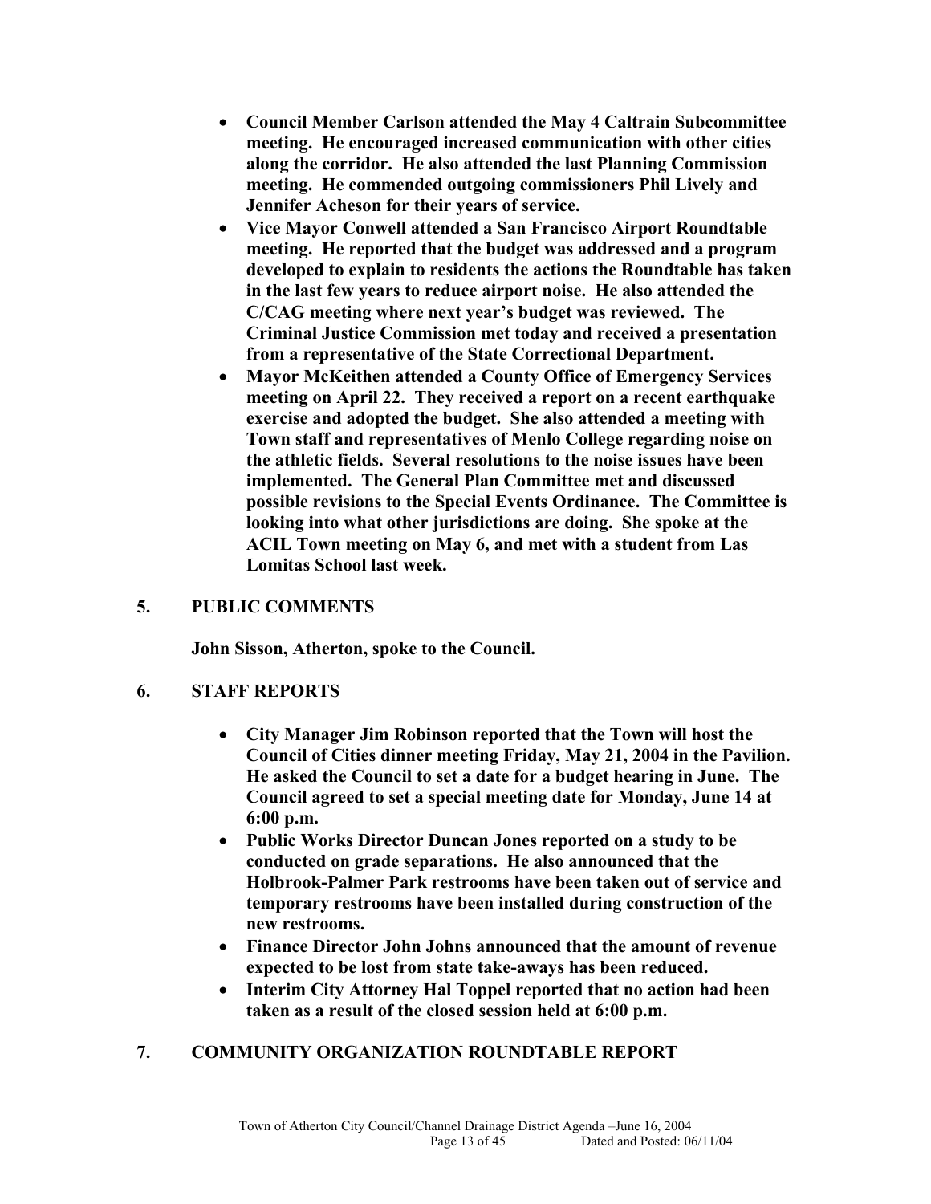- **Council Member Carlson attended the May 4 Caltrain Subcommittee meeting. He encouraged increased communication with other cities along the corridor. He also attended the last Planning Commission meeting. He commended outgoing commissioners Phil Lively and Jennifer Acheson for their years of service.**
- **Vice Mayor Conwell attended a San Francisco Airport Roundtable meeting. He reported that the budget was addressed and a program developed to explain to residents the actions the Roundtable has taken in the last few years to reduce airport noise. He also attended the C/CAG meeting where next year's budget was reviewed. The Criminal Justice Commission met today and received a presentation from a representative of the State Correctional Department.**
- **Mayor McKeithen attended a County Office of Emergency Services meeting on April 22. They received a report on a recent earthquake exercise and adopted the budget. She also attended a meeting with Town staff and representatives of Menlo College regarding noise on the athletic fields. Several resolutions to the noise issues have been implemented. The General Plan Committee met and discussed possible revisions to the Special Events Ordinance. The Committee is looking into what other jurisdictions are doing. She spoke at the ACIL Town meeting on May 6, and met with a student from Las Lomitas School last week.**

## 5. PUBLIC COMMENTS

**John Sisson, Atherton, spoke to the Council.**

## 6. STAFF REPORTS

- **City Manager Jim Robinson reported that the Town will host the Council of Cities dinner meeting Friday, May 21, 2004 in the Pavilion. He asked the Council to set a date for a budget hearing in June. The Council agreed to set a special meeting date for Monday, June 14 at 6:00 p.m.**
- **Public Works Director Duncan Jones reported on a study to be conducted on grade separations. He also announced that the Holbrook-Palmer Park restrooms have been taken out of service and temporary restrooms have been installed during construction of the new restrooms.**
- **Finance Director John Johns announced that the amount of revenue expected to be lost from state take-aways has been reduced.**
- **Interim City Attorney Hal Toppel reported that no action had been taken as a result of the closed session held at 6:00 p.m.**

## 7. COMMUNITY ORGANIZATION ROUNDTABLE REPORT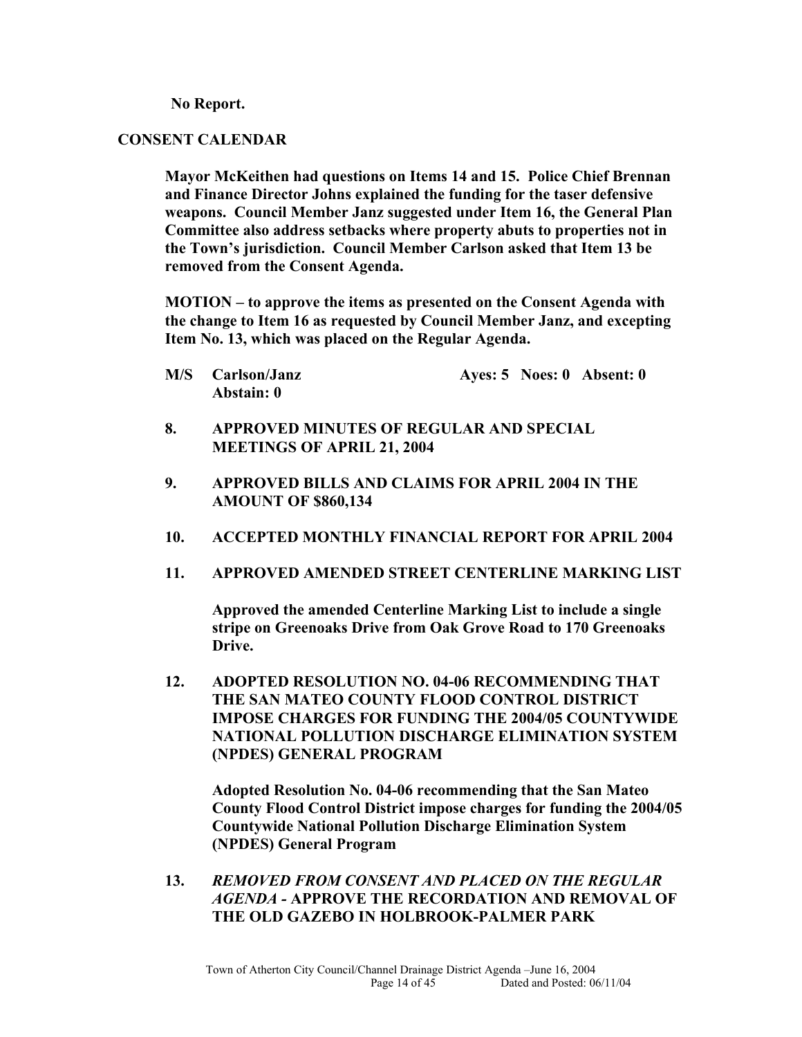**No Report.**

## CONSENT CALENDAR

**Mayor McKeithen had questions on Items 14 and 15. Police Chief Brennan and Finance Director Johns explained the funding for the taser defensive weapons. Council Member Janz suggested under Item 16, the General Plan Committee also address setbacks where property abuts to properties not in the Town's jurisdiction. Council Member Carlson asked that Item 13 be removed from the Consent Agenda.**

**MOTION – to approve the items as presented on the Consent Agenda with the change to Item 16 as requested by Council Member Janz, and excepting Item No. 13, which was placed on the Regular Agenda.**

**M/S Carlson/Janz Ayes: 5 Noes: 0 Absent: 0 Abstain: 0**

**8. APPROVED MINUTES OF REGULAR AND SPECIAL MEETINGS OF APRIL 21, 2004**

**9. APPROVED BILLS AND CLAIMS FOR APRIL 2004 IN THE AMOUNT OF $860,134**

**10. ACCEPTED MONTHLY FINANCIAL REPORT FOR APRIL 2004**

**11. APPROVED AMENDED STREET CENTERLINE MARKING LIST**

**Approved the amended Centerline Marking List to include a single stripe on Greenoaks Drive from Oak Grove Road to 170 Greenoaks Drive.**

**12. ADOPTED RESOLUTION NO. 04-06 RECOMMENDING THAT THE SAN MATEO COUNTY FLOOD CONTROL DISTRICT IMPOSE CHARGES FOR FUNDING THE 2004/05 COUNTYWIDE NATIONAL POLLUTION DISCHARGE ELIMINATION SYSTEM (NPDES) GENERAL PROGRAM**

**Adopted Resolution No. 04-06 recommending that the San Mateo County Flood Control District impose charges for funding the 2004/05 Countywide National Pollution Discharge Elimination System (NPDES) General Program**

**13. *REMOVED FROM CONSENT AND PLACED ON THE REGULAR AGENDA* - APPROVE THE RECORDATION AND REMOVAL OF THE OLD GAZEBO IN HOLBROOK-PALMER PARK**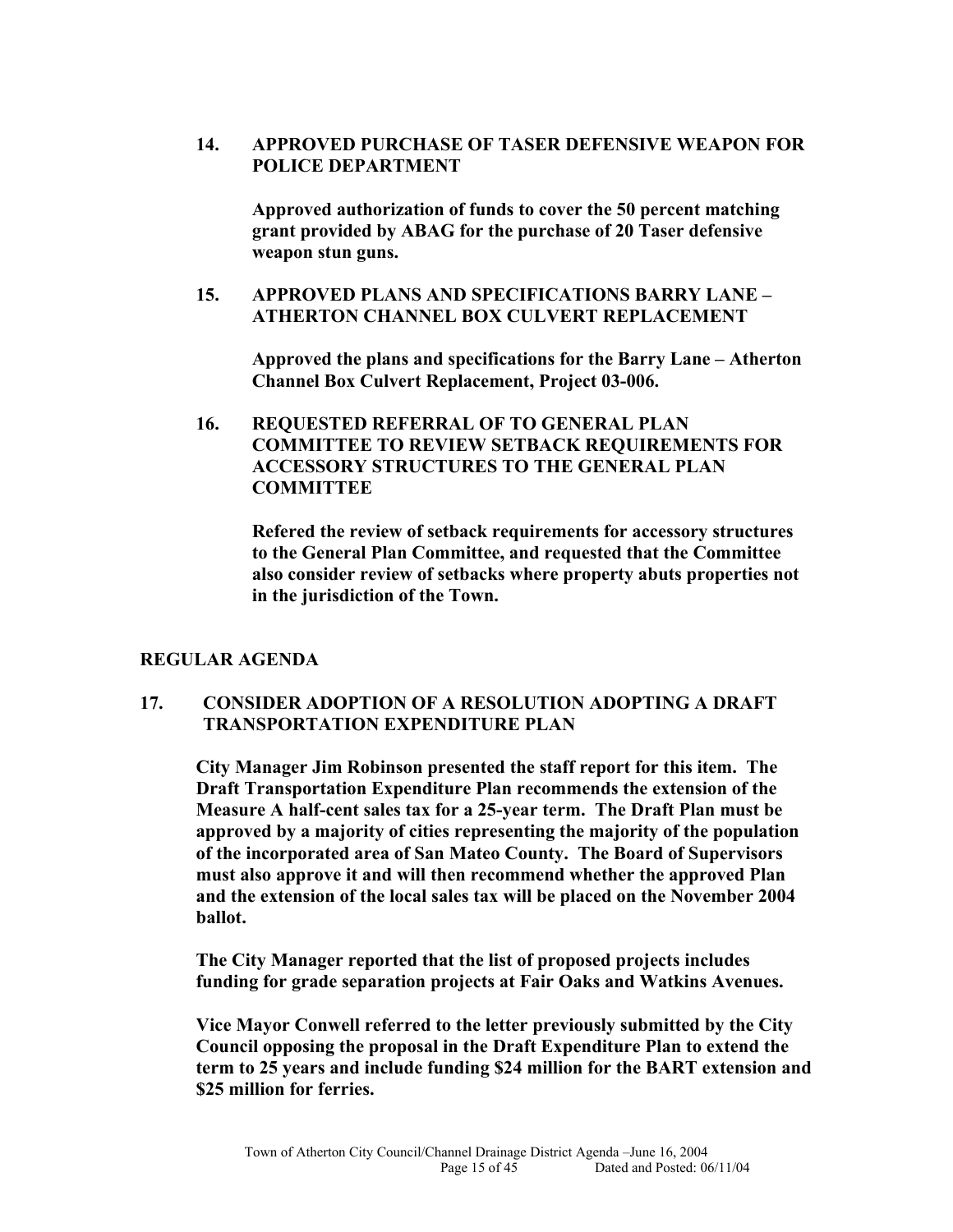**14. APPROVED PURCHASE OF TASER DEFENSIVE WEAPON FOR POLICE DEPARTMENT**

**Approved authorization of funds to cover the 50 percent matching grant provided by ABAG for the purchase of 20 Taser defensive weapon stun guns.**

**15. APPROVED PLANS AND SPECIFICATIONS BARRY LANE – ATHERTON CHANNEL BOX CULVERT REPLACEMENT**

**Approved the plans and specifications for the Barry Lane – Atherton Channel Box Culvert Replacement, Project 03-006.**

**16. REQUESTED REFERRAL OF TO GENERAL PLAN COMMITTEE TO REVIEW SETBACK REQUIREMENTS FOR ACCESSORY STRUCTURES TO THE GENERAL PLAN COMMITTEE**

**Refered the review of setback requirements for accessory structures to the General Plan Committee, and requested that the Committee also consider review of setbacks where property abuts properties not in the jurisdiction of the Town.**

## REGULAR AGENDA

**17. CONSIDER ADOPTION OF A RESOLUTION ADOPTING A DRAFT TRANSPORTATION EXPENDITURE PLAN**

**City Manager Jim Robinson presented the staff report for this item. The Draft Transportation Expenditure Plan recommends the extension of the Measure A half-cent sales tax for a 25-year term. The Draft Plan must be approved by a majority of cities representing the majority of the population of the incorporated area of San Mateo County. The Board of Supervisors must also approve it and will then recommend whether the approved Plan and the extension of the local sales tax will be placed on the November 2004 ballot.**

**The City Manager reported that the list of proposed projects includes funding for grade separation projects at Fair Oaks and Watkins Avenues.**

**Vice Mayor Conwell referred to the letter previously submitted by the City Council opposing the proposal in the Draft Expenditure Plan to extend the term to 25 years and include funding $24 million for the BART extension and $25 million for ferries.**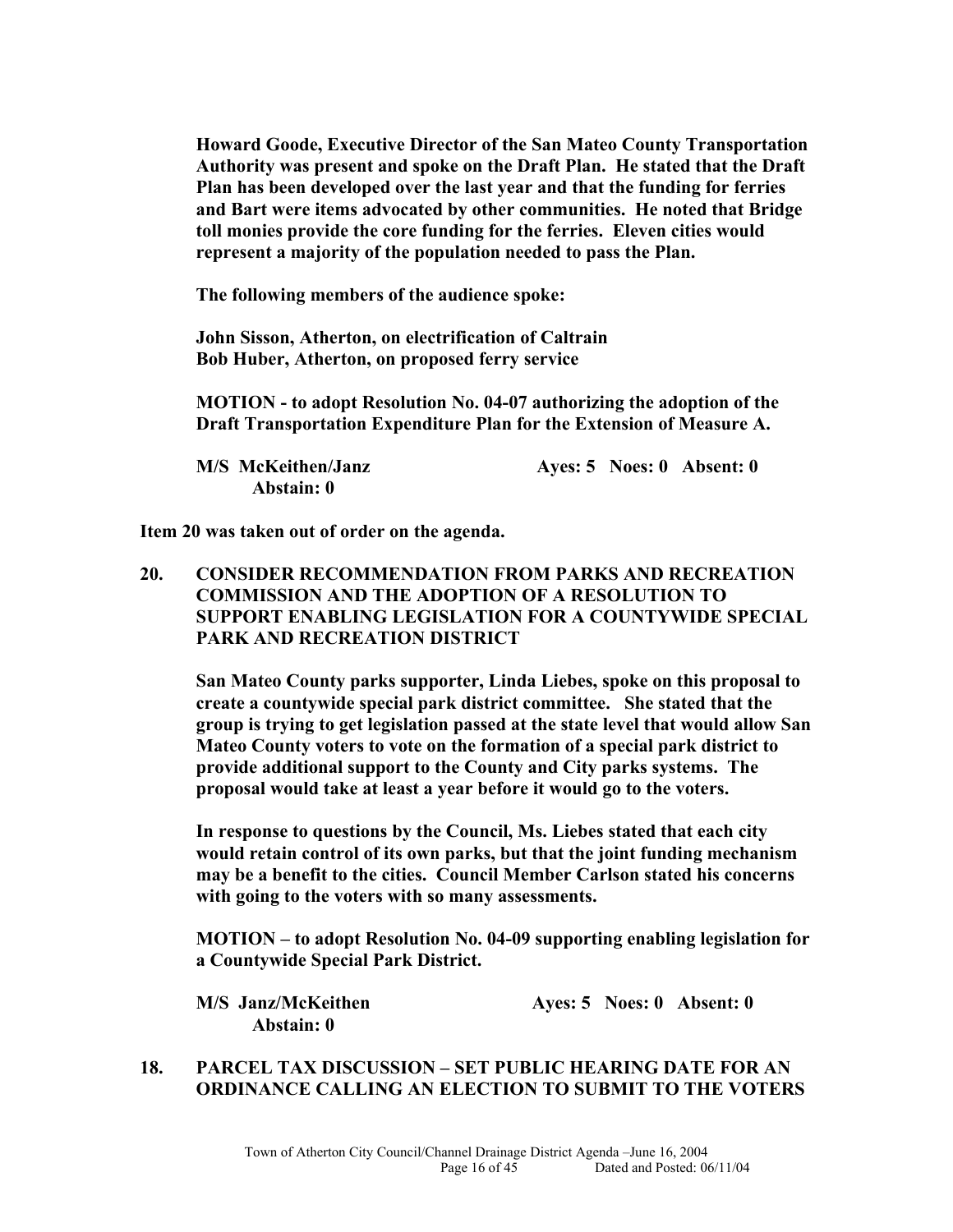**Howard Goode, Executive Director of the San Mateo County Transportation Authority was present and spoke on the Draft Plan. He stated that the Draft Plan has been developed over the last year and that the funding for ferries and Bart were items advocated by other communities. He noted that Bridge toll monies provide the core funding for the ferries. Eleven cities would represent a majority of the population needed to pass the Plan.**

**The following members of the audience spoke:**

**John Sisson, Atherton, on electrification of Caltrain**
**Bob Huber, Atherton, on proposed ferry service**

**MOTION - to adopt Resolution No. 04-07 authorizing the adoption of the Draft Transportation Expenditure Plan for the Extension of Measure A.**

**M/S McKeithen/Janz Ayes: 5 Noes: 0 Absent: 0 Abstain: 0**

**Item 20 was taken out of order on the agenda.**

**20. CONSIDER RECOMMENDATION FROM PARKS AND RECREATION COMMISSION AND THE ADOPTION OF A RESOLUTION TO SUPPORT ENABLING LEGISLATION FOR A COUNTYWIDE SPECIAL PARK AND RECREATION DISTRICT**

**San Mateo County parks supporter, Linda Liebes, spoke on this proposal to create a countywide special park district committee. She stated that the group is trying to get legislation passed at the state level that would allow San Mateo County voters to vote on the formation of a special park district to provide additional support to the County and City parks systems. The proposal would take at least a year before it would go to the voters.**

**In response to questions by the Council, Ms. Liebes stated that each city would retain control of its own parks, but that the joint funding mechanism may be a benefit to the cities. Council Member Carlson stated his concerns with going to the voters with so many assessments.**

**MOTION – to adopt Resolution No. 04-09 supporting enabling legislation for a Countywide Special Park District.**

**M/S Janz/McKeithen Ayes: 5 Noes: 0 Absent: 0 Abstain: 0**

**18. PARCEL TAX DISCUSSION – SET PUBLIC HEARING DATE FOR AN ORDINANCE CALLING AN ELECTION TO SUBMIT TO THE VOTERS**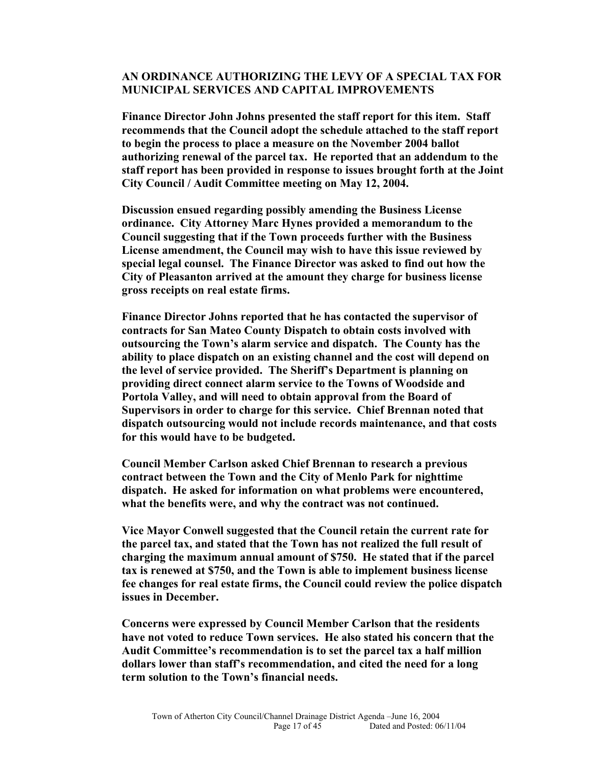**AN ORDINANCE AUTHORIZING THE LEVY OF A SPECIAL TAX FOR MUNICIPAL SERVICES AND CAPITAL IMPROVEMENTS**

**Finance Director John Johns presented the staff report for this item. Staff recommends that the Council adopt the schedule attached to the staff report to begin the process to place a measure on the November 2004 ballot authorizing renewal of the parcel tax. He reported that an addendum to the staff report has been provided in response to issues brought forth at the Joint City Council / Audit Committee meeting on May 12, 2004.**

**Discussion ensued regarding possibly amending the Business License ordinance. City Attorney Marc Hynes provided a memorandum to the Council suggesting that if the Town proceeds further with the Business License amendment, the Council may wish to have this issue reviewed by special legal counsel. The Finance Director was asked to find out how the City of Pleasanton arrived at the amount they charge for business license gross receipts on real estate firms.**

**Finance Director Johns reported that he has contacted the supervisor of contracts for San Mateo County Dispatch to obtain costs involved with outsourcing the Town's alarm service and dispatch. The County has the ability to place dispatch on an existing channel and the cost will depend on the level of service provided. The Sheriff's Department is planning on providing direct connect alarm service to the Towns of Woodside and Portola Valley, and will need to obtain approval from the Board of Supervisors in order to charge for this service. Chief Brennan noted that dispatch outsourcing would not include records maintenance, and that costs for this would have to be budgeted.**

**Council Member Carlson asked Chief Brennan to research a previous contract between the Town and the City of Menlo Park for nighttime dispatch. He asked for information on what problems were encountered, what the benefits were, and why the contract was not continued.**

**Vice Mayor Conwell suggested that the Council retain the current rate for the parcel tax, and stated that the Town has not realized the full result of charging the maximum annual amount of $750. He stated that if the parcel tax is renewed at $750, and the Town is able to implement business license fee changes for real estate firms, the Council could review the police dispatch issues in December.**

**Concerns were expressed by Council Member Carlson that the residents have not voted to reduce Town services. He also stated his concern that the Audit Committee's recommendation is to set the parcel tax a half million dollars lower than staff's recommendation, and cited the need for a long term solution to the Town's financial needs.**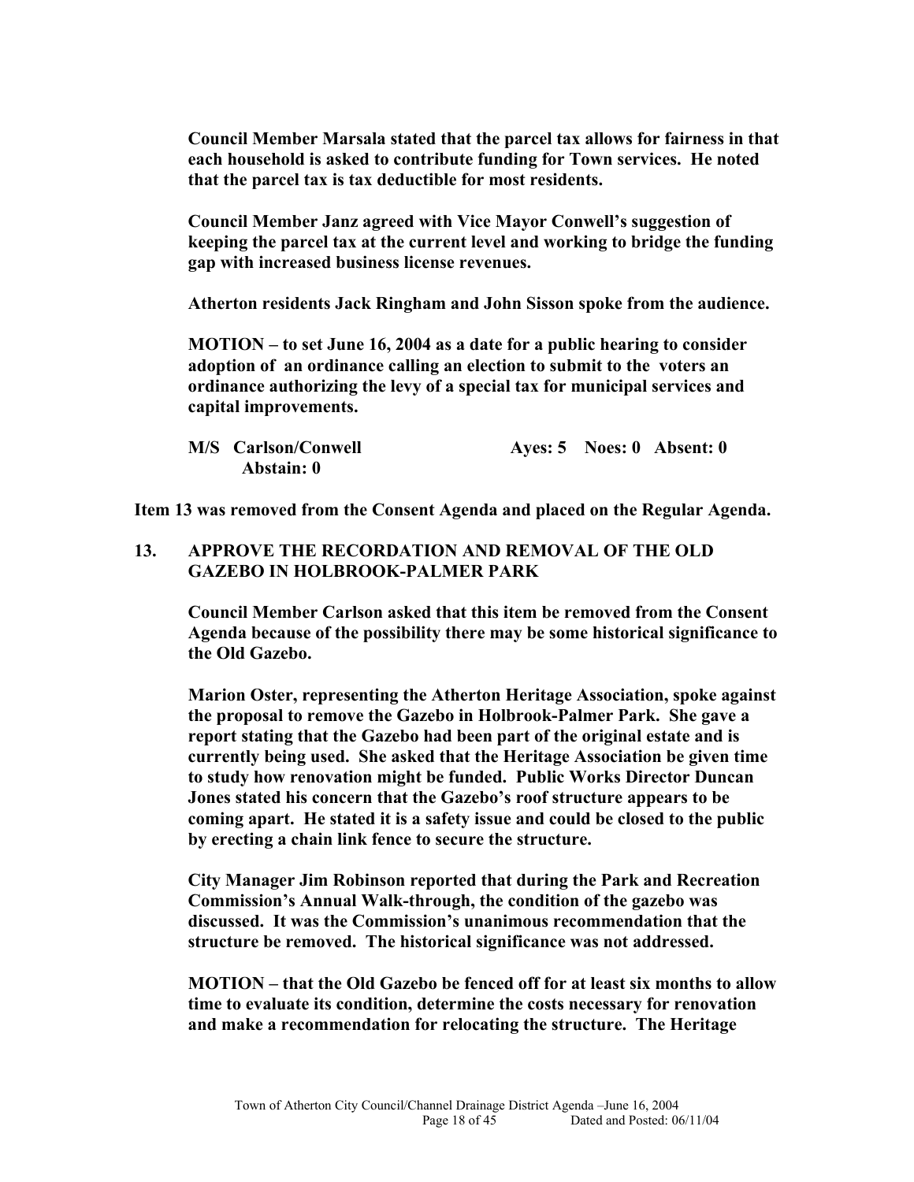**Council Member Marsala stated that the parcel tax allows for fairness in that each household is asked to contribute funding for Town services. He noted that the parcel tax is tax deductible for most residents.**

**Council Member Janz agreed with Vice Mayor Conwell's suggestion of keeping the parcel tax at the current level and working to bridge the funding gap with increased business license revenues.**

**Atherton residents Jack Ringham and John Sisson spoke from the audience.**

**MOTION – to set June 16, 2004 as a date for a public hearing to consider adoption of an ordinance calling an election to submit to the voters an ordinance authorizing the levy of a special tax for municipal services and capital improvements.**

**M/S Carlson/Conwell Ayes: 5 Noes: 0 Absent: 0 Abstain: 0**

**Item 13 was removed from the Consent Agenda and placed on the Regular Agenda.**

**13. APPROVE THE RECORDATION AND REMOVAL OF THE OLD GAZEBO IN HOLBROOK-PALMER PARK**

**Council Member Carlson asked that this item be removed from the Consent Agenda because of the possibility there may be some historical significance to the Old Gazebo.**

**Marion Oster, representing the Atherton Heritage Association, spoke against the proposal to remove the Gazebo in Holbrook-Palmer Park. She gave a report stating that the Gazebo had been part of the original estate and is currently being used. She asked that the Heritage Association be given time to study how renovation might be funded. Public Works Director Duncan Jones stated his concern that the Gazebo's roof structure appears to be coming apart. He stated it is a safety issue and could be closed to the public by erecting a chain link fence to secure the structure.**

**City Manager Jim Robinson reported that during the Park and Recreation Commission's Annual Walk-through, the condition of the gazebo was discussed. It was the Commission's unanimous recommendation that the structure be removed. The historical significance was not addressed.**

**MOTION – that the Old Gazebo be fenced off for at least six months to allow time to evaluate its condition, determine the costs necessary for renovation and make a recommendation for relocating the structure. The Heritage**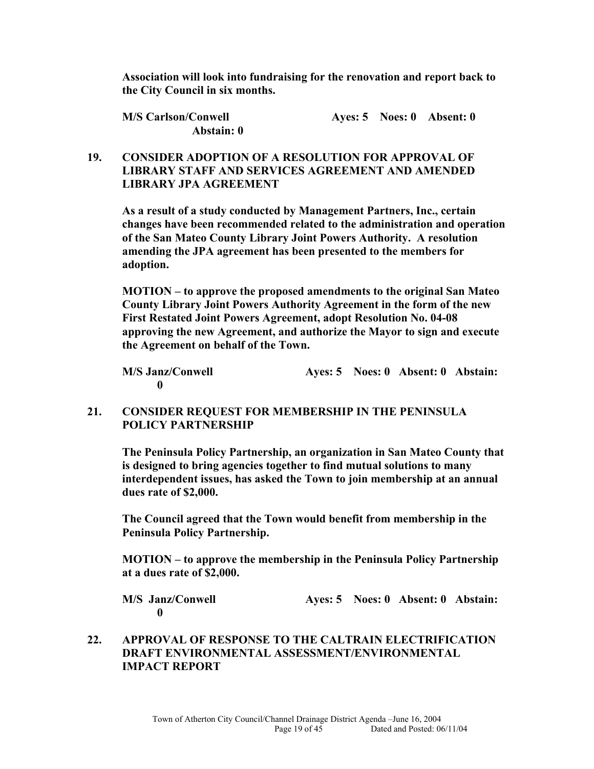**Association will look into fundraising for the renovation and report back to the City Council in six months.**

**M/S Carlson/Conwell Ayes: 5 Noes: 0 Absent: 0 Abstain: 0**

**19. CONSIDER ADOPTION OF A RESOLUTION FOR APPROVAL OF LIBRARY STAFF AND SERVICES AGREEMENT AND AMENDED LIBRARY JPA AGREEMENT**

**As a result of a study conducted by Management Partners, Inc., certain changes have been recommended related to the administration and operation of the San Mateo County Library Joint Powers Authority. A resolution amending the JPA agreement has been presented to the members for adoption.**

**MOTION – to approve the proposed amendments to the original San Mateo County Library Joint Powers Authority Agreement in the form of the new First Restated Joint Powers Agreement, adopt Resolution No. 04-08 approving the new Agreement, and authorize the Mayor to sign and execute the Agreement on behalf of the Town.**

**M/S Janz/Conwell Ayes: 5 Noes: 0 Absent: 0 Abstain: 0**

**21. CONSIDER REQUEST FOR MEMBERSHIP IN THE PENINSULA POLICY PARTNERSHIP**

**The Peninsula Policy Partnership, an organization in San Mateo County that is designed to bring agencies together to find mutual solutions to many interdependent issues, has asked the Town to join membership at an annual dues rate of $2,000.**

**The Council agreed that the Town would benefit from membership in the Peninsula Policy Partnership.**

**MOTION – to approve the membership in the Peninsula Policy Partnership at a dues rate of $2,000.**

**M/S Janz/Conwell Ayes: 5 Noes: 0 Absent: 0 Abstain: 0**

**22. APPROVAL OF RESPONSE TO THE CALTRAIN ELECTRIFICATION DRAFT ENVIRONMENTAL ASSESSMENT/ENVIRONMENTAL IMPACT REPORT**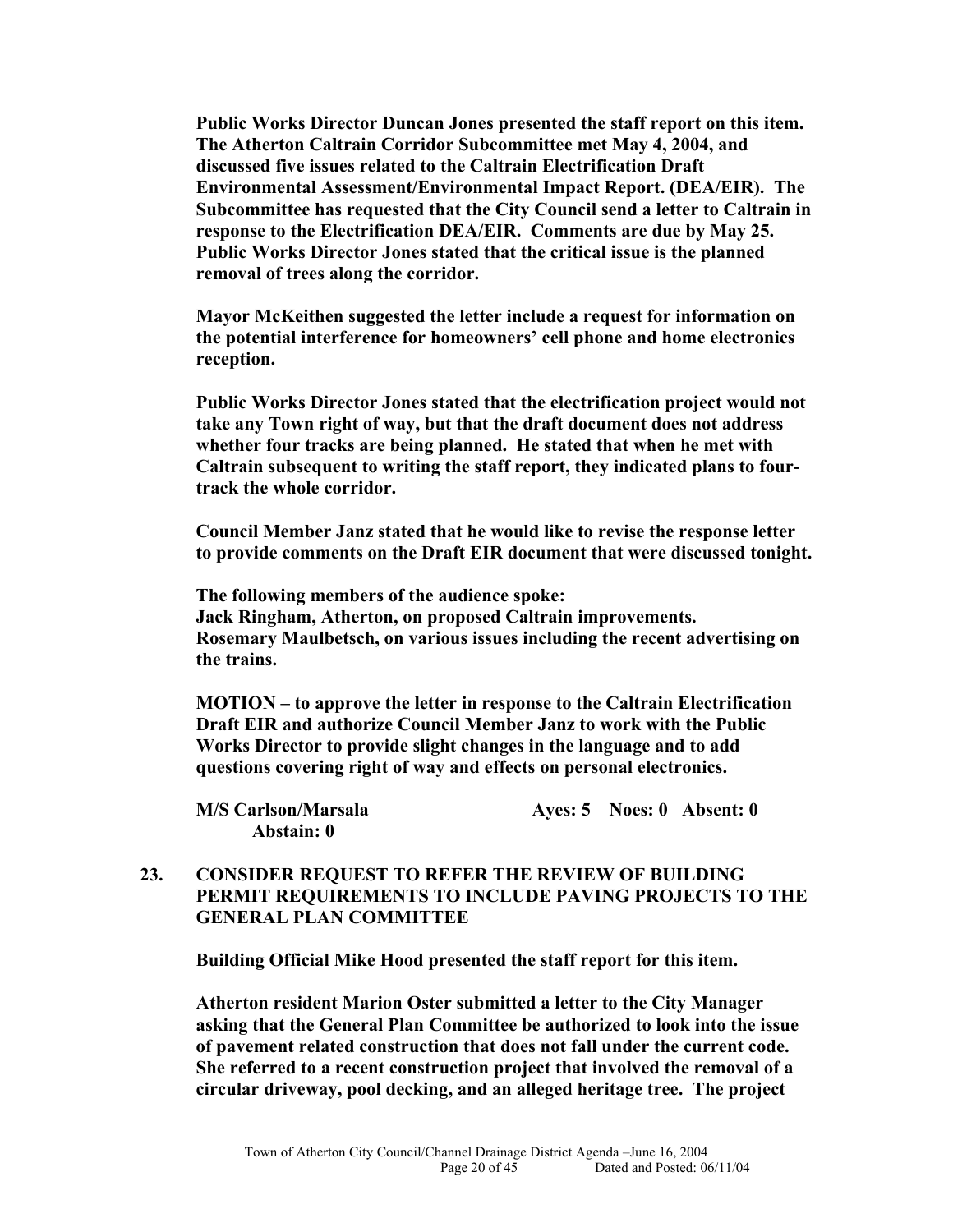**Public Works Director Duncan Jones presented the staff report on this item. The Atherton Caltrain Corridor Subcommittee met May 4, 2004, and discussed five issues related to the Caltrain Electrification Draft Environmental Assessment/Environmental Impact Report. (DEA/EIR). The Subcommittee has requested that the City Council send a letter to Caltrain in response to the Electrification DEA/EIR. Comments are due by May 25. Public Works Director Jones stated that the critical issue is the planned removal of trees along the corridor.**

**Mayor McKeithen suggested the letter include a request for information on the potential interference for homeowners' cell phone and home electronics reception.**

**Public Works Director Jones stated that the electrification project would not take any Town right of way, but that the draft document does not address whether four tracks are being planned. He stated that when he met with Caltrain subsequent to writing the staff report, they indicated plans to four-track the whole corridor.**

**Council Member Janz stated that he would like to revise the response letter to provide comments on the Draft EIR document that were discussed tonight.**

**The following members of the audience spoke:**
**Jack Ringham, Atherton, on proposed Caltrain improvements.**
**Rosemary Maulbetsch, on various issues including the recent advertising on the trains.**

**MOTION – to approve the letter in response to the Caltrain Electrification Draft EIR and authorize Council Member Janz to work with the Public Works Director to provide slight changes in the language and to add questions covering right of way and effects on personal electronics.**

**M/S Carlson/Marsala Ayes: 5 Noes: 0 Absent: 0 Abstain: 0**

**23. CONSIDER REQUEST TO REFER THE REVIEW OF BUILDING PERMIT REQUIREMENTS TO INCLUDE PAVING PROJECTS TO THE GENERAL PLAN COMMITTEE**

**Building Official Mike Hood presented the staff report for this item.**

**Atherton resident Marion Oster submitted a letter to the City Manager asking that the General Plan Committee be authorized to look into the issue of pavement related construction that does not fall under the current code. She referred to a recent construction project that involved the removal of a circular driveway, pool decking, and an alleged heritage tree. The project**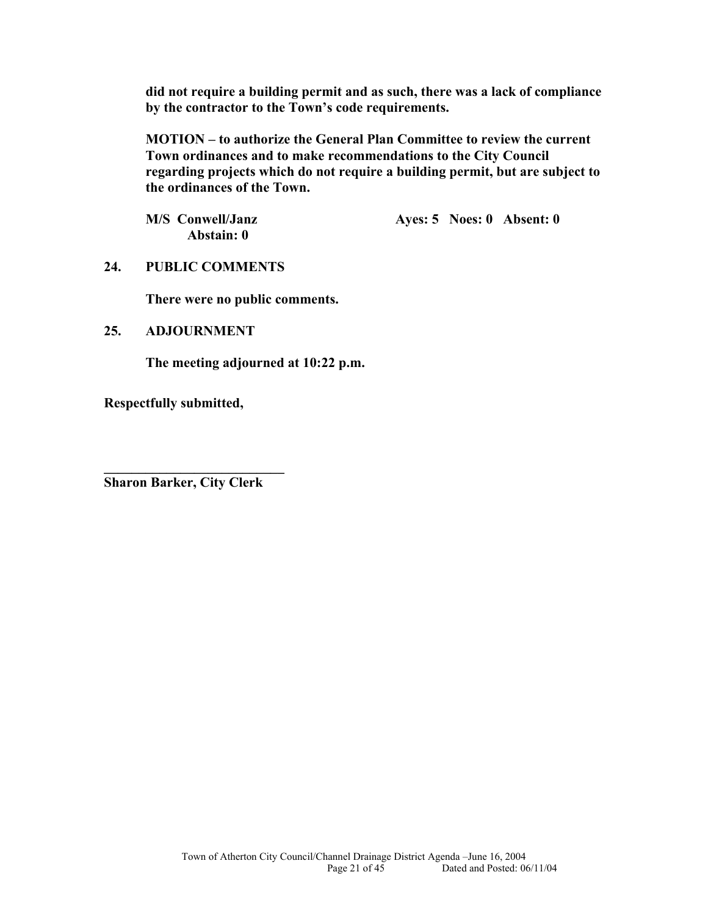**did not require a building permit and as such, there was a lack of compliance by the contractor to the Town's code requirements.**

**MOTION – to authorize the General Plan Committee to review the current Town ordinances and to make recommendations to the City Council regarding projects which do not require a building permit, but are subject to the ordinances of the Town.**

**M/S Conwell/Janz Ayes: 5 Noes: 0 Absent: 0 Abstain: 0**

**24. PUBLIC COMMENTS**

**There were no public comments.**

**25. ADJOURNMENT**

**The meeting adjourned at 10:22 p.m.**

**Respectfully submitted,**

**\_\_\_\_\_\_\_\_\_\_\_\_\_\_\_\_\_\_\_\_\_\_\_\_\_\_\_\_**
**Sharon Barker, City Clerk**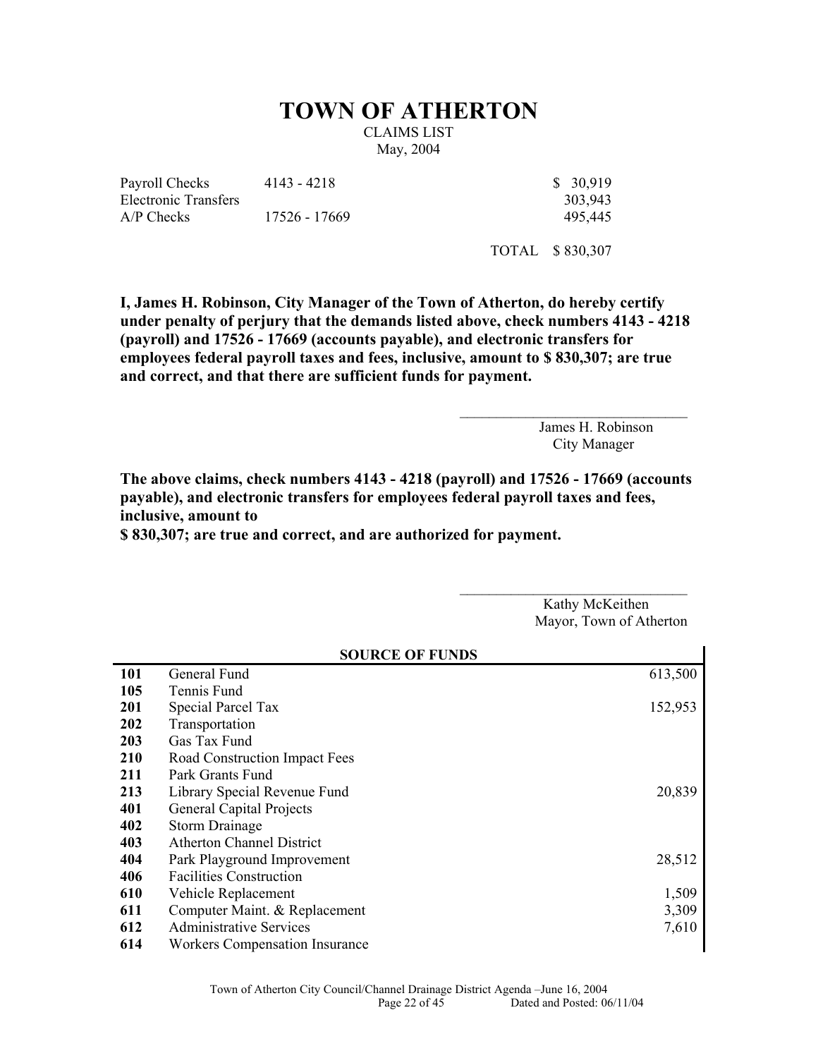# TOWN OF ATHERTON

CLAIMS LIST

May, 2004

| | | | |
|---|---|---|---|
| Payroll Checks | 4143 - 4218 | | $ 30,919 |
| Electronic Transfers | | | 303,943 |
| A/P Checks | 17526 - 17669 | | 495,445 |
| | | TOTAL | $ 830,307 |

**I, James H. Robinson, City Manager of the Town of Atherton, do hereby certify under penalty of perjury that the demands listed above, check numbers 4143 - 4218 (payroll) and 17526 - 17669 (accounts payable), and electronic transfers for employees federal payroll taxes and fees, inclusive, amount to $ 830,307; are true and correct, and that there are sufficient funds for payment.**

_______________________________

James H. Robinson
City Manager

**The above claims, check numbers 4143 - 4218 (payroll) and 17526 - 17669 (accounts payable), and electronic transfers for employees federal payroll taxes and fees, inclusive, amount to**
**$ 830,307; are true and correct, and are authorized for payment.**

_______________________________

Kathy McKeithen
Mayor, Town of Atherton

| | SOURCE OF FUNDS | |
|---|---|---|
| **101** | General Fund | 613,500 |
| **105** | Tennis Fund | |
| **201** | Special Parcel Tax | 152,953 |
| **202** | Transportation | |
| **203** | Gas Tax Fund | |
| **210** | Road Construction Impact Fees | |
| **211** | Park Grants Fund | |
| **213** | Library Special Revenue Fund | 20,839 |
| **401** | General Capital Projects | |
| **402** | Storm Drainage | |
| **403** | Atherton Channel District | |
| **404** | Park Playground Improvement | 28,512 |
| **406** | Facilities Construction | |
| **610** | Vehicle Replacement | 1,509 |
| **611** | Computer Maint. & Replacement | 3,309 |
| **612** | Administrative Services | 7,610 |
| **614** | Workers Compensation Insurance | |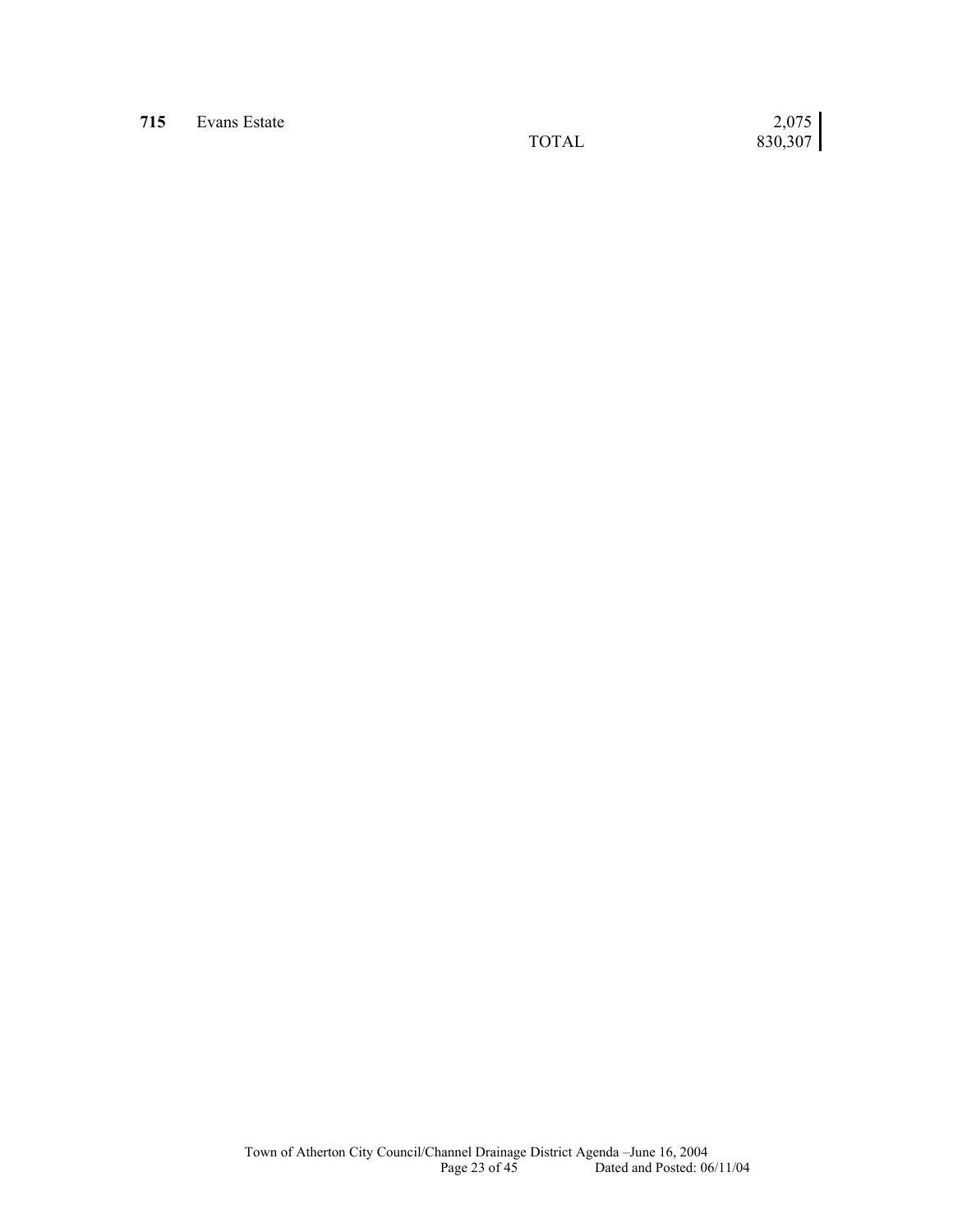| | | | |
|---|---|---|---|
| **715** | Evans Estate | | 2,075 |
| | | TOTAL | 830,307 |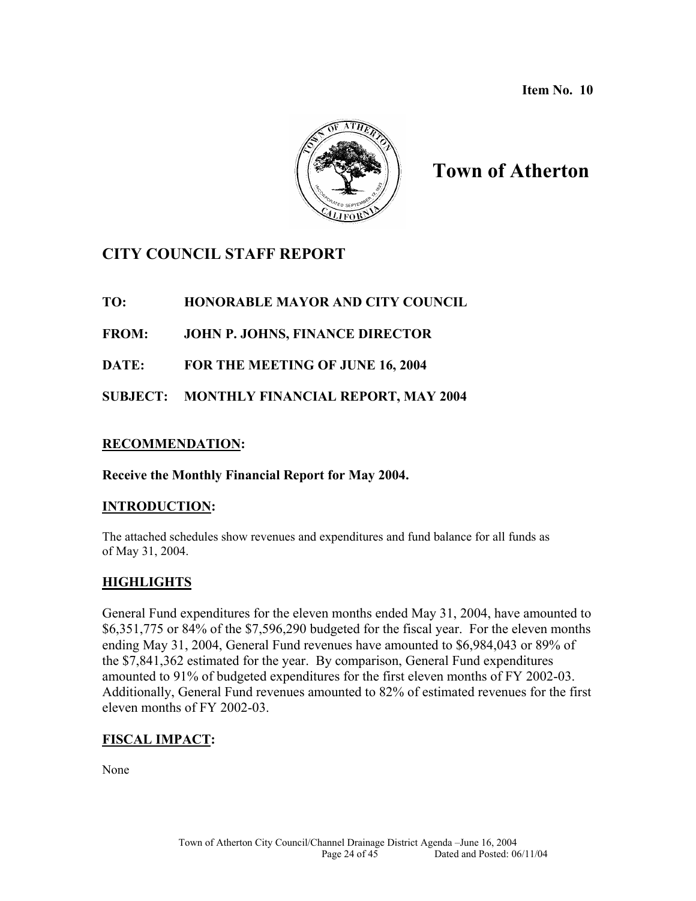**Item No. 10**

# Town of Atherton

## CITY COUNCIL STAFF REPORT

**TO:** HONORABLE MAYOR AND CITY COUNCIL

**FROM:** JOHN P. JOHNS, FINANCE DIRECTOR

**DATE:** FOR THE MEETING OF JUNE 16, 2004

**SUBJECT:** MONTHLY FINANCIAL REPORT, MAY 2004

### RECOMMENDATION:

**Receive the Monthly Financial Report for May 2004.**

### INTRODUCTION:

The attached schedules show revenues and expenditures and fund balance for all funds as of May 31, 2004.

### HIGHLIGHTS

General Fund expenditures for the eleven months ended May 31, 2004, have amounted to $6,351,775 or 84% of the $7,596,290 budgeted for the fiscal year. For the eleven months ending May 31, 2004, General Fund revenues have amounted to $6,984,043 or 89% of the $7,841,362 estimated for the year. By comparison, General Fund expenditures amounted to 91% of budgeted expenditures for the first eleven months of FY 2002-03. Additionally, General Fund revenues amounted to 82% of estimated revenues for the first eleven months of FY 2002-03.

### FISCAL IMPACT:

None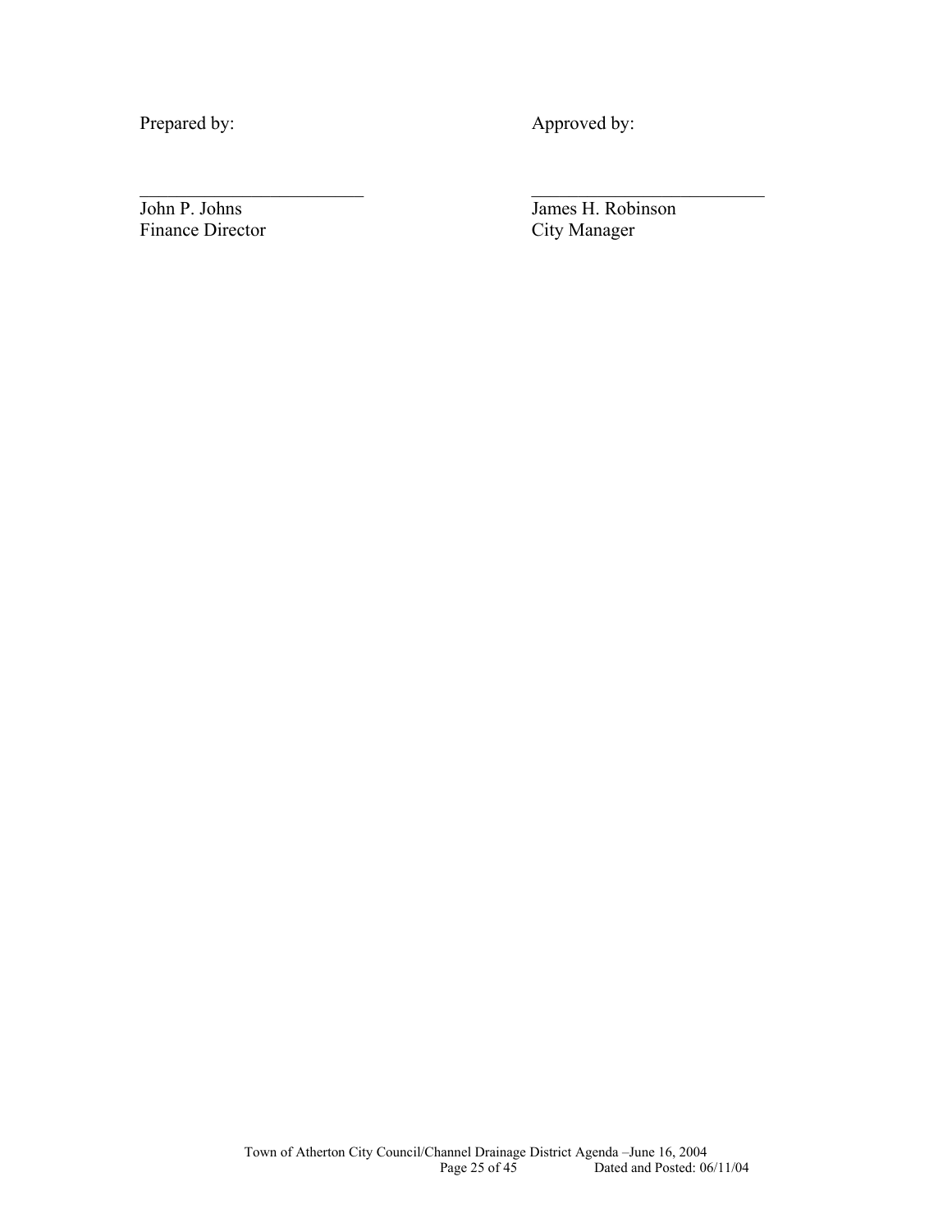Prepared by:

\_\_\_\_\_\_\_\_\_\_\_\_\_\_\_\_\_\_\_\_\_\_\_\_\_\_
John P. Johns
Finance Director

Approved by:

\_\_\_\_\_\_\_\_\_\_\_\_\_\_\_\_\_\_\_\_\_\_\_\_\_\_
James H. Robinson
City Manager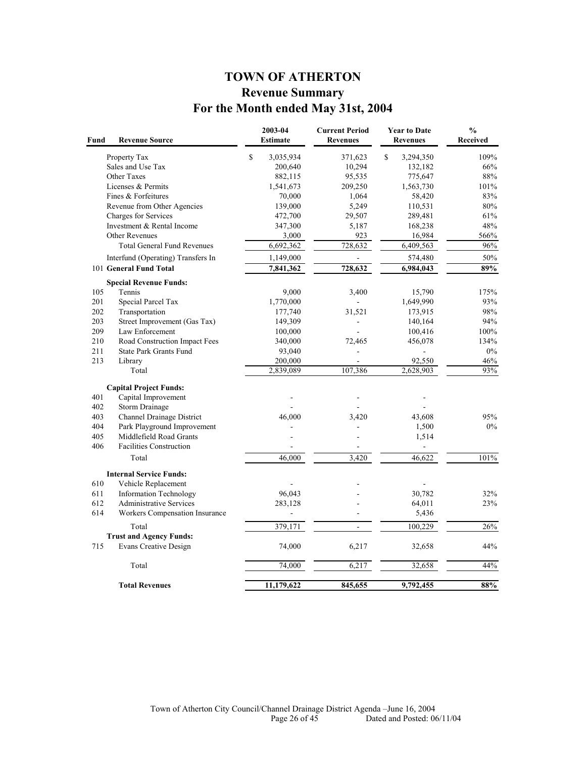# TOWN OF ATHERTON
## Revenue Summary
## For the Month ended May 31st, 2004

| Fund | Revenue Source | 2003-04 Estimate | Current Period Revenues | Year to Date Revenues | % Received |
|---|---|---|---|---|---|
| | Property Tax | $ 3,035,934 | 371,623 | $ 3,294,350 | 109% |
| | Sales and Use Tax | 200,640 | 10,294 | 132,182 | 66% |
| | Other Taxes | 882,115 | 95,535 | 775,647 | 88% |
| | Licenses & Permits | 1,541,673 | 209,250 | 1,563,730 | 101% |
| | Fines & Forfeitures | 70,000 | 1,064 | 58,420 | 83% |
| | Revenue from Other Agencies | 139,000 | 5,249 | 110,531 | 80% |
| | Charges for Services | 472,700 | 29,507 | 289,481 | 61% |
| | Investment & Rental Income | 347,300 | 5,187 | 168,238 | 48% |
| | Other Revenues | 3,000 | 923 | 16,984 | 566% |
| | Total General Fund Revenues | 6,692,362 | 728,632 | 6,409,563 | 96% |
| | Interfund (Operating) Transfers In | 1,149,000 | - | 574,480 | 50% |
| 101 | **General Fund Total** | **7,841,362** | **728,632** | **6,984,043** | **89%** |
| | **Special Revenue Funds:** | | | | |
| 105 | Tennis | 9,000 | 3,400 | 15,790 | 175% |
| 201 | Special Parcel Tax | 1,770,000 | - | 1,649,990 | 93% |
| 202 | Transportation | 177,740 | 31,521 | 173,915 | 98% |
| 203 | Street Improvement (Gas Tax) | 149,309 | - | 140,164 | 94% |
| 209 | Law Enforcement | 100,000 | - | 100,416 | 100% |
| 210 | Road Construction Impact Fees | 340,000 | 72,465 | 456,078 | 134% |
| 211 | State Park Grants Fund | 93,040 | - | - | 0% |
| 213 | Library | 200,000 | - | 92,550 | 46% |
| | Total | 2,839,089 | 107,386 | 2,628,903 | 93% |
| | **Capital Project Funds:** | | | | |
| 401 | Capital Improvement | - | - | - | |
| 402 | Storm Drainage | - | - | - | |
| 403 | Channel Drainage District | 46,000 | 3,420 | 43,608 | 95% |
| 404 | Park Playground Improvement | - | - | 1,500 | 0% |
| 405 | Middlefield Road Grants | - | - | 1,514 | |
| 406 | Facilities Construction | - | - | - | |
| | Total | 46,000 | 3,420 | 46,622 | 101% |
| | **Internal Service Funds:** | | | | |
| 610 | Vehicle Replacement | - | - | - | |
| 611 | Information Technology | 96,043 | - | 30,782 | 32% |
| 612 | Administrative Services | 283,128 | - | 64,011 | 23% |
| 614 | Workers Compensation Insurance | - | - | 5,436 | |
| | Total | 379,171 | - | 100,229 | 26% |
| | **Trust and Agency Funds:** | | | | |
| 715 | Evans Creative Design | 74,000 | 6,217 | 32,658 | 44% |
| | Total | 74,000 | 6,217 | 32,658 | 44% |
| | **Total Revenues** | **11,179,622** | **845,655** | **9,792,455** | **88%** |

Town of Atherton City Council/Channel Drainage District Agenda –June 16, 2004
Page 26 of 45 Dated and Posted: 06/11/04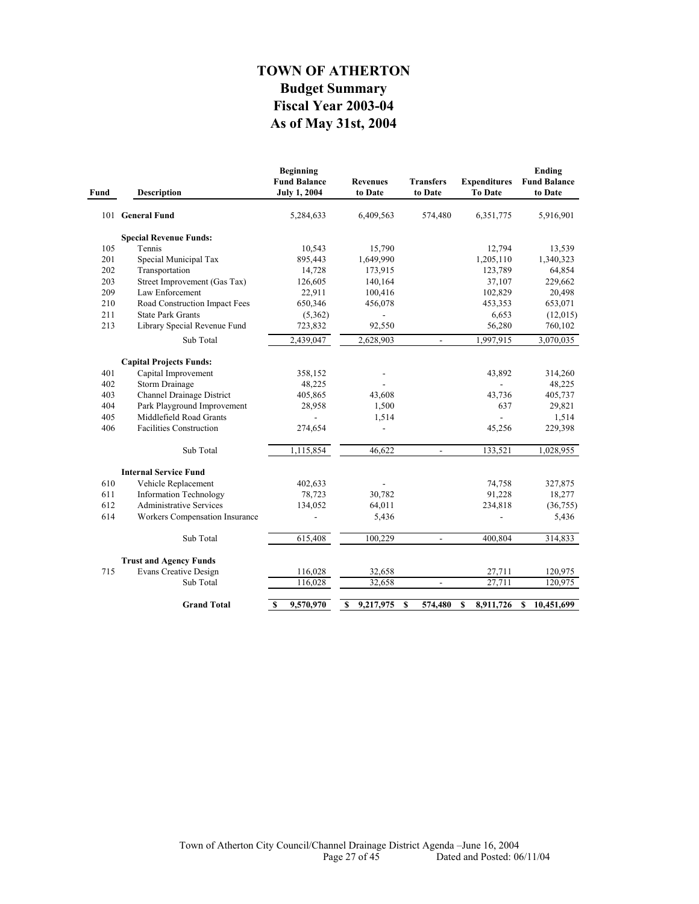# TOWN OF ATHERTON

## Budget Summary

## Fiscal Year 2003-04

## As of May 31st, 2004

| Fund | Description | Beginning Fund Balance July 1, 2004 | Revenues to Date | Transfers to Date | Expenditures To Date | Ending Fund Balance to Date |
|---|---|---|---|---|---|---|
| 101 | **General Fund** | 5,284,633 | 6,409,563 | 574,480 | 6,351,775 | 5,916,901 |
| | **Special Revenue Funds:** | | | | | |
| 105 | Tennis | 10,543 | 15,790 | | 12,794 | 13,539 |
| 201 | Special Municipal Tax | 895,443 | 1,649,990 | | 1,205,110 | 1,340,323 |
| 202 | Transportation | 14,728 | 173,915 | | 123,789 | 64,854 |
| 203 | Street Improvement (Gas Tax) | 126,605 | 140,164 | | 37,107 | 229,662 |
| 209 | Law Enforcement | 22,911 | 100,416 | | 102,829 | 20,498 |
| 210 | Road Construction Impact Fees | 650,346 | 456,078 | | 453,353 | 653,071 |
| 211 | State Park Grants | (5,362) | - | | 6,653 | (12,015) |
| 213 | Library Special Revenue Fund | 723,832 | 92,550 | | 56,280 | 760,102 |
| | Sub Total | 2,439,047 | 2,628,903 | - | 1,997,915 | 3,070,035 |
| | **Capital Projects Funds:** | | | | | |
| 401 | Capital Improvement | 358,152 | - | | 43,892 | 314,260 |
| 402 | Storm Drainage | 48,225 | - | | - | 48,225 |
| 403 | Channel Drainage District | 405,865 | 43,608 | | 43,736 | 405,737 |
| 404 | Park Playground Improvement | 28,958 | 1,500 | | 637 | 29,821 |
| 405 | Middlefield Road Grants | - | 1,514 | | - | 1,514 |
| 406 | Facilities Construction | 274,654 | - | | 45,256 | 229,398 |
| | Sub Total | 1,115,854 | 46,622 | - | 133,521 | 1,028,955 |
| | **Internal Service Fund** | | | | | |
| 610 | Vehicle Replacement | 402,633 | - | | 74,758 | 327,875 |
| 611 | Information Technology | 78,723 | 30,782 | | 91,228 | 18,277 |
| 612 | Administrative Services | 134,052 | 64,011 | | 234,818 | (36,755) |
| 614 | Workers Compensation Insurance | - | 5,436 | | - | 5,436 |
| | Sub Total | 615,408 | 100,229 | - | 400,804 | 314,833 |
| | **Trust and Agency Funds** | | | | | |
| 715 | Evans Creative Design | 116,028 | 32,658 | | 27,711 | 120,975 |
| | Sub Total | 116,028 | 32,658 | - | 27,711 | 120,975 |
| | **Grand Total** | **$ 9,570,970** | **$ 9,217,975** | **$ 574,480** | **$ 8,911,726** | **$ 10,451,699** |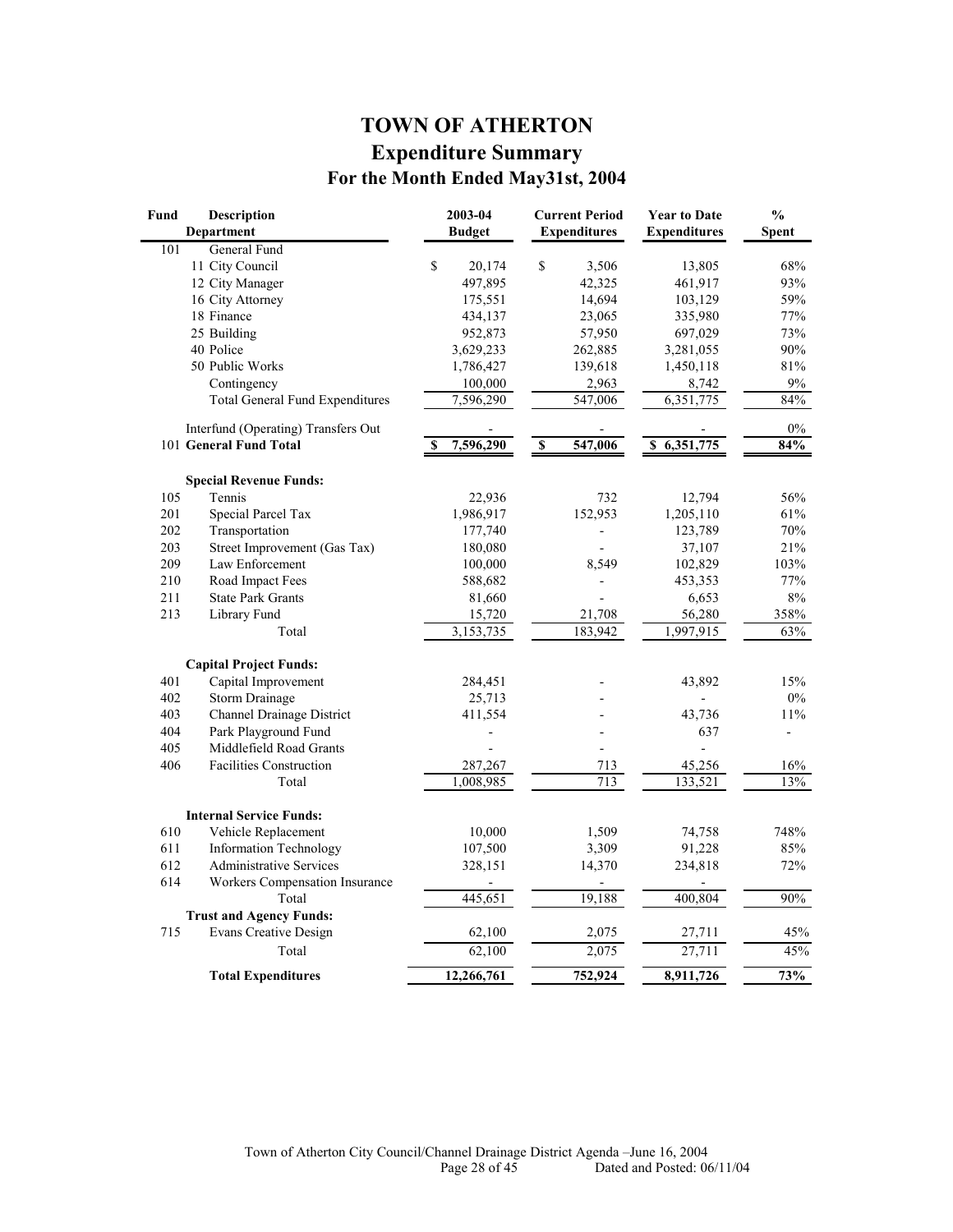# TOWN OF ATHERTON

## Expenditure Summary

### For the Month Ended May31st, 2004

| Fund | Description<br>Department | 2003-04<br>Budget | Current Period<br>Expenditures | Year to Date<br>Expenditures | %<br>Spent |
|---|---|---|---|---|---|
| 101 | General Fund | | | | |
| | 11 City Council | $ 20,174 | $ 3,506 | 13,805 | 68% |
| | 12 City Manager | 497,895 | 42,325 | 461,917 | 93% |
| | 16 City Attorney | 175,551 | 14,694 | 103,129 | 59% |
| | 18 Finance | 434,137 | 23,065 | 335,980 | 77% |
| | 25 Building | 952,873 | 57,950 | 697,029 | 73% |
| | 40 Police | 3,629,233 | 262,885 | 3,281,055 | 90% |
| | 50 Public Works | 1,786,427 | 139,618 | 1,450,118 | 81% |
| | Contingency | 100,000 | 2,963 | 8,742 | 9% |
| | Total General Fund Expenditures | 7,596,290 | 547,006 | 6,351,775 | 84% |
| | Interfund (Operating) Transfers Out | - | - | - | 0% |
| 101 | **General Fund Total** | **$ 7,596,290** | **$ 547,006** | **$ 6,351,775** | **84%** |
| | **Special Revenue Funds:** | | | | |
| 105 | Tennis | 22,936 | 732 | 12,794 | 56% |
| 201 | Special Parcel Tax | 1,986,917 | 152,953 | 1,205,110 | 61% |
| 202 | Transportation | 177,740 | - | 123,789 | 70% |
| 203 | Street Improvement (Gas Tax) | 180,080 | - | 37,107 | 21% |
| 209 | Law Enforcement | 100,000 | 8,549 | 102,829 | 103% |
| 210 | Road Impact Fees | 588,682 | - | 453,353 | 77% |
| 211 | State Park Grants | 81,660 | - | 6,653 | 8% |
| 213 | Library Fund | 15,720 | 21,708 | 56,280 | 358% |
| | Total | 3,153,735 | 183,942 | 1,997,915 | 63% |
| | **Capital Project Funds:** | | | | |
| 401 | Capital Improvement | 284,451 | - | 43,892 | 15% |
| 402 | Storm Drainage | 25,713 | - | - | 0% |
| 403 | Channel Drainage District | 411,554 | - | 43,736 | 11% |
| 404 | Park Playground Fund | - | - | 637 | - |
| 405 | Middlefield Road Grants | - | - | - | |
| 406 | Facilities Construction | 287,267 | 713 | 45,256 | 16% |
| | Total | 1,008,985 | 713 | 133,521 | 13% |
| | **Internal Service Funds:** | | | | |
| 610 | Vehicle Replacement | 10,000 | 1,509 | 74,758 | 748% |
| 611 | Information Technology | 107,500 | 3,309 | 91,228 | 85% |
| 612 | Administrative Services | 328,151 | 14,370 | 234,818 | 72% |
| 614 | Workers Compensation Insurance | - | - | - | |
| | Total | 445,651 | 19,188 | 400,804 | 90% |
| | **Trust and Agency Funds:** | | | | |
| 715 | Evans Creative Design | 62,100 | 2,075 | 27,711 | 45% |
| | Total | 62,100 | 2,075 | 27,711 | 45% |
| | **Total Expenditures** | **12,266,761** | **752,924** | **8,911,726** | **73%** |

Town of Atherton City Council/Channel Drainage District Agenda –June 16, 2004
Dated and Posted: 06/11/04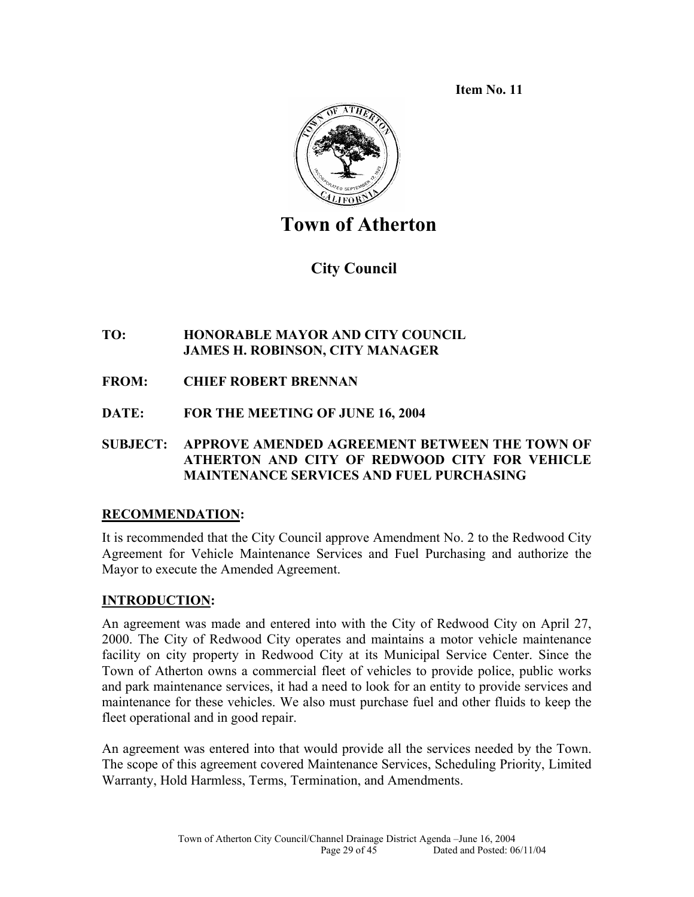**Item No. 11**

# Town of Atherton

## City Council

**TO:** HONORABLE MAYOR AND CITY COUNCIL
JAMES H. ROBINSON, CITY MANAGER

**FROM:** CHIEF ROBERT BRENNAN

**DATE:** FOR THE MEETING OF JUNE 16, 2004

**SUBJECT:** APPROVE AMENDED AGREEMENT BETWEEN THE TOWN OF ATHERTON AND CITY OF REDWOOD CITY FOR VEHICLE MAINTENANCE SERVICES AND FUEL PURCHASING

### RECOMMENDATION:

It is recommended that the City Council approve Amendment No. 2 to the Redwood City Agreement for Vehicle Maintenance Services and Fuel Purchasing and authorize the Mayor to execute the Amended Agreement.

### INTRODUCTION:

An agreement was made and entered into with the City of Redwood City on April 27, 2000. The City of Redwood City operates and maintains a motor vehicle maintenance facility on city property in Redwood City at its Municipal Service Center. Since the Town of Atherton owns a commercial fleet of vehicles to provide police, public works and park maintenance services, it had a need to look for an entity to provide services and maintenance for these vehicles. We also must purchase fuel and other fluids to keep the fleet operational and in good repair.

An agreement was entered into that would provide all the services needed by the Town. The scope of this agreement covered Maintenance Services, Scheduling Priority, Limited Warranty, Hold Harmless, Terms, Termination, and Amendments.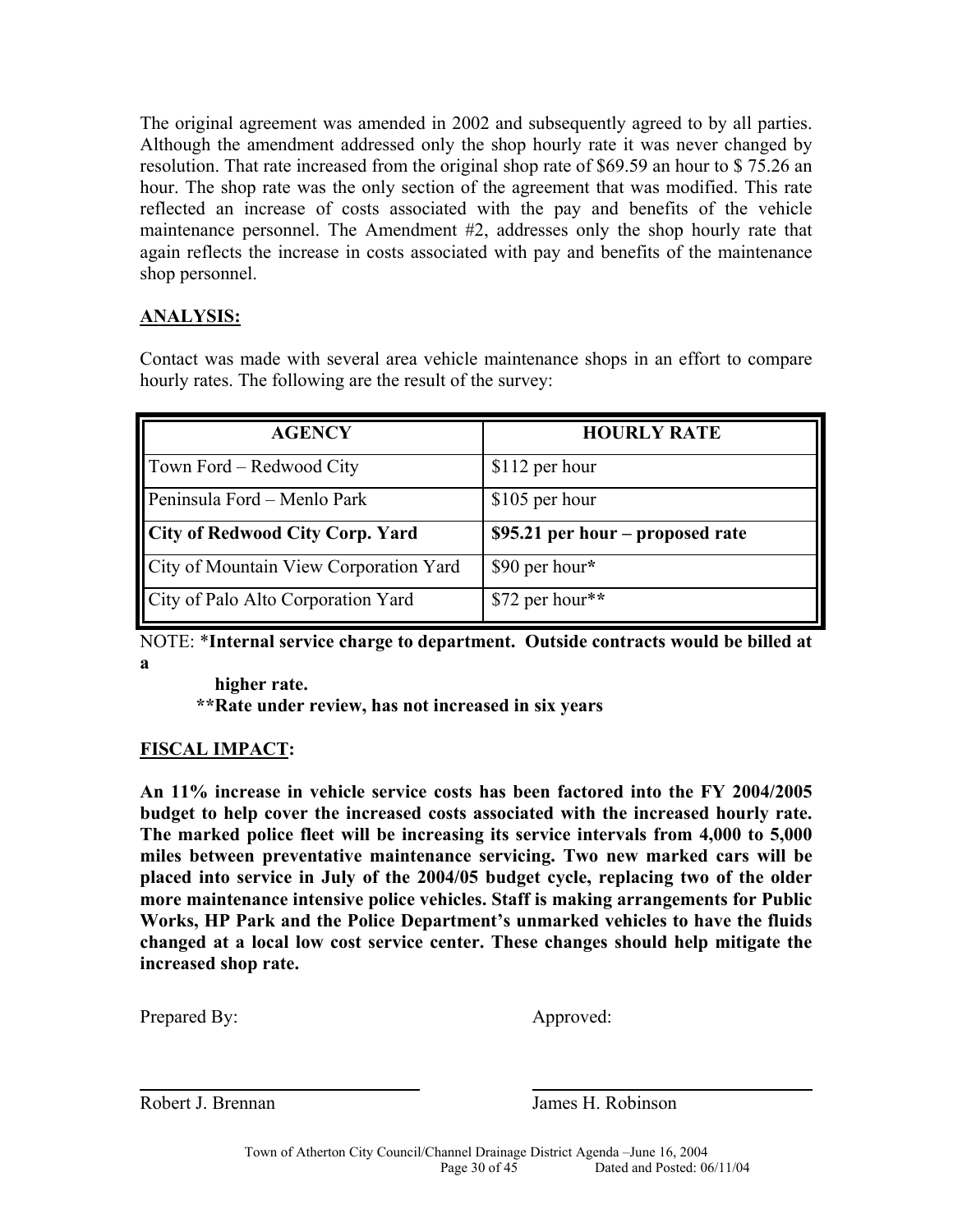The original agreement was amended in 2002 and subsequently agreed to by all parties. Although the amendment addressed only the shop hourly rate it was never changed by resolution. That rate increased from the original shop rate of $69.59 an hour to $ 75.26 an hour. The shop rate was the only section of the agreement that was modified. This rate reflected an increase of costs associated with the pay and benefits of the vehicle maintenance personnel. The Amendment #2, addresses only the shop hourly rate that again reflects the increase in costs associated with pay and benefits of the maintenance shop personnel.

## ANALYSIS:

Contact was made with several area vehicle maintenance shops in an effort to compare hourly rates. The following are the result of the survey:

| AGENCY | HOURLY RATE |
|---|---|
| Town Ford – Redwood City | $112 per hour |
| Peninsula Ford – Menlo Park | $105 per hour |
| **City of Redwood City Corp. Yard** | **$95.21 per hour – proposed rate** |
| City of Mountain View Corporation Yard | $90 per hour* |
| City of Palo Alto Corporation Yard | $72 per hour** |

NOTE: ***Internal service charge to department. Outside contracts would be billed at a higher rate.**
**\*\*Rate under review, has not increased in six years**

## FISCAL IMPACT:

**An 11% increase in vehicle service costs has been factored into the FY 2004/2005 budget to help cover the increased costs associated with the increased hourly rate. The marked police fleet will be increasing its service intervals from 4,000 to 5,000 miles between preventative maintenance servicing. Two new marked cars will be placed into service in July of the 2004/05 budget cycle, replacing two of the older more maintenance intensive police vehicles. Staff is making arrangements for Public Works, HP Park and the Police Department's unmarked vehicles to have the fluids changed at a local low cost service center. These changes should help mitigate the increased shop rate.**

Prepared By: Approved:

Robert J. Brennan James H. Robinson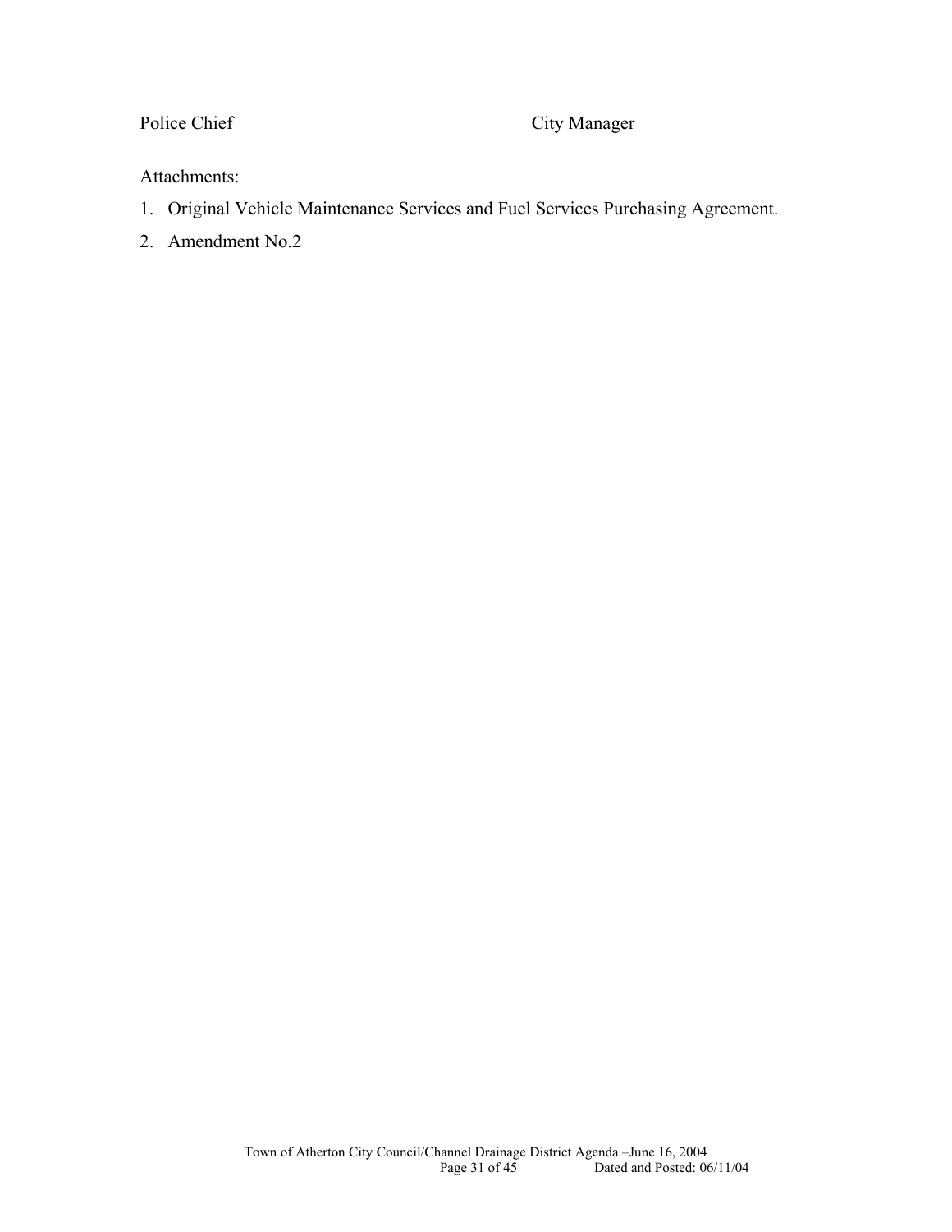Police Chief                                        City Manager

Attachments:

1. Original Vehicle Maintenance Services and Fuel Services Purchasing Agreement.
2. Amendment No.2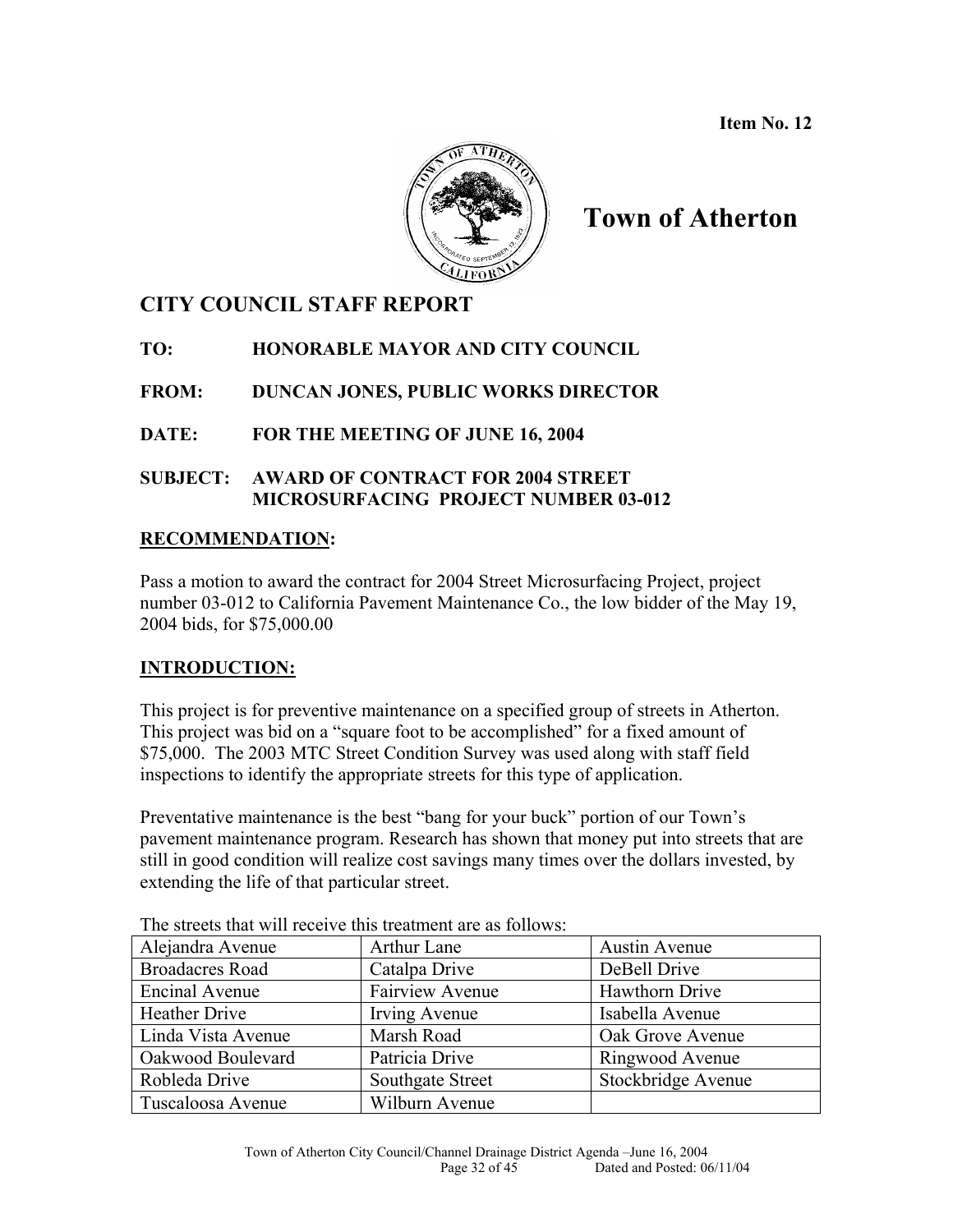Item No. 12

# Town of Atherton

## CITY COUNCIL STAFF REPORT

**TO:** HONORABLE MAYOR AND CITY COUNCIL

**FROM:** DUNCAN JONES, PUBLIC WORKS DIRECTOR

**DATE:** FOR THE MEETING OF JUNE 16, 2004

**SUBJECT:** AWARD OF CONTRACT FOR 2004 STREET MICROSURFACING PROJECT NUMBER 03-012

### RECOMMENDATION:

Pass a motion to award the contract for 2004 Street Microsurfacing Project, project number 03-012 to California Pavement Maintenance Co., the low bidder of the May 19, 2004 bids, for $75,000.00

### INTRODUCTION:

This project is for preventive maintenance on a specified group of streets in Atherton. This project was bid on a "square foot to be accomplished" for a fixed amount of $75,000. The 2003 MTC Street Condition Survey was used along with staff field inspections to identify the appropriate streets for this type of application.

Preventative maintenance is the best "bang for your buck" portion of our Town's pavement maintenance program. Research has shown that money put into streets that are still in good condition will realize cost savings many times over the dollars invested, by extending the life of that particular street.

The streets that will receive this treatment are as follows:

| | | |
|---|---|---|
| Alejandra Avenue | Arthur Lane | Austin Avenue |
| Broadacres Road | Catalpa Drive | DeBell Drive |
| Encinal Avenue | Fairview Avenue | Hawthorn Drive |
| Heather Drive | Irving Avenue | Isabella Avenue |
| Linda Vista Avenue | Marsh Road | Oak Grove Avenue |
| Oakwood Boulevard | Patricia Drive | Ringwood Avenue |
| Robleda Drive | Southgate Street | Stockbridge Avenue |
| Tuscaloosa Avenue | Wilburn Avenue | |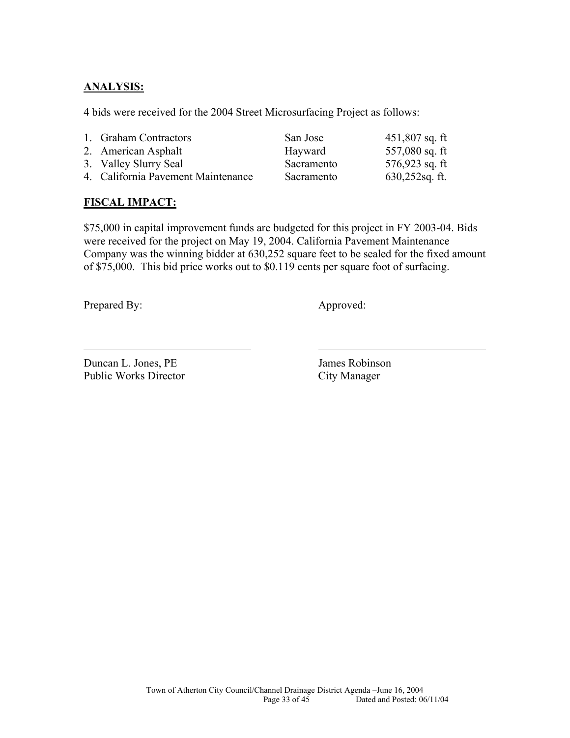## ANALYSIS:

4 bids were received for the 2004 Street Microsurfacing Project as follows:

| | | |
|---|---|---|
| 1. Graham Contractors | San Jose | 451,807 sq. ft |
| 2. American Asphalt | Hayward | 557,080 sq. ft |
| 3. Valley Slurry Seal | Sacramento | 576,923 sq. ft |
| 4. California Pavement Maintenance | Sacramento | 630,252sq. ft. |

## FISCAL IMPACT:

$75,000 in capital improvement funds are budgeted for this project in FY 2003-04. Bids were received for the project on May 19, 2004. California Pavement Maintenance Company was the winning bidder at 630,252 square feet to be sealed for the fixed amount of $75,000. This bid price works out to $0.119 cents per square foot of surfacing.

Prepared By: Approved:

Duncan L. Jones, PE
Public Works Director

James Robinson
City Manager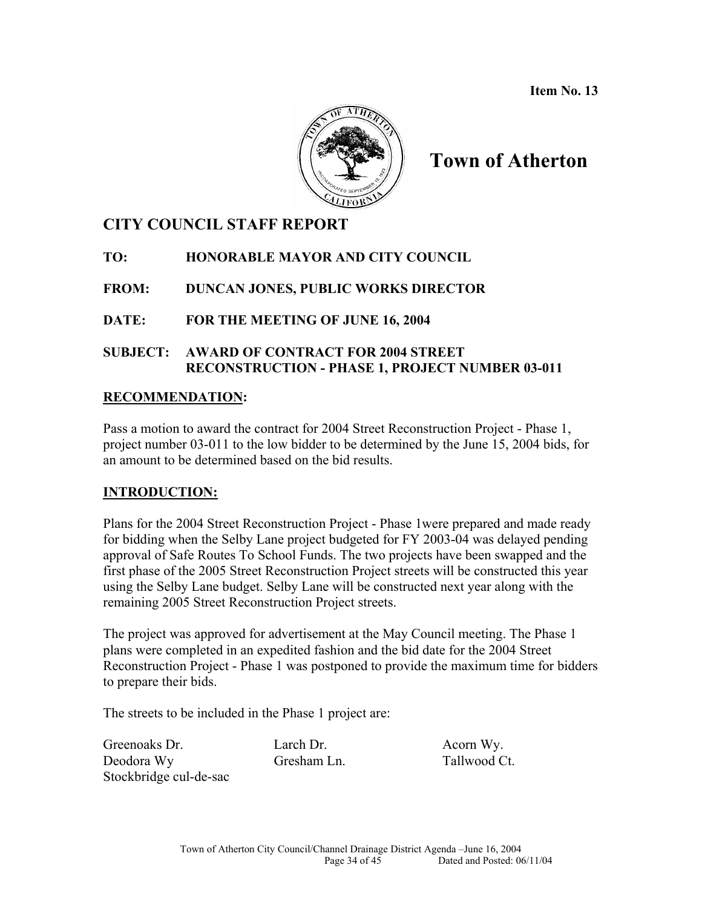Item No. 13

# Town of Atherton

## CITY COUNCIL STAFF REPORT

**TO: HONORABLE MAYOR AND CITY COUNCIL**

**FROM: DUNCAN JONES, PUBLIC WORKS DIRECTOR**

**DATE: FOR THE MEETING OF JUNE 16, 2004**

**SUBJECT: AWARD OF CONTRACT FOR 2004 STREET RECONSTRUCTION - PHASE 1, PROJECT NUMBER 03-011**

### RECOMMENDATION:

Pass a motion to award the contract for 2004 Street Reconstruction Project - Phase 1, project number 03-011 to the low bidder to be determined by the June 15, 2004 bids, for an amount to be determined based on the bid results.

### INTRODUCTION:

Plans for the 2004 Street Reconstruction Project - Phase 1were prepared and made ready for bidding when the Selby Lane project budgeted for FY 2003-04 was delayed pending approval of Safe Routes To School Funds. The two projects have been swapped and the first phase of the 2005 Street Reconstruction Project streets will be constructed this year using the Selby Lane budget. Selby Lane will be constructed next year along with the remaining 2005 Street Reconstruction Project streets.

The project was approved for advertisement at the May Council meeting. The Phase 1 plans were completed in an expedited fashion and the bid date for the 2004 Street Reconstruction Project - Phase 1 was postponed to provide the maximum time for bidders to prepare their bids.

The streets to be included in the Phase 1 project are:

| | | |
|---|---|---|
| Greenoaks Dr. | Larch Dr. | Acorn Wy. |
| Deodora Wy | Gresham Ln. | Tallwood Ct. |
| Stockbridge cul-de-sac | | |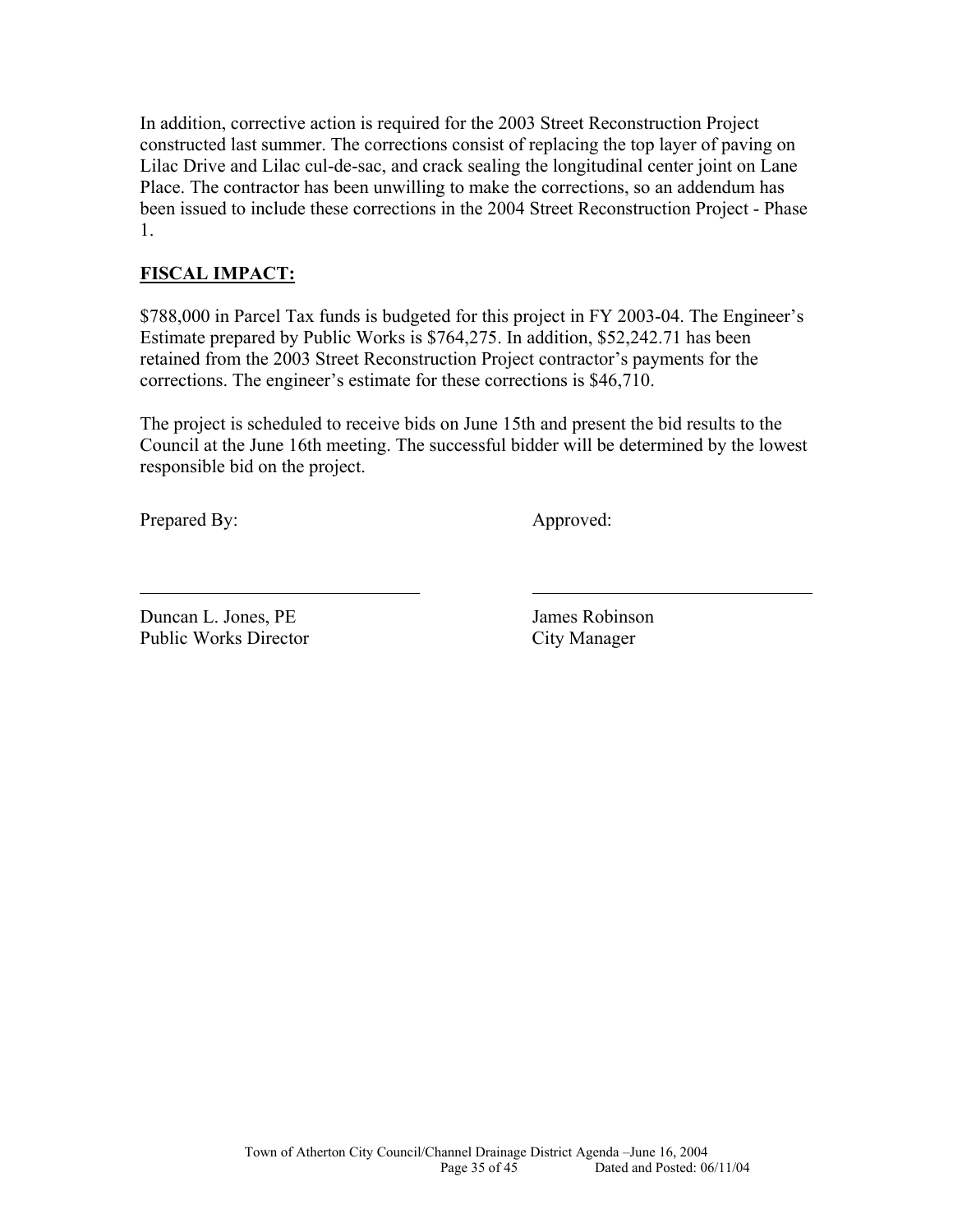In addition, corrective action is required for the 2003 Street Reconstruction Project constructed last summer. The corrections consist of replacing the top layer of paving on Lilac Drive and Lilac cul-de-sac, and crack sealing the longitudinal center joint on Lane Place. The contractor has been unwilling to make the corrections, so an addendum has been issued to include these corrections in the 2004 Street Reconstruction Project - Phase 1.

## FISCAL IMPACT:

$788,000 in Parcel Tax funds is budgeted for this project in FY 2003-04. The Engineer's Estimate prepared by Public Works is $764,275. In addition, $52,242.71 has been retained from the 2003 Street Reconstruction Project contractor's payments for the corrections. The engineer's estimate for these corrections is $46,710.

The project is scheduled to receive bids on June 15th and present the bid results to the Council at the June 16th meeting. The successful bidder will be determined by the lowest responsible bid on the project.

Prepared By: Approved:

Duncan L. Jones, PE
Public Works Director

James Robinson
City Manager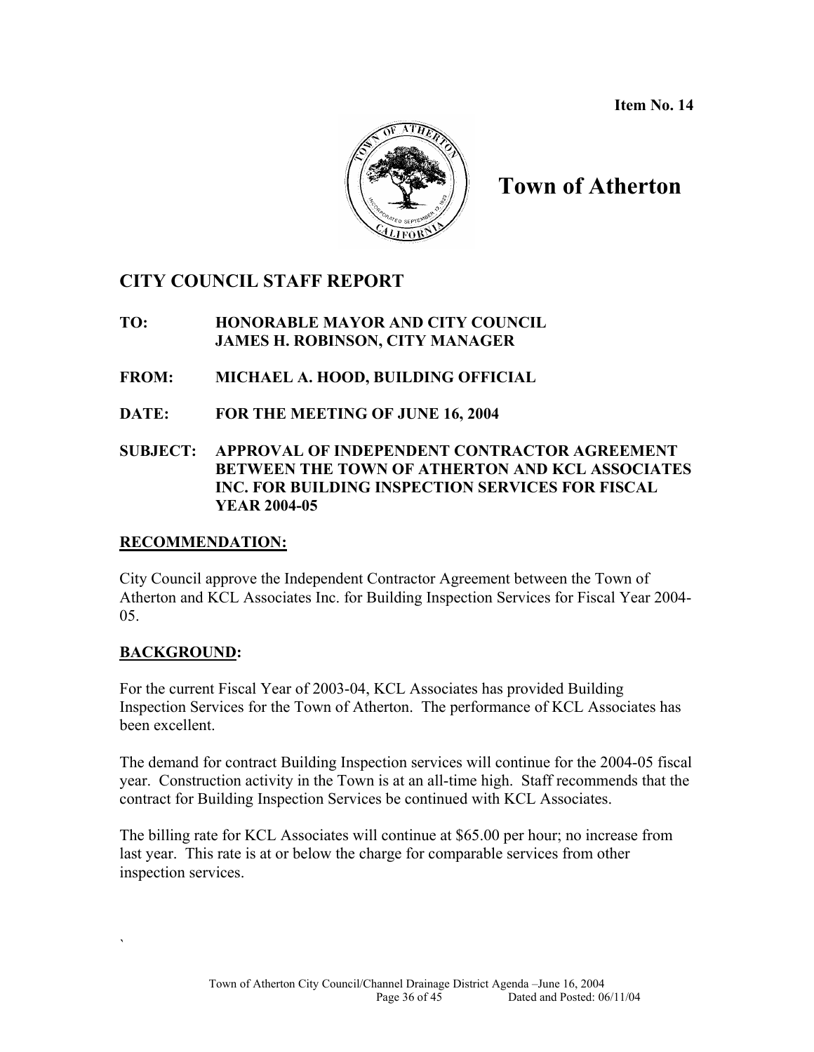**Item No. 14**

# Town of Atherton

## CITY COUNCIL STAFF REPORT

**TO:** HONORABLE MAYOR AND CITY COUNCIL
JAMES H. ROBINSON, CITY MANAGER

**FROM:** MICHAEL A. HOOD, BUILDING OFFICIAL

**DATE:** FOR THE MEETING OF JUNE 16, 2004

**SUBJECT:** APPROVAL OF INDEPENDENT CONTRACTOR AGREEMENT BETWEEN THE TOWN OF ATHERTON AND KCL ASSOCIATES INC. FOR BUILDING INSPECTION SERVICES FOR FISCAL YEAR 2004-05

### RECOMMENDATION:

City Council approve the Independent Contractor Agreement between the Town of Atherton and KCL Associates Inc. for Building Inspection Services for Fiscal Year 2004-05.

### BACKGROUND:

For the current Fiscal Year of 2003-04, KCL Associates has provided Building Inspection Services for the Town of Atherton. The performance of KCL Associates has been excellent.

The demand for contract Building Inspection services will continue for the 2004-05 fiscal year. Construction activity in the Town is at an all-time high. Staff recommends that the contract for Building Inspection Services be continued with KCL Associates.

The billing rate for KCL Associates will continue at $65.00 per hour; no increase from last year. This rate is at or below the charge for comparable services from other inspection services.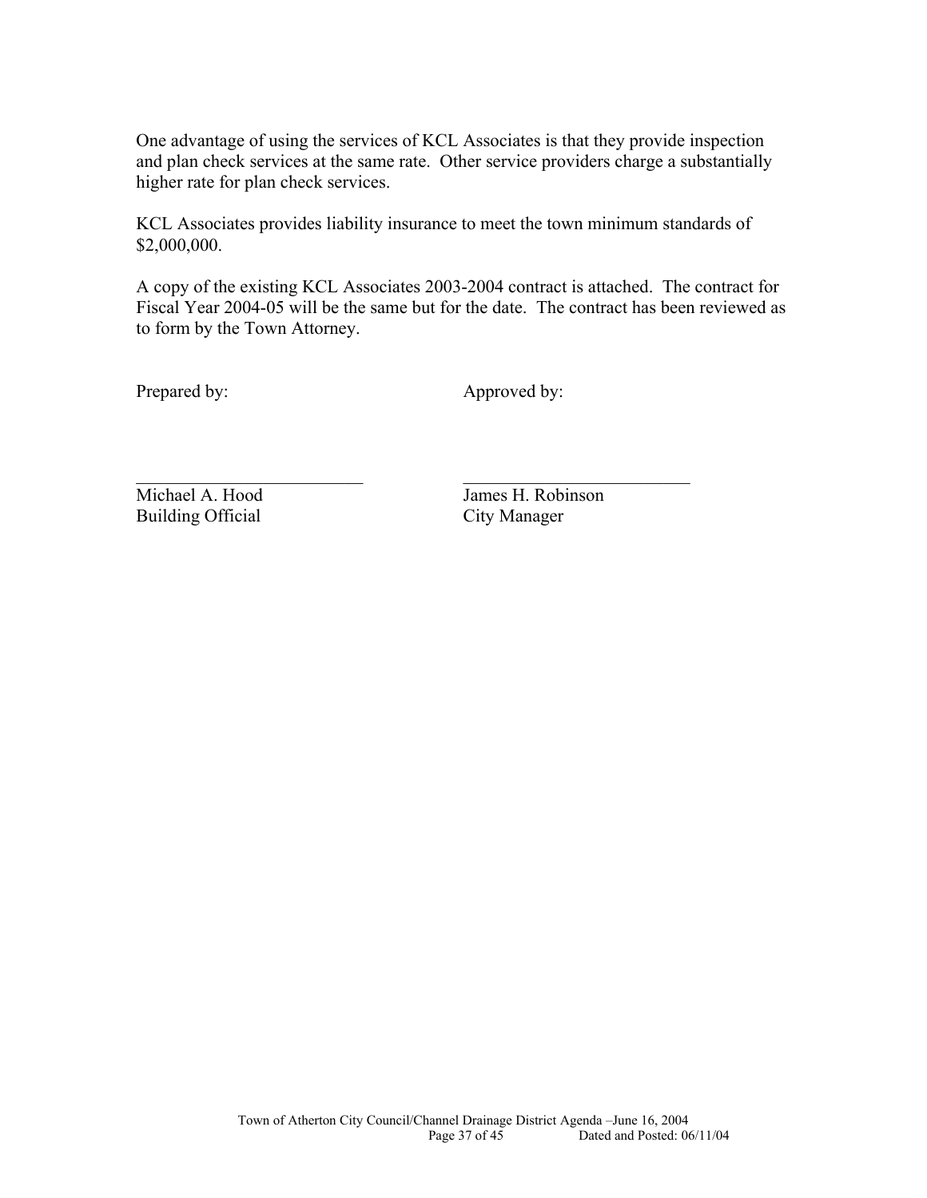One advantage of using the services of KCL Associates is that they provide inspection and plan check services at the same rate. Other service providers charge a substantially higher rate for plan check services.

KCL Associates provides liability insurance to meet the town minimum standards of $2,000,000.

A copy of the existing KCL Associates 2003-2004 contract is attached. The contract for Fiscal Year 2004-05 will be the same but for the date. The contract has been reviewed as to form by the Town Attorney.

| Prepared by: | Approved by: |
|---|---|
| ___________________________ | ___________________________ |
| Michael A. Hood | James H. Robinson |
| Building Official | City Manager |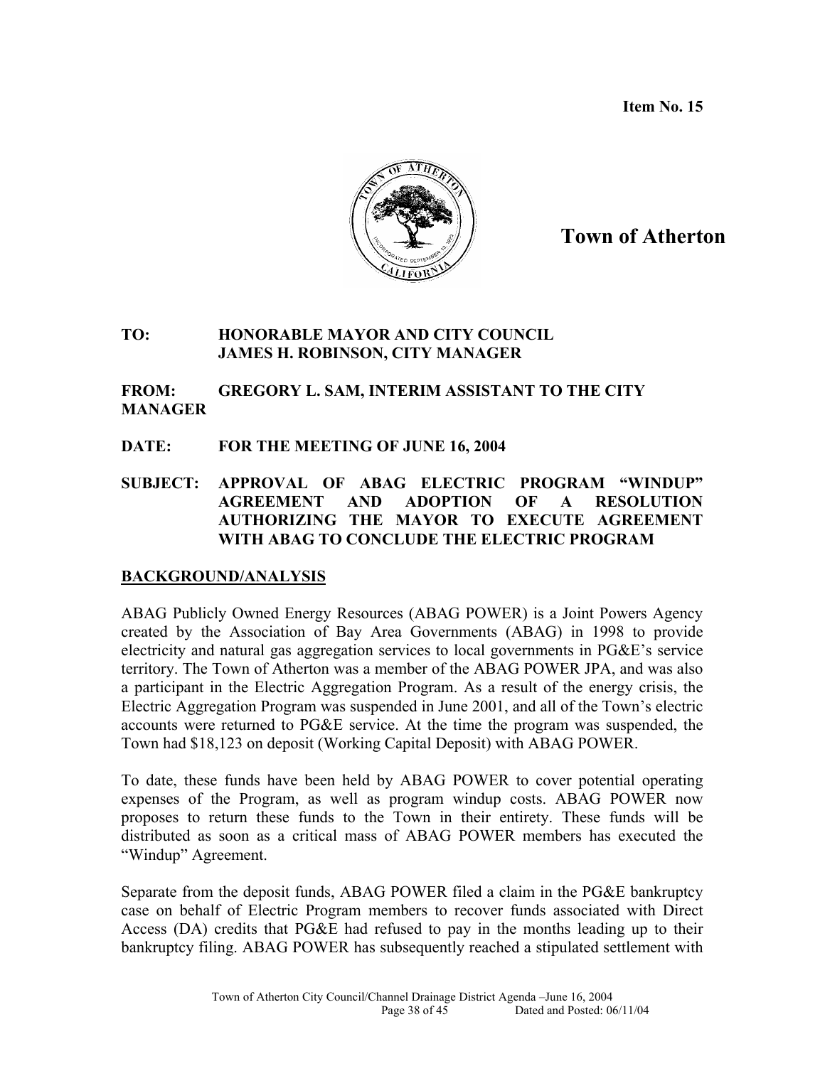**Item No. 15**

**Town of Atherton**

**TO:** HONORABLE MAYOR AND CITY COUNCIL
JAMES H. ROBINSON, CITY MANAGER

**FROM:** GREGORY L. SAM, INTERIM ASSISTANT TO THE CITY MANAGER

**DATE:** FOR THE MEETING OF JUNE 16, 2004

**SUBJECT:** APPROVAL OF ABAG ELECTRIC PROGRAM "WINDUP" AGREEMENT AND ADOPTION OF A RESOLUTION AUTHORIZING THE MAYOR TO EXECUTE AGREEMENT WITH ABAG TO CONCLUDE THE ELECTRIC PROGRAM

## BACKGROUND/ANALYSIS

ABAG Publicly Owned Energy Resources (ABAG POWER) is a Joint Powers Agency created by the Association of Bay Area Governments (ABAG) in 1998 to provide electricity and natural gas aggregation services to local governments in PG&E's service territory. The Town of Atherton was a member of the ABAG POWER JPA, and was also a participant in the Electric Aggregation Program. As a result of the energy crisis, the Electric Aggregation Program was suspended in June 2001, and all of the Town's electric accounts were returned to PG&E service. At the time the program was suspended, the Town had $18,123 on deposit (Working Capital Deposit) with ABAG POWER.

To date, these funds have been held by ABAG POWER to cover potential operating expenses of the Program, as well as program windup costs. ABAG POWER now proposes to return these funds to the Town in their entirety. These funds will be distributed as soon as a critical mass of ABAG POWER members has executed the "Windup" Agreement.

Separate from the deposit funds, ABAG POWER filed a claim in the PG&E bankruptcy case on behalf of Electric Program members to recover funds associated with Direct Access (DA) credits that PG&E had refused to pay in the months leading up to their bankruptcy filing. ABAG POWER has subsequently reached a stipulated settlement with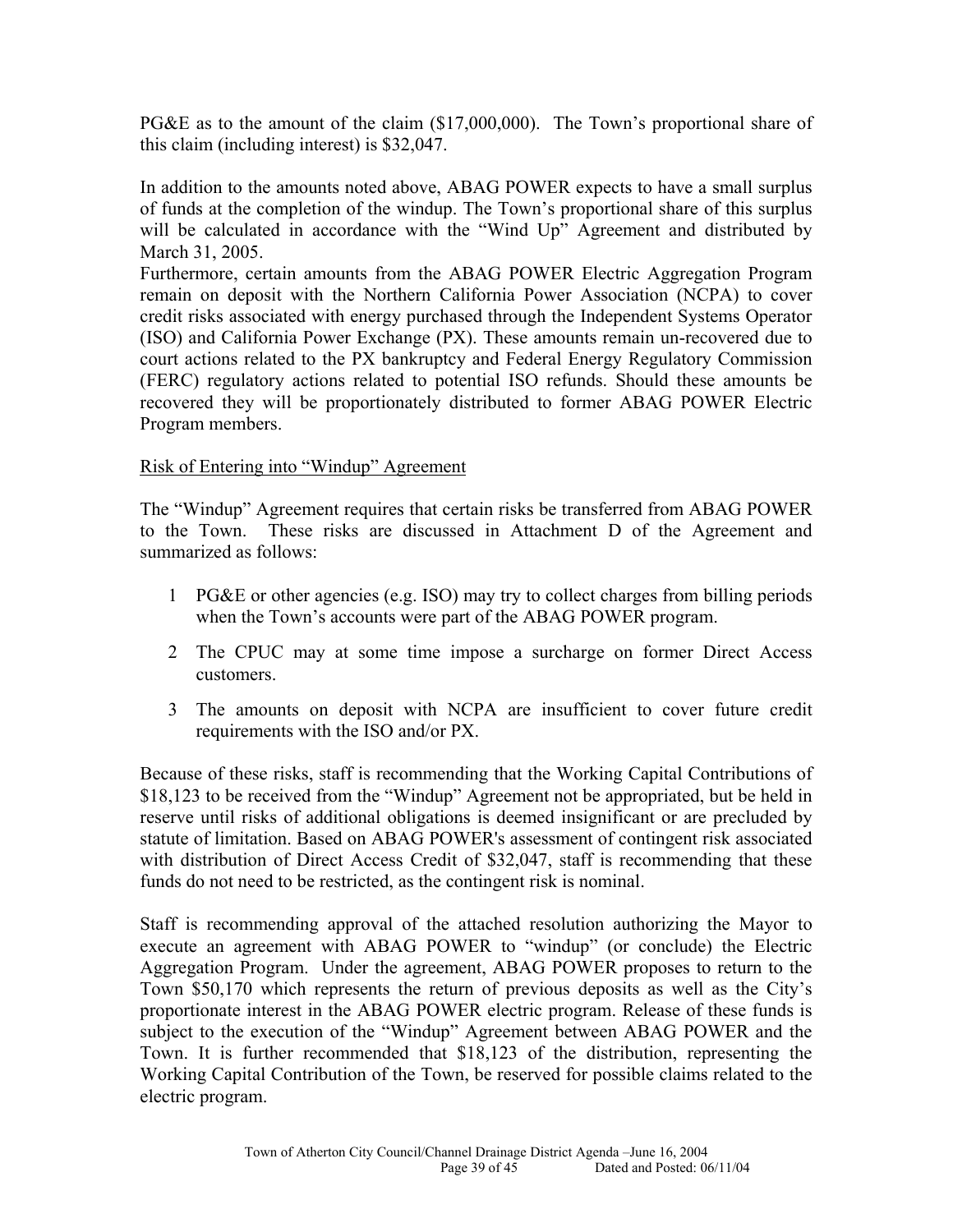PG&E as to the amount of the claim ($17,000,000). The Town's proportional share of this claim (including interest) is $32,047.

In addition to the amounts noted above, ABAG POWER expects to have a small surplus of funds at the completion of the windup. The Town's proportional share of this surplus will be calculated in accordance with the "Wind Up" Agreement and distributed by March 31, 2005.

Furthermore, certain amounts from the ABAG POWER Electric Aggregation Program remain on deposit with the Northern California Power Association (NCPA) to cover credit risks associated with energy purchased through the Independent Systems Operator (ISO) and California Power Exchange (PX). These amounts remain un-recovered due to court actions related to the PX bankruptcy and Federal Energy Regulatory Commission (FERC) regulatory actions related to potential ISO refunds. Should these amounts be recovered they will be proportionately distributed to former ABAG POWER Electric Program members.

Risk of Entering into "Windup" Agreement

The "Windup" Agreement requires that certain risks be transferred from ABAG POWER to the Town. These risks are discussed in Attachment D of the Agreement and summarized as follows:

1. PG&E or other agencies (e.g. ISO) may try to collect charges from billing periods when the Town's accounts were part of the ABAG POWER program.
2. The CPUC may at some time impose a surcharge on former Direct Access customers.
3. The amounts on deposit with NCPA are insufficient to cover future credit requirements with the ISO and/or PX.

Because of these risks, staff is recommending that the Working Capital Contributions of $18,123 to be received from the "Windup" Agreement not be appropriated, but be held in reserve until risks of additional obligations is deemed insignificant or are precluded by statute of limitation. Based on ABAG POWER's assessment of contingent risk associated with distribution of Direct Access Credit of $32,047, staff is recommending that these funds do not need to be restricted, as the contingent risk is nominal.

Staff is recommending approval of the attached resolution authorizing the Mayor to execute an agreement with ABAG POWER to "windup" (or conclude) the Electric Aggregation Program. Under the agreement, ABAG POWER proposes to return to the Town $50,170 which represents the return of previous deposits as well as the City's proportionate interest in the ABAG POWER electric program. Release of these funds is subject to the execution of the "Windup" Agreement between ABAG POWER and the Town. It is further recommended that $18,123 of the distribution, representing the Working Capital Contribution of the Town, be reserved for possible claims related to the electric program.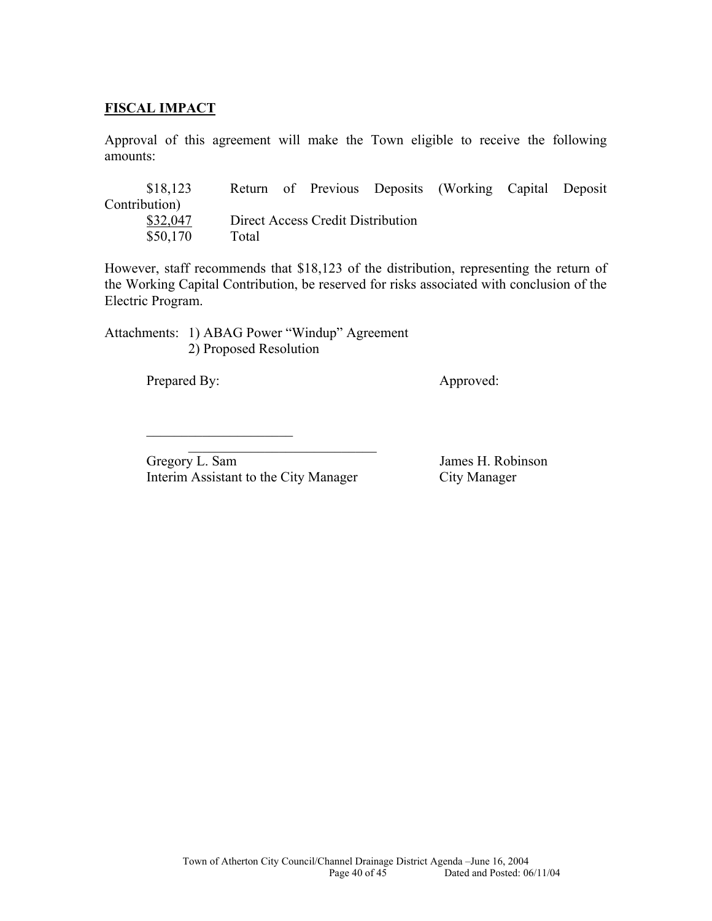## FISCAL IMPACT

Approval of this agreement will make the Town eligible to receive the following amounts:

| | |
|---|---|
| $18,123 | Return of Previous Deposits (Working Capital Deposit Contribution) |
| $32,047 | Direct Access Credit Distribution |
| $50,170 | Total |

However, staff recommends that $18,123 of the distribution, representing the return of the Working Capital Contribution, be reserved for risks associated with conclusion of the Electric Program.

Attachments: 1) ABAG Power "Windup" Agreement
2) Proposed Resolution

Prepared By: Approved:

\_\_\_\_\_\_\_\_\_\_\_\_\_\_\_\_\_\_\_\_\_\_
\_\_\_\_\_\_\_\_\_\_\_\_\_\_\_\_\_\_\_\_\_\_\_\_\_\_\_\_

Gregory L. Sam
Interim Assistant to the City Manager

James H. Robinson
City Manager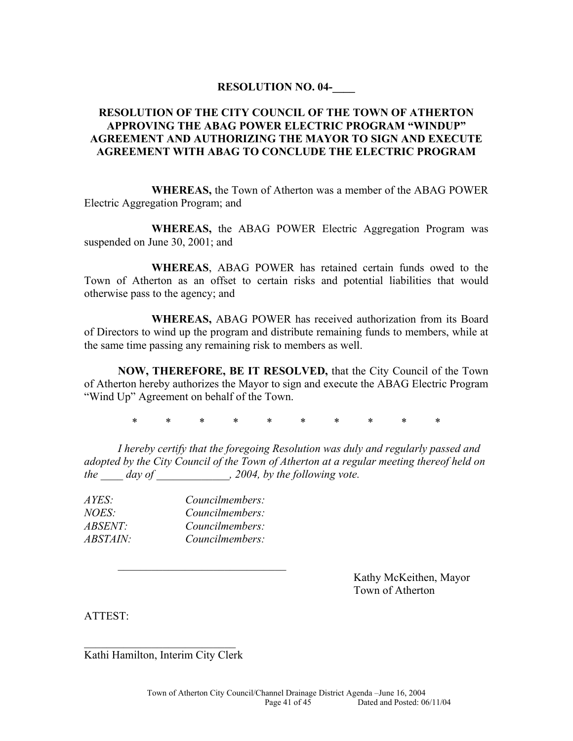**RESOLUTION NO. 04-____**

**RESOLUTION OF THE CITY COUNCIL OF THE TOWN OF ATHERTON APPROVING THE ABAG POWER ELECTRIC PROGRAM "WINDUP" AGREEMENT AND AUTHORIZING THE MAYOR TO SIGN AND EXECUTE AGREEMENT WITH ABAG TO CONCLUDE THE ELECTRIC PROGRAM**

**WHEREAS,** the Town of Atherton was a member of the ABAG POWER Electric Aggregation Program; and

**WHEREAS,** the ABAG POWER Electric Aggregation Program was suspended on June 30, 2001; and

**WHEREAS**, ABAG POWER has retained certain funds owed to the Town of Atherton as an offset to certain risks and potential liabilities that would otherwise pass to the agency; and

**WHEREAS,** ABAG POWER has received authorization from its Board of Directors to wind up the program and distribute remaining funds to members, while at the same time passing any remaining risk to members as well.

**NOW, THEREFORE, BE IT RESOLVED,** that the City Council of the Town of Atherton hereby authorizes the Mayor to sign and execute the ABAG Electric Program "Wind Up" Agreement on behalf of the Town.

\* \* \* \* \* \* \* \* \* \*

*I hereby certify that the foregoing Resolution was duly and regularly passed and adopted by the City Council of the Town of Atherton at a regular meeting thereof held on the ____ day of _____________, 2004, by the following vote.*

*AYES:* *Councilmembers:*
*NOES:* *Councilmembers:*
*ABSENT:* *Councilmembers:*
*ABSTAIN:* *Councilmembers:*

______________________________

Kathy McKeithen, Mayor
Town of Atherton

ATTEST:

____________________________
Kathi Hamilton, Interim City Clerk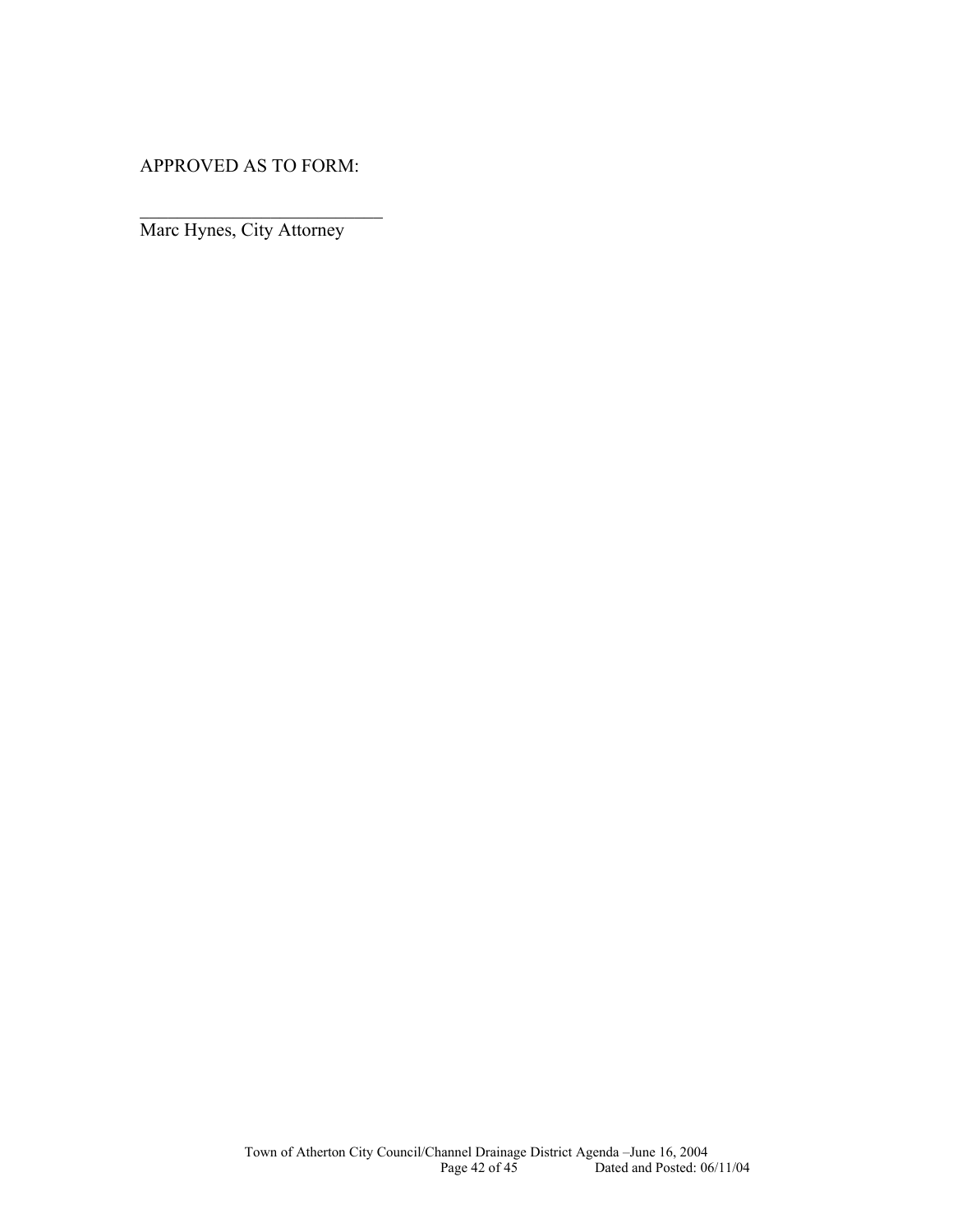APPROVED AS TO FORM:

____________________________
Marc Hynes, City Attorney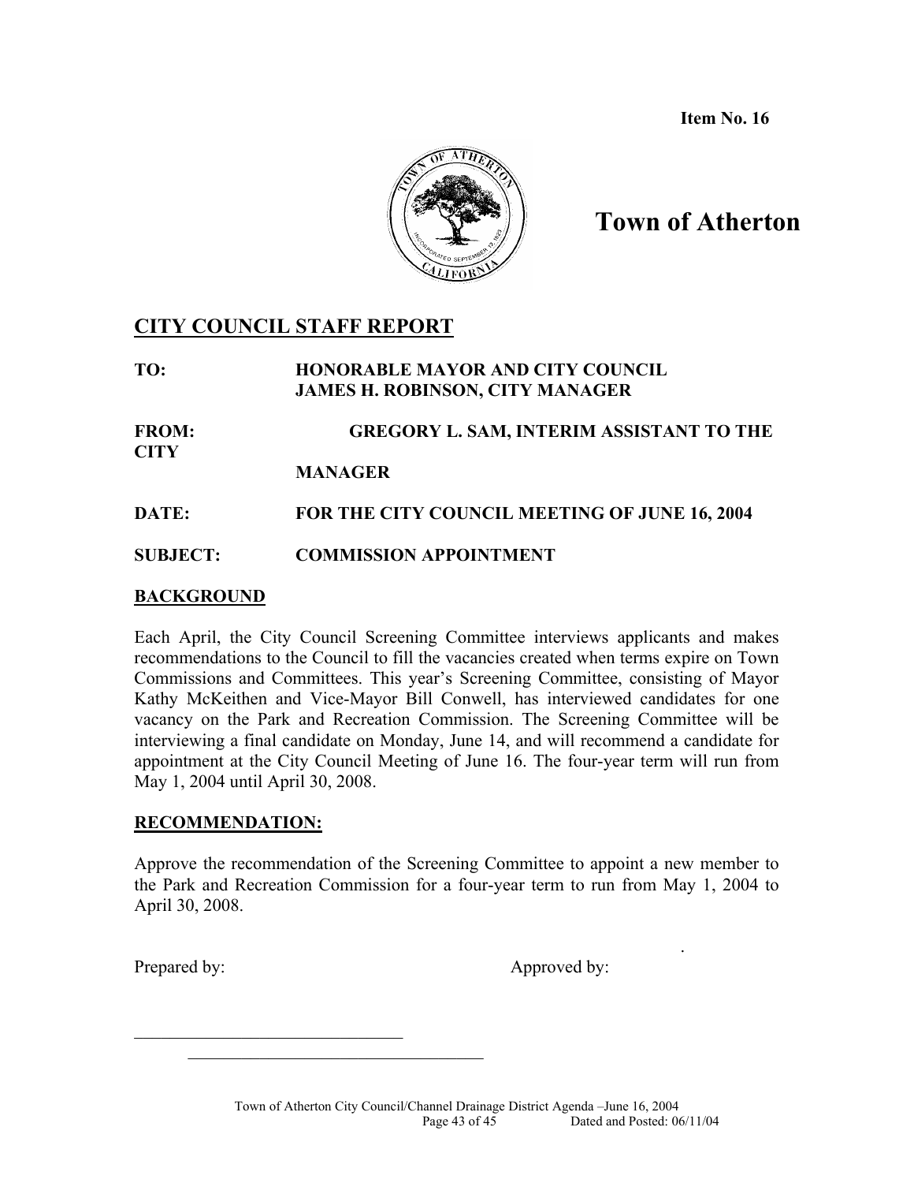**Item No. 16**

# Town of Atherton

## CITY COUNCIL STAFF REPORT

**TO:** **HONORABLE MAYOR AND CITY COUNCIL**
**JAMES H. ROBINSON, CITY MANAGER**

**FROM:** **GREGORY L. SAM, INTERIM ASSISTANT TO THE CITY MANAGER**

**DATE:** **FOR THE CITY COUNCIL MEETING OF JUNE 16, 2004**

**SUBJECT:** **COMMISSION APPOINTMENT**

### BACKGROUND

Each April, the City Council Screening Committee interviews applicants and makes recommendations to the Council to fill the vacancies created when terms expire on Town Commissions and Committees. This year's Screening Committee, consisting of Mayor Kathy McKeithen and Vice-Mayor Bill Conwell, has interviewed candidates for one vacancy on the Park and Recreation Commission. The Screening Committee will be interviewing a final candidate on Monday, June 14, and will recommend a candidate for appointment at the City Council Meeting of June 16. The four-year term will run from May 1, 2004 until April 30, 2008.

### RECOMMENDATION:

Approve the recommendation of the Screening Committee to appoint a new member to the Park and Recreation Commission for a four-year term to run from May 1, 2004 to April 30, 2008.

Prepared by: Approved by:

\_\_\_\_\_\_\_\_\_\_\_\_\_\_\_\_\_\_\_\_\_\_\_\_\_\_\_\_\_\_\_\_

\_\_\_\_\_\_\_\_\_\_\_\_\_\_\_\_\_\_\_\_\_\_\_\_\_\_\_\_\_\_\_\_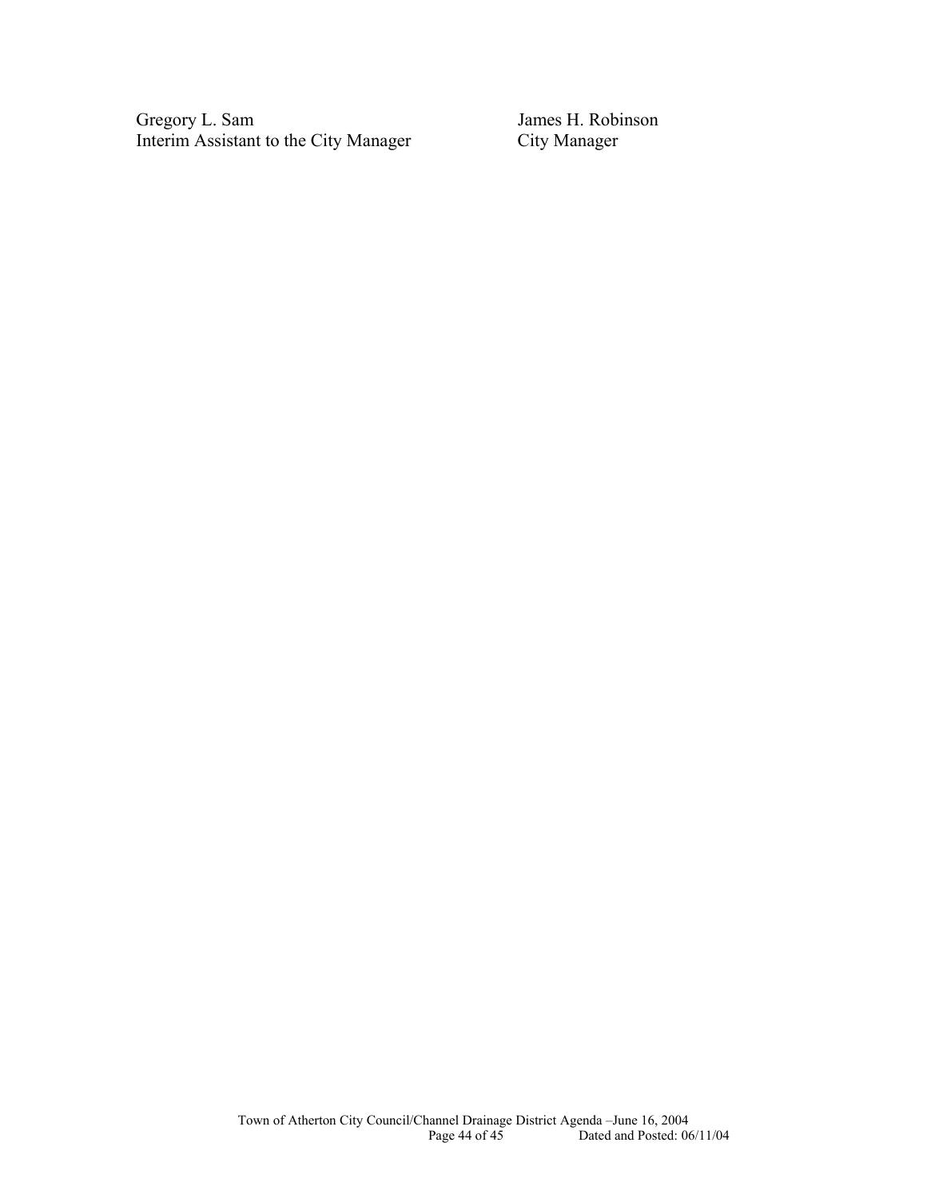| Gregory L. Sam | James H. Robinson |
| --- | --- |
| Interim Assistant to the City Manager | City Manager |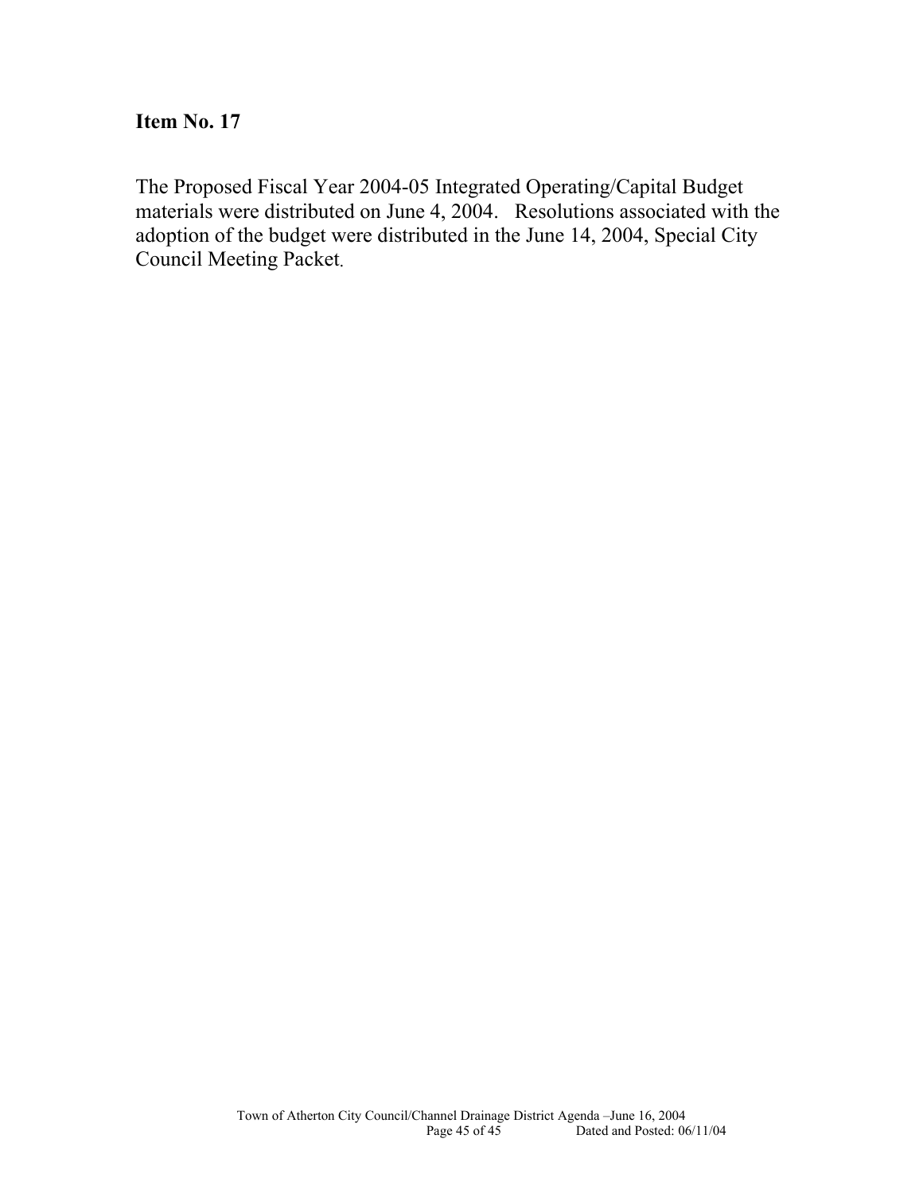**Item No. 17**

The Proposed Fiscal Year 2004-05 Integrated Operating/Capital Budget materials were distributed on June 4, 2004. Resolutions associated with the adoption of the budget were distributed in the June 14, 2004, Special City Council Meeting Packet.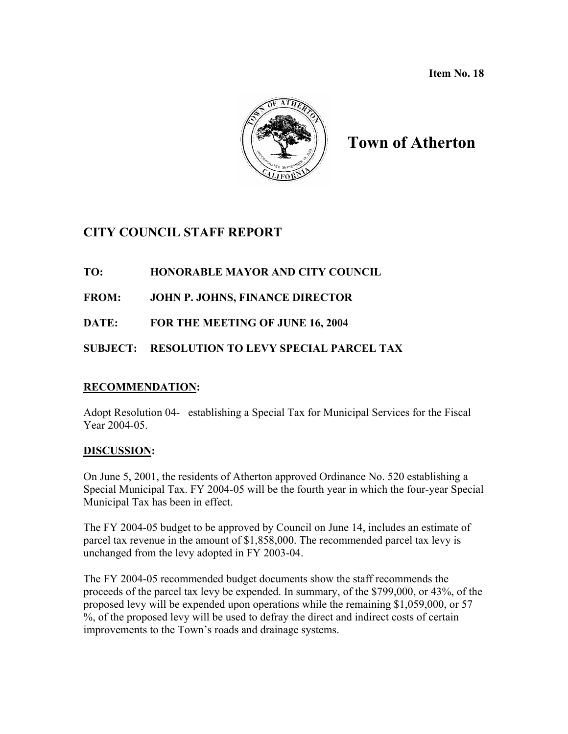**Item No. 18**

# Town of Atherton

## CITY COUNCIL STAFF REPORT

**TO:** HONORABLE MAYOR AND CITY COUNCIL

**FROM:** JOHN P. JOHNS, FINANCE DIRECTOR

**DATE:** FOR THE MEETING OF JUNE 16, 2004

**SUBJECT:** RESOLUTION TO LEVY SPECIAL PARCEL TAX

### RECOMMENDATION:

Adopt Resolution 04- establishing a Special Tax for Municipal Services for the Fiscal Year 2004-05.

### DISCUSSION:

On June 5, 2001, the residents of Atherton approved Ordinance No. 520 establishing a Special Municipal Tax. FY 2004-05 will be the fourth year in which the four-year Special Municipal Tax has been in effect.

The FY 2004-05 budget to be approved by Council on June 14, includes an estimate of parcel tax revenue in the amount of $1,858,000. The recommended parcel tax levy is unchanged from the levy adopted in FY 2003-04.

The FY 2004-05 recommended budget documents show the staff recommends the proceeds of the parcel tax levy be expended. In summary, of the $799,000, or 43%, of the proposed levy will be expended upon operations while the remaining $1,059,000, or 57 %, of the proposed levy will be used to defray the direct and indirect costs of certain improvements to the Town's roads and drainage systems.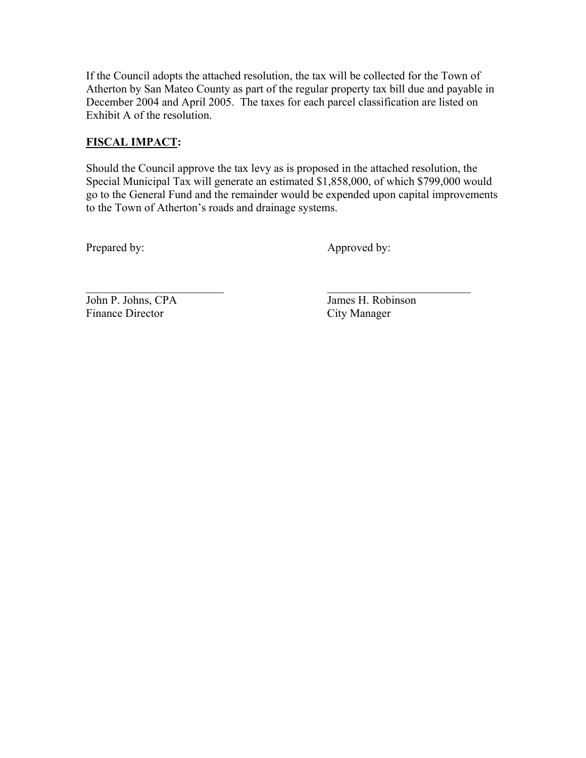If the Council adopts the attached resolution, the tax will be collected for the Town of Atherton by San Mateo County as part of the regular property tax bill due and payable in December 2004 and April 2005. The taxes for each parcel classification are listed on Exhibit A of the resolution.

**FISCAL IMPACT:**

Should the Council approve the tax levy as is proposed in the attached resolution, the Special Municipal Tax will generate an estimated $1,858,000, of which $799,000 would go to the General Fund and the remainder would be expended upon capital improvements to the Town of Atherton's roads and drainage systems.

| Prepared by: | Approved by: |
|---|---|
| ________________________ | ________________________ |
| John P. Johns, CPA | James H. Robinson |
| Finance Director | City Manager |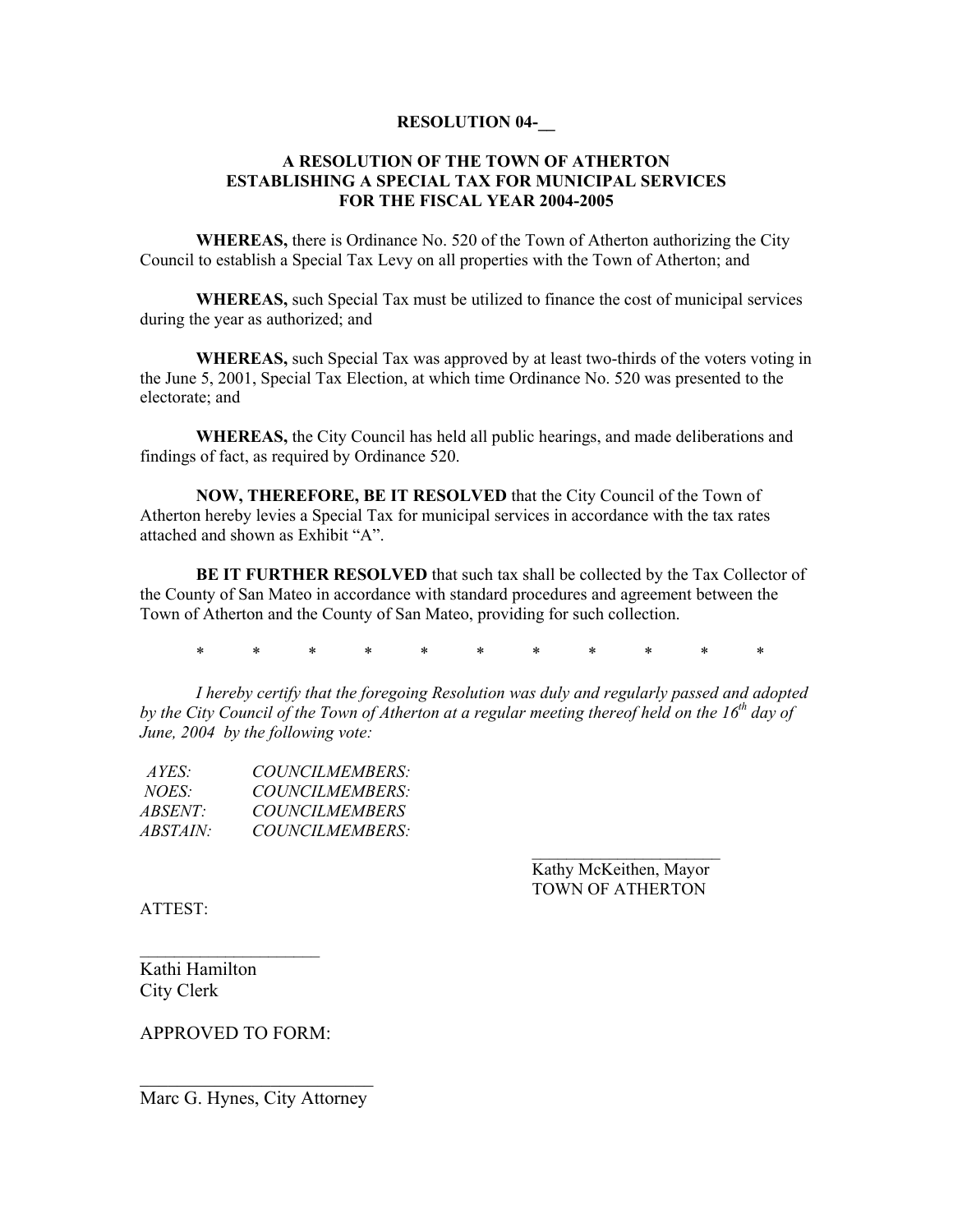**RESOLUTION 04-__**

**A RESOLUTION OF THE TOWN OF ATHERTON ESTABLISHING A SPECIAL TAX FOR MUNICIPAL SERVICES FOR THE FISCAL YEAR 2004-2005**

**WHEREAS,** there is Ordinance No. 520 of the Town of Atherton authorizing the City Council to establish a Special Tax Levy on all properties with the Town of Atherton; and

**WHEREAS,** such Special Tax must be utilized to finance the cost of municipal services during the year as authorized; and

**WHEREAS,** such Special Tax was approved by at least two-thirds of the voters voting in the June 5, 2001, Special Tax Election, at which time Ordinance No. 520 was presented to the electorate; and

**WHEREAS,** the City Council has held all public hearings, and made deliberations and findings of fact, as required by Ordinance 520.

**NOW, THEREFORE, BE IT RESOLVED** that the City Council of the Town of Atherton hereby levies a Special Tax for municipal services in accordance with the tax rates attached and shown as Exhibit "A".

**BE IT FURTHER RESOLVED** that such tax shall be collected by the Tax Collector of the County of San Mateo in accordance with standard procedures and agreement between the Town of Atherton and the County of San Mateo, providing for such collection.

* * * * * * * * * * *

*I hereby certify that the foregoing Resolution was duly and regularly passed and adopted by the City Council of the Town of Atherton at a regular meeting thereof held on the 16th day of June, 2004 by the following vote:*

*AYES: COUNCILMEMBERS:*
*NOES: COUNCILMEMBERS:*
*ABSENT: COUNCILMEMBERS*
*ABSTAIN: COUNCILMEMBERS:*

______________________
Kathy McKeithen, Mayor
TOWN OF ATHERTON

ATTEST:

____________________
Kathi Hamilton
City Clerk

APPROVED TO FORM:

__________________________
Marc G. Hynes, City Attorney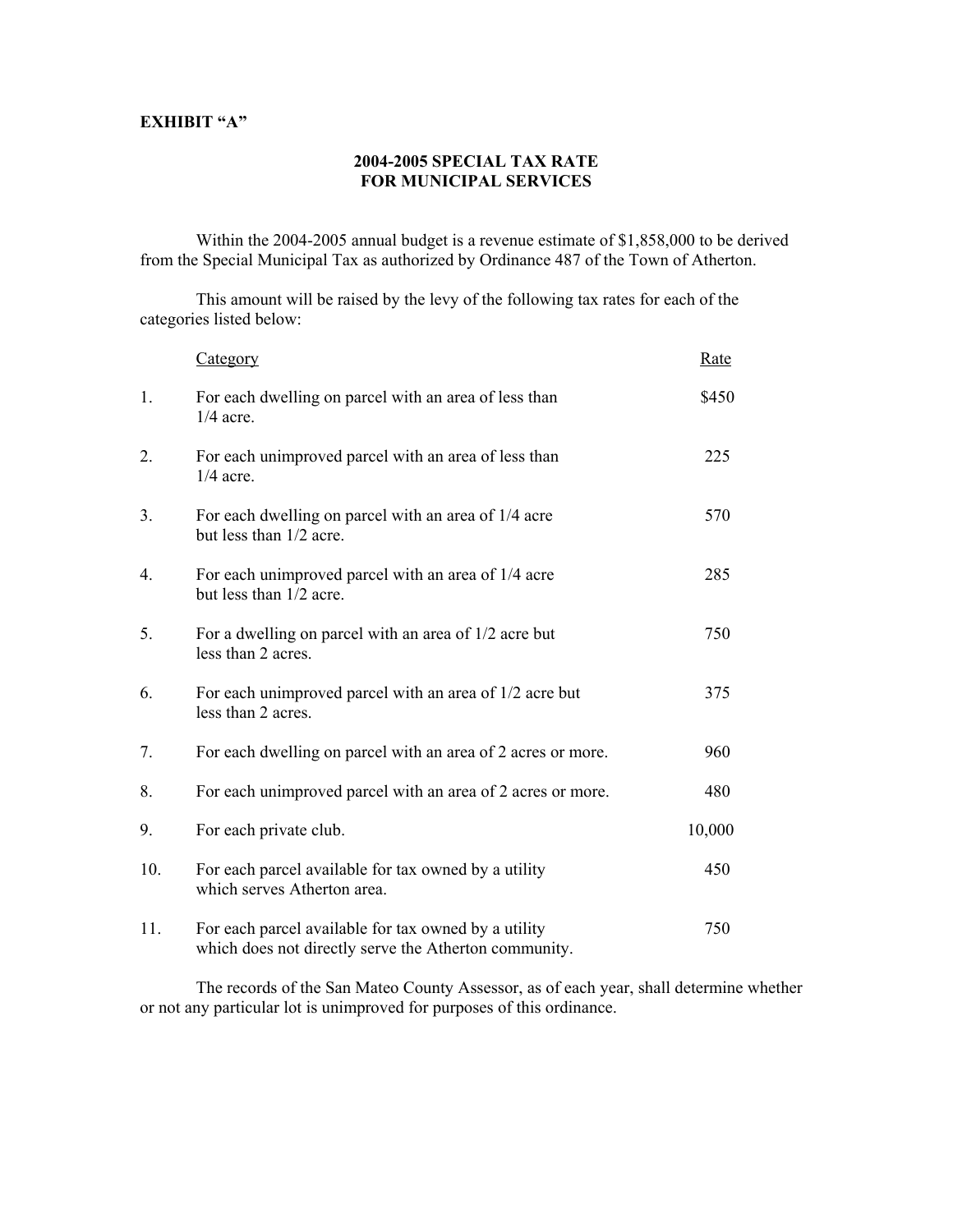**EXHIBIT "A"**

## 2004-2005 SPECIAL TAX RATE FOR MUNICIPAL SERVICES

Within the 2004-2005 annual budget is a revenue estimate of $1,858,000 to be derived from the Special Municipal Tax as authorized by Ordinance 487 of the Town of Atherton.

This amount will be raised by the levy of the following tax rates for each of the categories listed below:

| | Category | Rate |
|---|---|---|
| 1. | For each dwelling on parcel with an area of less than 1/4 acre. | $450 |
| 2. | For each unimproved parcel with an area of less than 1/4 acre. | 225 |
| 3. | For each dwelling on parcel with an area of 1/4 acre but less than 1/2 acre. | 570 |
| 4. | For each unimproved parcel with an area of 1/4 acre but less than 1/2 acre. | 285 |
| 5. | For a dwelling on parcel with an area of 1/2 acre but less than 2 acres. | 750 |
| 6. | For each unimproved parcel with an area of 1/2 acre but less than 2 acres. | 375 |
| 7. | For each dwelling on parcel with an area of 2 acres or more. | 960 |
| 8. | For each unimproved parcel with an area of 2 acres or more. | 480 |
| 9. | For each private club. | 10,000 |
| 10. | For each parcel available for tax owned by a utility which serves Atherton area. | 450 |
| 11. | For each parcel available for tax owned by a utility which does not directly serve the Atherton community. | 750 |

The records of the San Mateo County Assessor, as of each year, shall determine whether or not any particular lot is unimproved for purposes of this ordinance.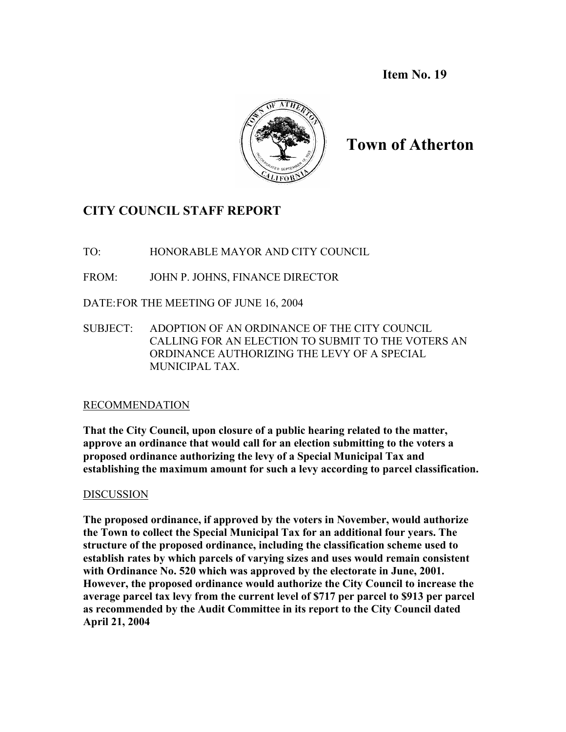**Item No. 19**

# Town of Atherton

## CITY COUNCIL STAFF REPORT

TO: HONORABLE MAYOR AND CITY COUNCIL

FROM: JOHN P. JOHNS, FINANCE DIRECTOR

DATE: FOR THE MEETING OF JUNE 16, 2004

SUBJECT: ADOPTION OF AN ORDINANCE OF THE CITY COUNCIL CALLING FOR AN ELECTION TO SUBMIT TO THE VOTERS AN ORDINANCE AUTHORIZING THE LEVY OF A SPECIAL MUNICIPAL TAX.

### RECOMMENDATION

**That the City Council, upon closure of a public hearing related to the matter, approve an ordinance that would call for an election submitting to the voters a proposed ordinance authorizing the levy of a Special Municipal Tax and establishing the maximum amount for such a levy according to parcel classification.**

### DISCUSSION

**The proposed ordinance, if approved by the voters in November, would authorize the Town to collect the Special Municipal Tax for an additional four years. The structure of the proposed ordinance, including the classification scheme used to establish rates by which parcels of varying sizes and uses would remain consistent with Ordinance No. 520 which was approved by the electorate in June, 2001. However, the proposed ordinance would authorize the City Council to increase the average parcel tax levy from the current level of $717 per parcel to $913 per parcel as recommended by the Audit Committee in its report to the City Council dated April 21, 2004**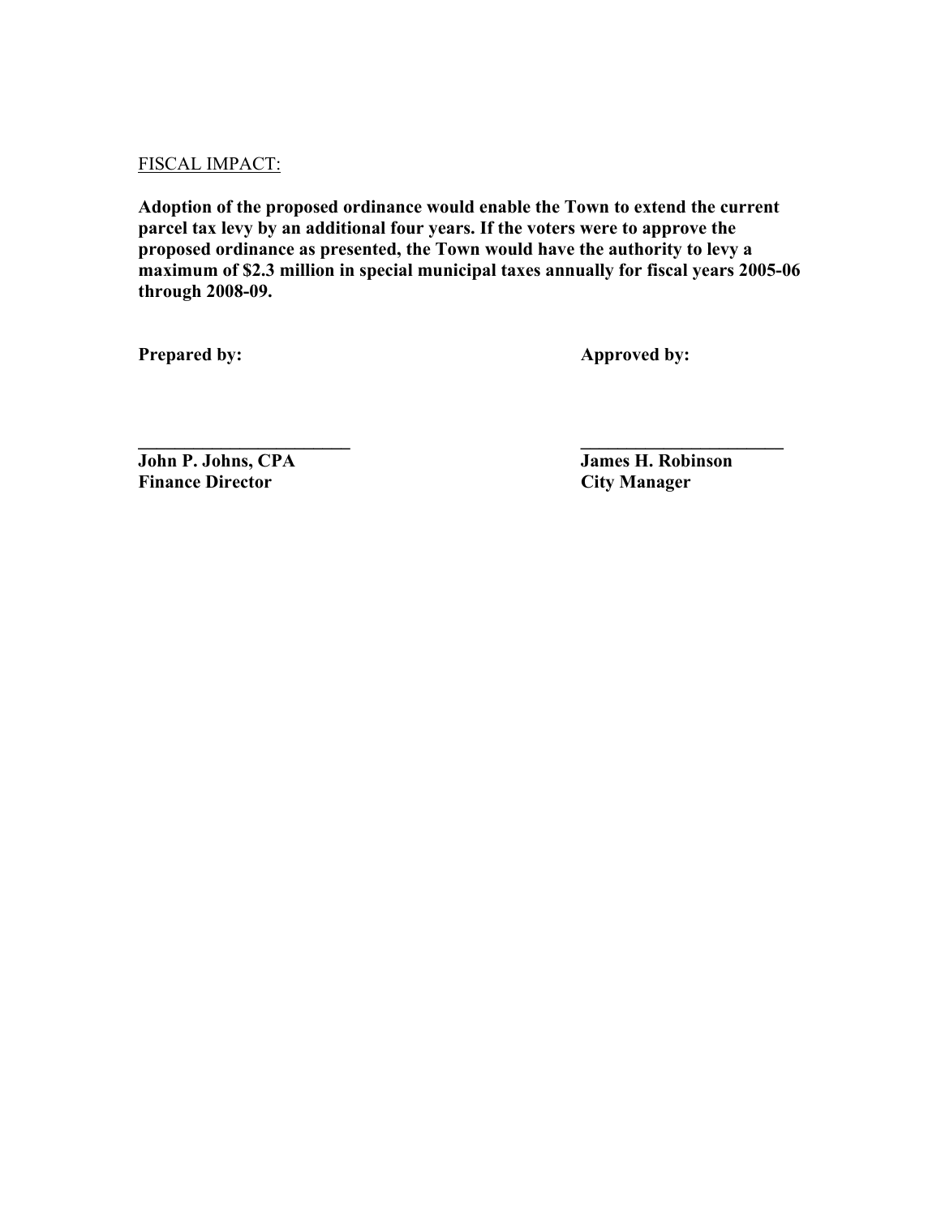FISCAL IMPACT:

**Adoption of the proposed ordinance would enable the Town to extend the current parcel tax levy by an additional four years. If the voters were to approve the proposed ordinance as presented, the Town would have the authority to levy a maximum of $2.3 million in special municipal taxes annually for fiscal years 2005-06 through 2008-09.**

| **Prepared by:** | **Approved by:** |
|---|---|
| ______________________ | ______________________ |
| **John P. Johns, CPA** | **James H. Robinson** |
| **Finance Director** | **City Manager** |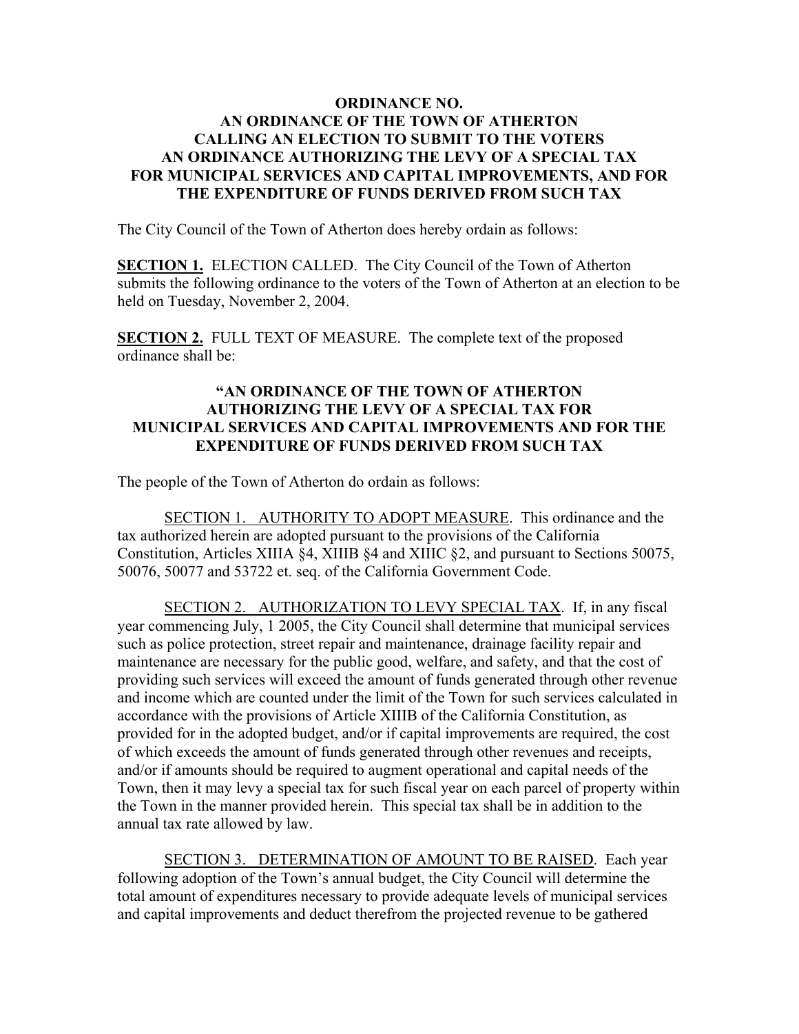**ORDINANCE NO.**
**AN ORDINANCE OF THE TOWN OF ATHERTON**
**CALLING AN ELECTION TO SUBMIT TO THE VOTERS**
**AN ORDINANCE AUTHORIZING THE LEVY OF A SPECIAL TAX**
**FOR MUNICIPAL SERVICES AND CAPITAL IMPROVEMENTS, AND FOR THE EXPENDITURE OF FUNDS DERIVED FROM SUCH TAX**

The City Council of the Town of Atherton does hereby ordain as follows:

**SECTION 1.** ELECTION CALLED. The City Council of the Town of Atherton submits the following ordinance to the voters of the Town of Atherton at an election to be held on Tuesday, November 2, 2004.

**SECTION 2.** FULL TEXT OF MEASURE. The complete text of the proposed ordinance shall be:

**"AN ORDINANCE OF THE TOWN OF ATHERTON AUTHORIZING THE LEVY OF A SPECIAL TAX FOR MUNICIPAL SERVICES AND CAPITAL IMPROVEMENTS AND FOR THE EXPENDITURE OF FUNDS DERIVED FROM SUCH TAX**

The people of the Town of Atherton do ordain as follows:

SECTION 1. AUTHORITY TO ADOPT MEASURE. This ordinance and the tax authorized herein are adopted pursuant to the provisions of the California Constitution, Articles XIIIA §4, XIIIB §4 and XIIIC §2, and pursuant to Sections 50075, 50076, 50077 and 53722 et. seq. of the California Government Code.

SECTION 2. AUTHORIZATION TO LEVY SPECIAL TAX. If, in any fiscal year commencing July, 1 2005, the City Council shall determine that municipal services such as police protection, street repair and maintenance, drainage facility repair and maintenance are necessary for the public good, welfare, and safety, and that the cost of providing such services will exceed the amount of funds generated through other revenue and income which are counted under the limit of the Town for such services calculated in accordance with the provisions of Article XIIIB of the California Constitution, as provided for in the adopted budget, and/or if capital improvements are required, the cost of which exceeds the amount of funds generated through other revenues and receipts, and/or if amounts should be required to augment operational and capital needs of the Town, then it may levy a special tax for such fiscal year on each parcel of property within the Town in the manner provided herein. This special tax shall be in addition to the annual tax rate allowed by law.

SECTION 3. DETERMINATION OF AMOUNT TO BE RAISED. Each year following adoption of the Town's annual budget, the City Council will determine the total amount of expenditures necessary to provide adequate levels of municipal services and capital improvements and deduct therefrom the projected revenue to be gathered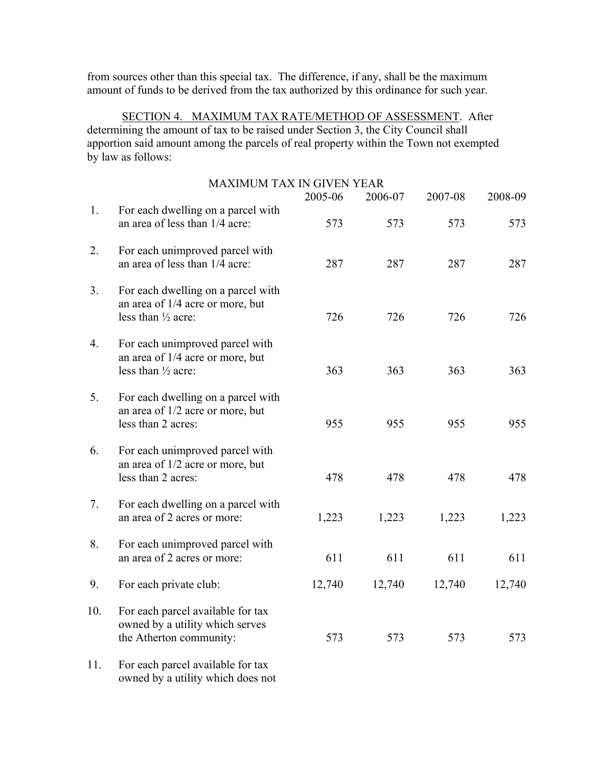from sources other than this special tax. The difference, if any, shall be the maximum amount of funds to be derived from the tax authorized by this ordinance for such year.

SECTION 4. MAXIMUM TAX RATE/METHOD OF ASSESSMENT. After determining the amount of tax to be raised under Section 3, the City Council shall apportion said amount among the parcels of real property within the Town not exempted by law as follows:

MAXIMUM TAX IN GIVEN YEAR

| | | 2005-06 | 2006-07 | 2007-08 | 2008-09 |
|---|---|---|---|---|---|
| 1. | For each dwelling on a parcel with an area of less than 1/4 acre: | 573 | 573 | 573 | 573 |
| 2. | For each unimproved parcel with an area of less than 1/4 acre: | 287 | 287 | 287 | 287 |
| 3. | For each dwelling on a parcel with an area of 1/4 acre or more, but less than ½ acre: | 726 | 726 | 726 | 726 |
| 4. | For each unimproved parcel with an area of 1/4 acre or more, but less than ½ acre: | 363 | 363 | 363 | 363 |
| 5. | For each dwelling on a parcel with an area of 1/2 acre or more, but less than 2 acres: | 955 | 955 | 955 | 955 |
| 6. | For each unimproved parcel with an area of 1/2 acre or more, but less than 2 acres: | 478 | 478 | 478 | 478 |
| 7. | For each dwelling on a parcel with an area of 2 acres or more: | 1,223 | 1,223 | 1,223 | 1,223 |
| 8. | For each unimproved parcel with an area of 2 acres or more: | 611 | 611 | 611 | 611 |
| 9. | For each private club: | 12,740 | 12,740 | 12,740 | 12,740 |
| 10. | For each parcel available for tax owned by a utility which serves the Atherton community: | 573 | 573 | 573 | 573 |
| 11. | For each parcel available for tax owned by a utility which does not | | | | |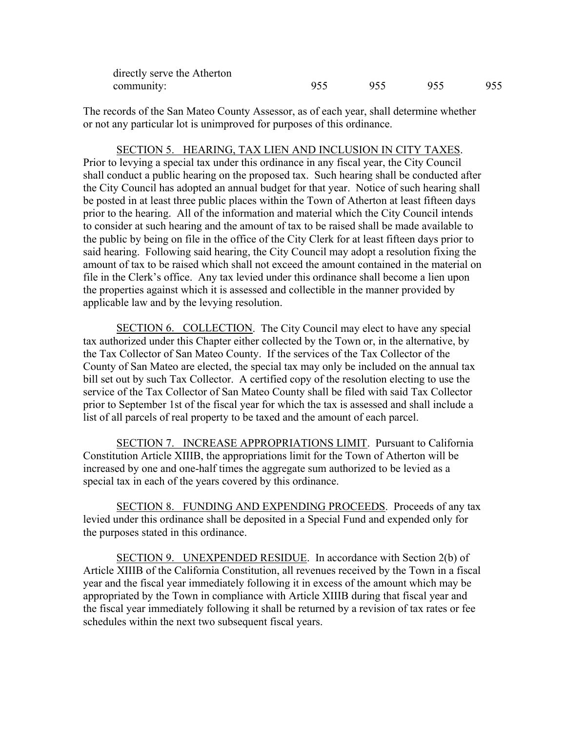| directly serve the Atherton community: | 955 | 955 | 955 | 955 |
|---|---|---|---|---|

The records of the San Mateo County Assessor, as of each year, shall determine whether or not any particular lot is unimproved for purposes of this ordinance.

SECTION 5. HEARING, TAX LIEN AND INCLUSION IN CITY TAXES. Prior to levying a special tax under this ordinance in any fiscal year, the City Council shall conduct a public hearing on the proposed tax. Such hearing shall be conducted after the City Council has adopted an annual budget for that year. Notice of such hearing shall be posted in at least three public places within the Town of Atherton at least fifteen days prior to the hearing. All of the information and material which the City Council intends to consider at such hearing and the amount of tax to be raised shall be made available to the public by being on file in the office of the City Clerk for at least fifteen days prior to said hearing. Following said hearing, the City Council may adopt a resolution fixing the amount of tax to be raised which shall not exceed the amount contained in the material on file in the Clerk's office. Any tax levied under this ordinance shall become a lien upon the properties against which it is assessed and collectible in the manner provided by applicable law and by the levying resolution.

SECTION 6. COLLECTION. The City Council may elect to have any special tax authorized under this Chapter either collected by the Town or, in the alternative, by the Tax Collector of San Mateo County. If the services of the Tax Collector of the County of San Mateo are elected, the special tax may only be included on the annual tax bill set out by such Tax Collector. A certified copy of the resolution electing to use the service of the Tax Collector of San Mateo County shall be filed with said Tax Collector prior to September 1st of the fiscal year for which the tax is assessed and shall include a list of all parcels of real property to be taxed and the amount of each parcel.

SECTION 7. INCREASE APPROPRIATIONS LIMIT. Pursuant to California Constitution Article XIIIB, the appropriations limit for the Town of Atherton will be increased by one and one-half times the aggregate sum authorized to be levied as a special tax in each of the years covered by this ordinance.

SECTION 8. FUNDING AND EXPENDING PROCEEDS. Proceeds of any tax levied under this ordinance shall be deposited in a Special Fund and expended only for the purposes stated in this ordinance.

SECTION 9. UNEXPENDED RESIDUE. In accordance with Section 2(b) of Article XIIIB of the California Constitution, all revenues received by the Town in a fiscal year and the fiscal year immediately following it in excess of the amount which may be appropriated by the Town in compliance with Article XIIIB during that fiscal year and the fiscal year immediately following it shall be returned by a revision of tax rates or fee schedules within the next two subsequent fiscal years.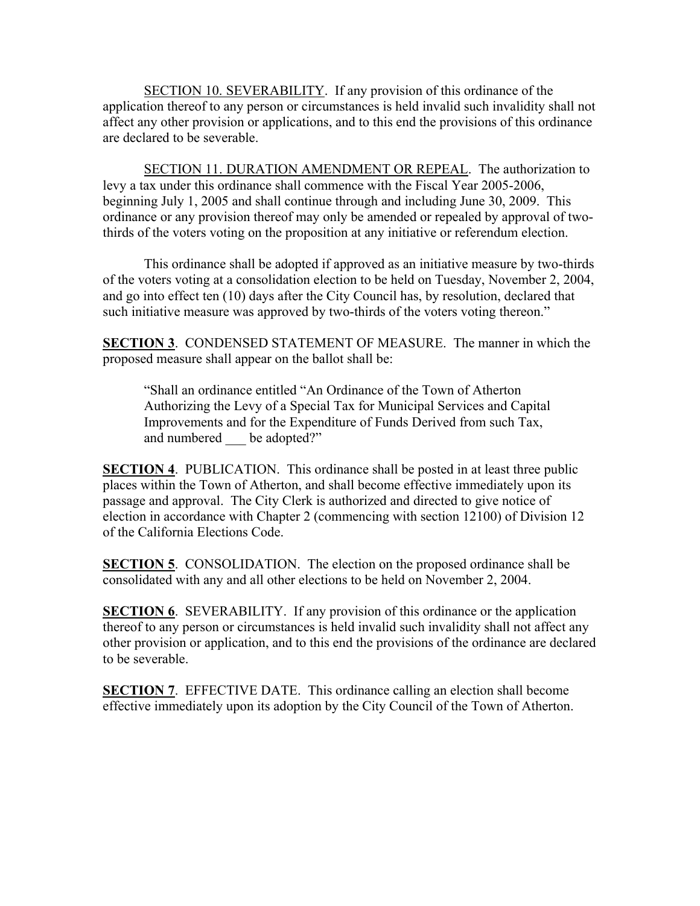SECTION 10. SEVERABILITY. If any provision of this ordinance of the application thereof to any person or circumstances is held invalid such invalidity shall not affect any other provision or applications, and to this end the provisions of this ordinance are declared to be severable.

SECTION 11. DURATION AMENDMENT OR REPEAL. The authorization to levy a tax under this ordinance shall commence with the Fiscal Year 2005-2006, beginning July 1, 2005 and shall continue through and including June 30, 2009. This ordinance or any provision thereof may only be amended or repealed by approval of two-thirds of the voters voting on the proposition at any initiative or referendum election.

This ordinance shall be adopted if approved as an initiative measure by two-thirds of the voters voting at a consolidation election to be held on Tuesday, November 2, 2004, and go into effect ten (10) days after the City Council has, by resolution, declared that such initiative measure was approved by two-thirds of the voters voting thereon."

**SECTION 3**. CONDENSED STATEMENT OF MEASURE. The manner in which the proposed measure shall appear on the ballot shall be:

> "Shall an ordinance entitled "An Ordinance of the Town of Atherton Authorizing the Levy of a Special Tax for Municipal Services and Capital Improvements and for the Expenditure of Funds Derived from such Tax, and numbered ___ be adopted?"

**SECTION 4**. PUBLICATION. This ordinance shall be posted in at least three public places within the Town of Atherton, and shall become effective immediately upon its passage and approval. The City Clerk is authorized and directed to give notice of election in accordance with Chapter 2 (commencing with section 12100) of Division 12 of the California Elections Code.

**SECTION 5**. CONSOLIDATION. The election on the proposed ordinance shall be consolidated with any and all other elections to be held on November 2, 2004.

**SECTION 6**. SEVERABILITY. If any provision of this ordinance or the application thereof to any person or circumstances is held invalid such invalidity shall not affect any other provision or application, and to this end the provisions of the ordinance are declared to be severable.

**SECTION 7**. EFFECTIVE DATE. This ordinance calling an election shall become effective immediately upon its adoption by the City Council of the Town of Atherton.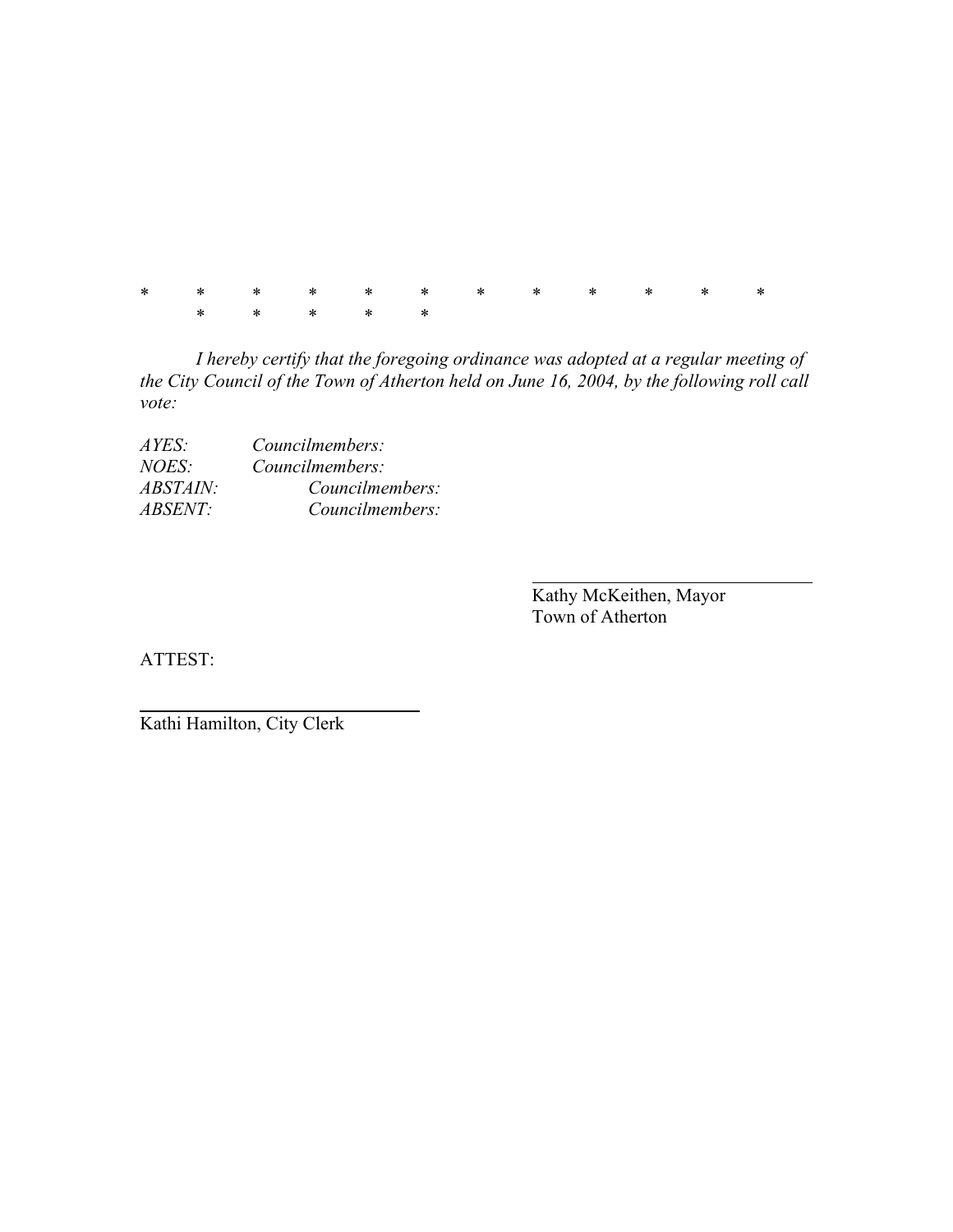\*  \*  \*  \*  \*  \*  \*  \*  \*  \*  \*  \*
\*  \*  \*  \*  \*

*I hereby certify that the foregoing ordinance was adopted at a regular meeting of the City Council of the Town of Atherton held on June 16, 2004, by the following roll call vote:*

*AYES: Councilmembers:*
*NOES: Councilmembers:*
*ABSTAIN: Councilmembers:*
*ABSENT: Councilmembers:*

\_\_\_\_\_\_\_\_\_\_\_\_\_\_\_\_\_\_\_\_\_\_\_\_\_\_\_\_
Kathy McKeithen, Mayor
Town of Atherton

ATTEST:

\_\_\_\_\_\_\_\_\_\_\_\_\_\_\_\_\_\_\_\_\_\_\_\_\_\_\_\_
Kathi Hamilton, City Clerk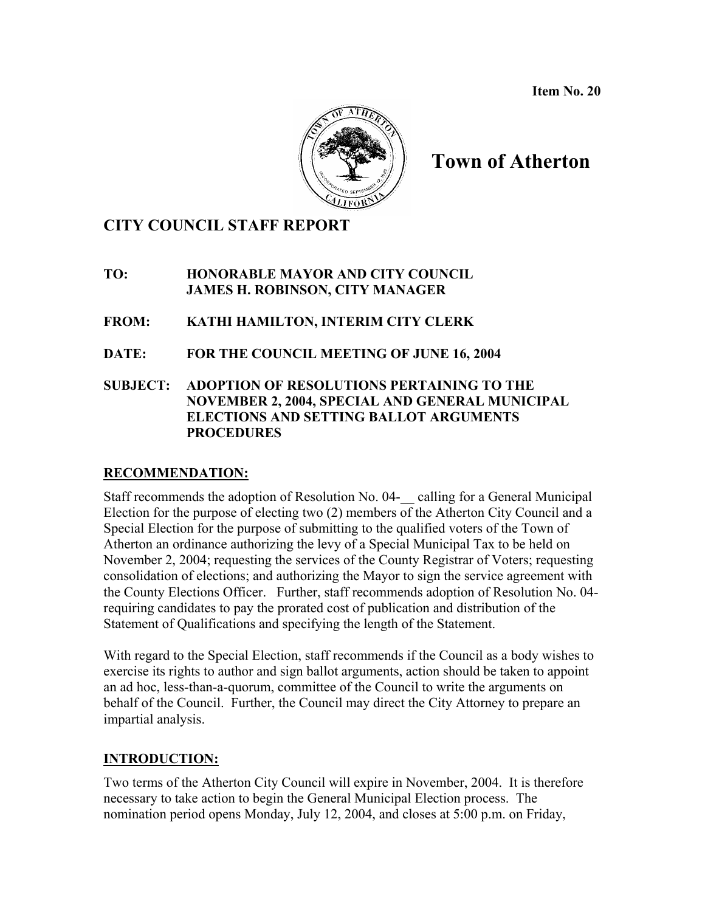Item No. 20

# Town of Atherton

## CITY COUNCIL STAFF REPORT

**TO: HONORABLE MAYOR AND CITY COUNCIL**
**JAMES H. ROBINSON, CITY MANAGER**

**FROM: KATHI HAMILTON, INTERIM CITY CLERK**

**DATE: FOR THE COUNCIL MEETING OF JUNE 16, 2004**

**SUBJECT: ADOPTION OF RESOLUTIONS PERTAINING TO THE NOVEMBER 2, 2004, SPECIAL AND GENERAL MUNICIPAL ELECTIONS AND SETTING BALLOT ARGUMENTS PROCEDURES**

### RECOMMENDATION:

Staff recommends the adoption of Resolution No. 04-__ calling for a General Municipal Election for the purpose of electing two (2) members of the Atherton City Council and a Special Election for the purpose of submitting to the qualified voters of the Town of Atherton an ordinance authorizing the levy of a Special Municipal Tax to be held on November 2, 2004; requesting the services of the County Registrar of Voters; requesting consolidation of elections; and authorizing the Mayor to sign the service agreement with the County Elections Officer. Further, staff recommends adoption of Resolution No. 04- requiring candidates to pay the prorated cost of publication and distribution of the Statement of Qualifications and specifying the length of the Statement.

With regard to the Special Election, staff recommends if the Council as a body wishes to exercise its rights to author and sign ballot arguments, action should be taken to appoint an ad hoc, less-than-a-quorum, committee of the Council to write the arguments on behalf of the Council. Further, the Council may direct the City Attorney to prepare an impartial analysis.

### INTRODUCTION:

Two terms of the Atherton City Council will expire in November, 2004. It is therefore necessary to take action to begin the General Municipal Election process. The nomination period opens Monday, July 12, 2004, and closes at 5:00 p.m. on Friday,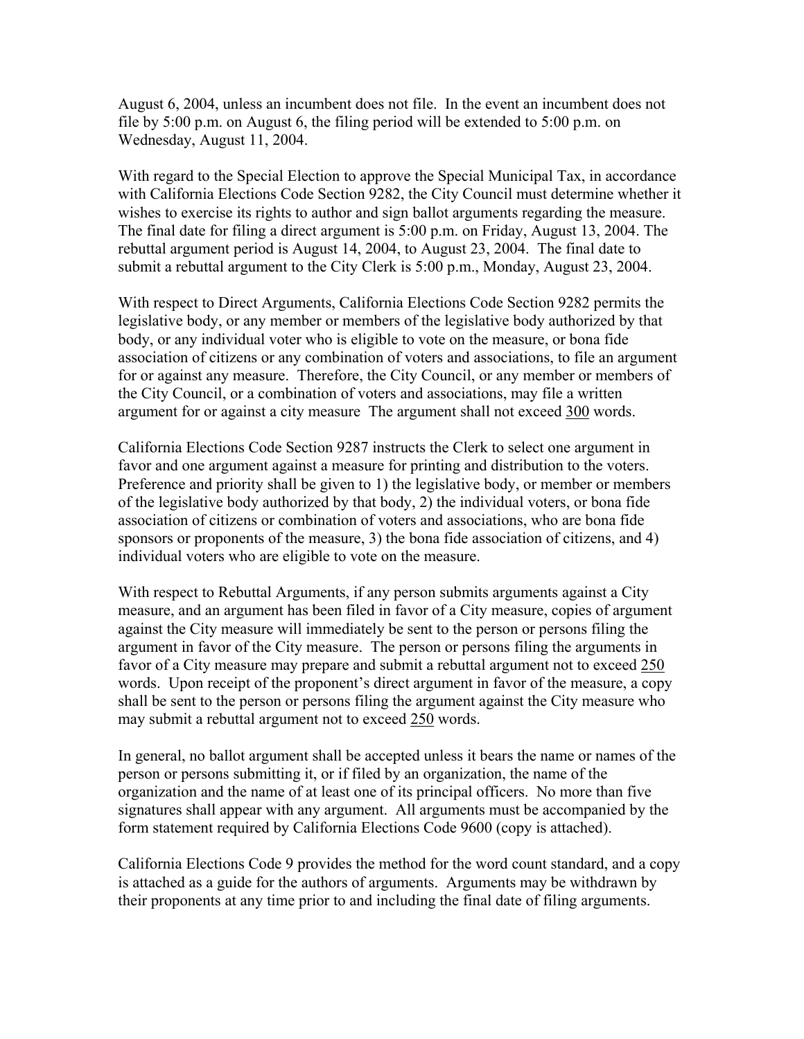August 6, 2004, unless an incumbent does not file. In the event an incumbent does not file by 5:00 p.m. on August 6, the filing period will be extended to 5:00 p.m. on Wednesday, August 11, 2004.

With regard to the Special Election to approve the Special Municipal Tax, in accordance with California Elections Code Section 9282, the City Council must determine whether it wishes to exercise its rights to author and sign ballot arguments regarding the measure. The final date for filing a direct argument is 5:00 p.m. on Friday, August 13, 2004. The rebuttal argument period is August 14, 2004, to August 23, 2004. The final date to submit a rebuttal argument to the City Clerk is 5:00 p.m., Monday, August 23, 2004.

With respect to Direct Arguments, California Elections Code Section 9282 permits the legislative body, or any member or members of the legislative body authorized by that body, or any individual voter who is eligible to vote on the measure, or bona fide association of citizens or any combination of voters and associations, to file an argument for or against any measure. Therefore, the City Council, or any member or members of the City Council, or a combination of voters and associations, may file a written argument for or against a city measure The argument shall not exceed <u>300</u> words.

California Elections Code Section 9287 instructs the Clerk to select one argument in favor and one argument against a measure for printing and distribution to the voters. Preference and priority shall be given to 1) the legislative body, or member or members of the legislative body authorized by that body, 2) the individual voters, or bona fide association of citizens or combination of voters and associations, who are bona fide sponsors or proponents of the measure, 3) the bona fide association of citizens, and 4) individual voters who are eligible to vote on the measure.

With respect to Rebuttal Arguments, if any person submits arguments against a City measure, and an argument has been filed in favor of a City measure, copies of argument against the City measure will immediately be sent to the person or persons filing the argument in favor of the City measure. The person or persons filing the arguments in favor of a City measure may prepare and submit a rebuttal argument not to exceed <u>250</u> words. Upon receipt of the proponent's direct argument in favor of the measure, a copy shall be sent to the person or persons filing the argument against the City measure who may submit a rebuttal argument not to exceed <u>250</u> words.

In general, no ballot argument shall be accepted unless it bears the name or names of the person or persons submitting it, or if filed by an organization, the name of the organization and the name of at least one of its principal officers. No more than five signatures shall appear with any argument. All arguments must be accompanied by the form statement required by California Elections Code 9600 (copy is attached).

California Elections Code 9 provides the method for the word count standard, and a copy is attached as a guide for the authors of arguments. Arguments may be withdrawn by their proponents at any time prior to and including the final date of filing arguments.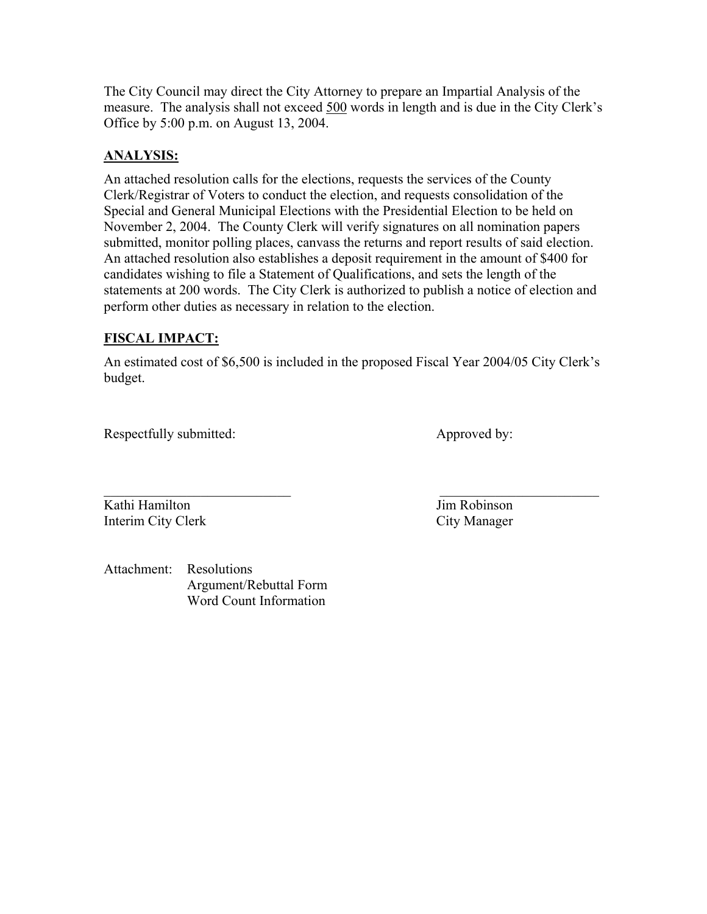The City Council may direct the City Attorney to prepare an Impartial Analysis of the measure. The analysis shall not exceed 500 words in length and is due in the City Clerk's Office by 5:00 p.m. on August 13, 2004.

## ANALYSIS:

An attached resolution calls for the elections, requests the services of the County Clerk/Registrar of Voters to conduct the election, and requests consolidation of the Special and General Municipal Elections with the Presidential Election to be held on November 2, 2004. The County Clerk will verify signatures on all nomination papers submitted, monitor polling places, canvass the returns and report results of said election. An attached resolution also establishes a deposit requirement in the amount of $400 for candidates wishing to file a Statement of Qualifications, and sets the length of the statements at 200 words. The City Clerk is authorized to publish a notice of election and perform other duties as necessary in relation to the election.

## FISCAL IMPACT:

An estimated cost of $6,500 is included in the proposed Fiscal Year 2004/05 City Clerk's budget.

Respectfully submitted:

\_\_\_\_\_\_\_\_\_\_\_\_\_\_\_\_\_\_\_\_\_\_\_\_\_\_\_\_

Kathi Hamilton
Interim City Clerk

Approved by:

\_\_\_\_\_\_\_\_\_\_\_\_\_\_\_\_\_\_\_\_\_\_\_\_\_\_\_\_

Jim Robinson
City Manager

Attachment: Resolutions
Argument/Rebuttal Form
Word Count Information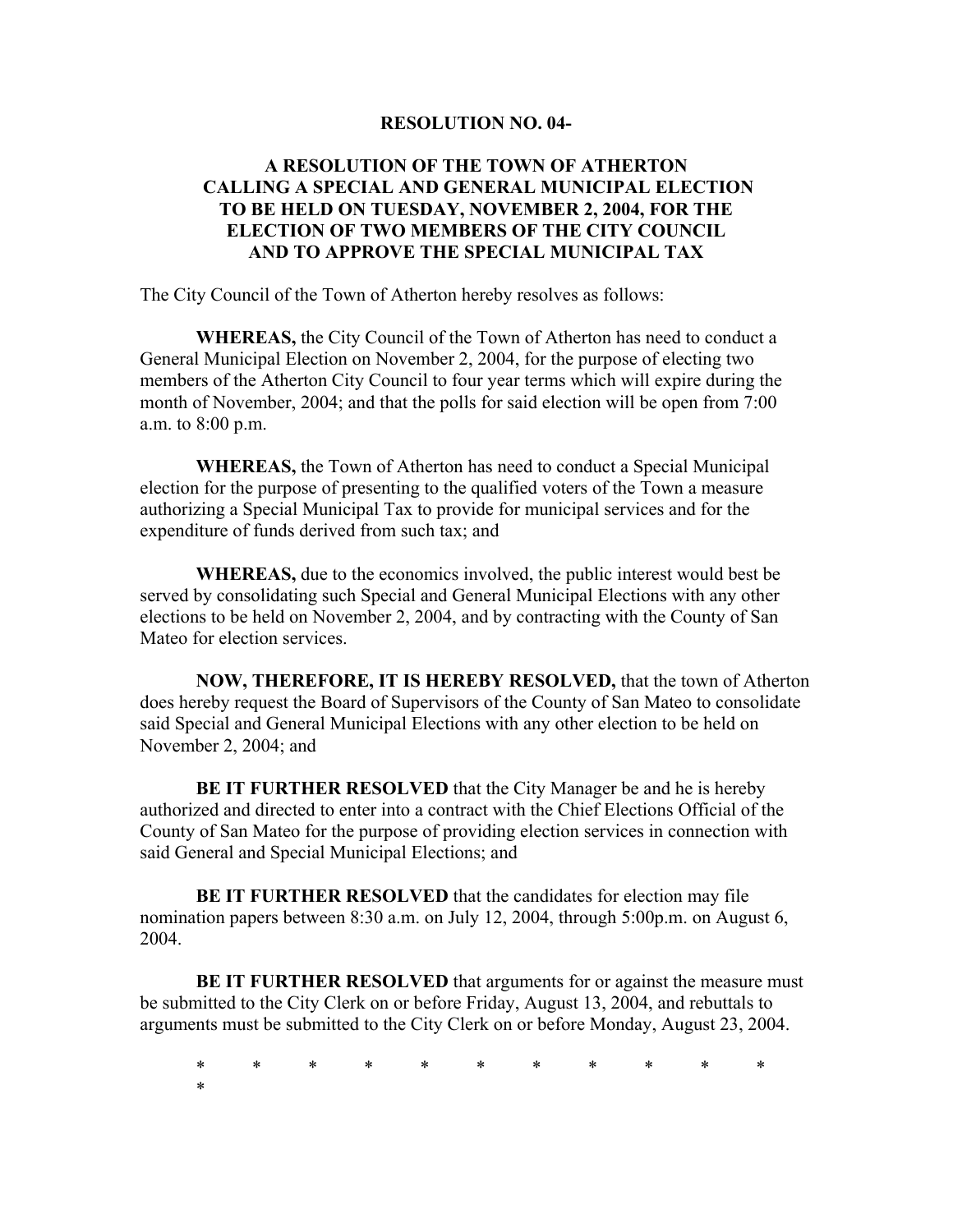**RESOLUTION NO. 04-**

**A RESOLUTION OF THE TOWN OF ATHERTON CALLING A SPECIAL AND GENERAL MUNICIPAL ELECTION TO BE HELD ON TUESDAY, NOVEMBER 2, 2004, FOR THE ELECTION OF TWO MEMBERS OF THE CITY COUNCIL AND TO APPROVE THE SPECIAL MUNICIPAL TAX**

The City Council of the Town of Atherton hereby resolves as follows:

**WHEREAS,** the City Council of the Town of Atherton has need to conduct a General Municipal Election on November 2, 2004, for the purpose of electing two members of the Atherton City Council to four year terms which will expire during the month of November, 2004; and that the polls for said election will be open from 7:00 a.m. to 8:00 p.m.

**WHEREAS,** the Town of Atherton has need to conduct a Special Municipal election for the purpose of presenting to the qualified voters of the Town a measure authorizing a Special Municipal Tax to provide for municipal services and for the expenditure of funds derived from such tax; and

**WHEREAS,** due to the economics involved, the public interest would best be served by consolidating such Special and General Municipal Elections with any other elections to be held on November 2, 2004, and by contracting with the County of San Mateo for election services.

**NOW, THEREFORE, IT IS HEREBY RESOLVED,** that the town of Atherton does hereby request the Board of Supervisors of the County of San Mateo to consolidate said Special and General Municipal Elections with any other election to be held on November 2, 2004; and

**BE IT FURTHER RESOLVED** that the City Manager be and he is hereby authorized and directed to enter into a contract with the Chief Elections Official of the County of San Mateo for the purpose of providing election services in connection with said General and Special Municipal Elections; and

**BE IT FURTHER RESOLVED** that the candidates for election may file nomination papers between 8:30 a.m. on July 12, 2004, through 5:00p.m. on August 6, 2004.

**BE IT FURTHER RESOLVED** that arguments for or against the measure must be submitted to the City Clerk on or before Friday, August 13, 2004, and rebuttals to arguments must be submitted to the City Clerk on or before Monday, August 23, 2004.

* * * * * * * * * * * *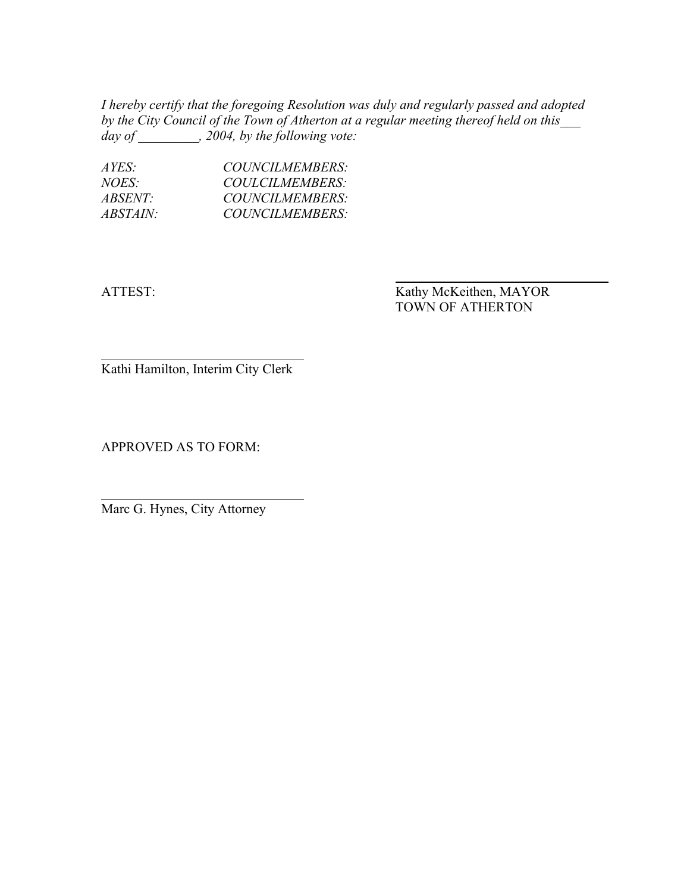*I hereby certify that the foregoing Resolution was duly and regularly passed and adopted by the City Council of the Town of Atherton at a regular meeting thereof held on this___ day of _________, 2004, by the following vote:*

*AYES: COUNCILMEMBERS:*
*NOES: COULCILMEMBERS:*
*ABSENT: COUNCILMEMBERS:*
*ABSTAIN: COUNCILMEMBERS:*

ATTEST:

______________________________
Kathy McKeithen, MAYOR
TOWN OF ATHERTON

______________________________
Kathi Hamilton, Interim City Clerk

APPROVED AS TO FORM:

______________________________
Marc G. Hynes, City Attorney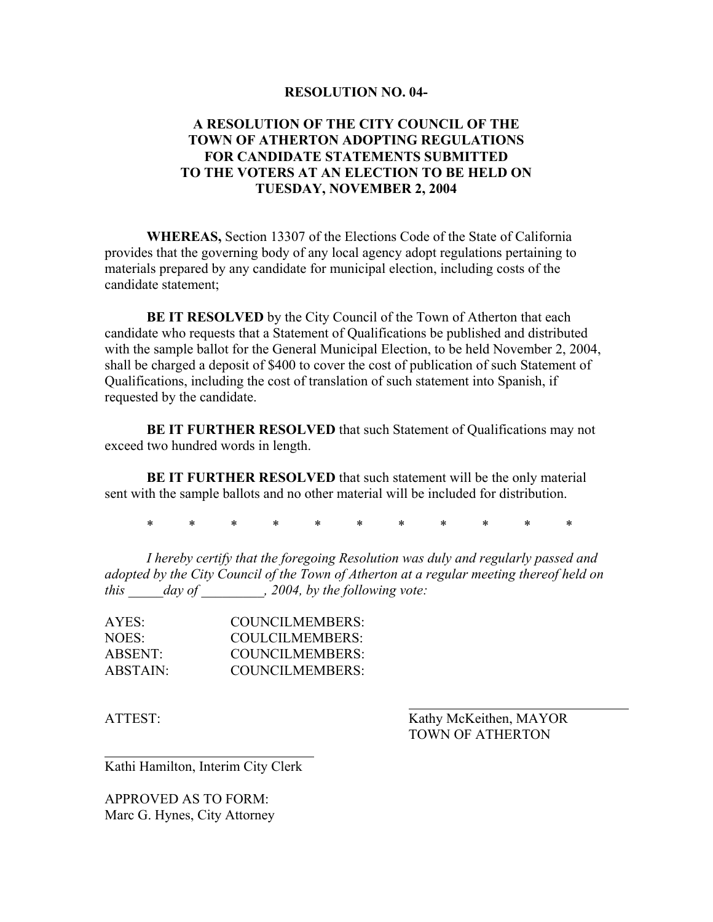**RESOLUTION NO. 04-**

**A RESOLUTION OF THE CITY COUNCIL OF THE TOWN OF ATHERTON ADOPTING REGULATIONS FOR CANDIDATE STATEMENTS SUBMITTED TO THE VOTERS AT AN ELECTION TO BE HELD ON TUESDAY, NOVEMBER 2, 2004**

**WHEREAS,** Section 13307 of the Elections Code of the State of California provides that the governing body of any local agency adopt regulations pertaining to materials prepared by any candidate for municipal election, including costs of the candidate statement;

**BE IT RESOLVED** by the City Council of the Town of Atherton that each candidate who requests that a Statement of Qualifications be published and distributed with the sample ballot for the General Municipal Election, to be held November 2, 2004, shall be charged a deposit of $400 to cover the cost of publication of such Statement of Qualifications, including the cost of translation of such statement into Spanish, if requested by the candidate.

**BE IT FURTHER RESOLVED** that such Statement of Qualifications may not exceed two hundred words in length.

**BE IT FURTHER RESOLVED** that such statement will be the only material sent with the sample ballots and no other material will be included for distribution.

\* \* \* \* \* \* \* \* \* \* \*

*I hereby certify that the foregoing Resolution was duly and regularly passed and adopted by the City Council of the Town of Atherton at a regular meeting thereof held on this _____day of _________, 2004, by the following vote:*

AYES: COUNCILMEMBERS:
NOES: COULCILMEMBERS:
ABSENT: COUNCILMEMBERS:
ABSTAIN: COUNCILMEMBERS:

ATTEST:

_______________________________
Kathy McKeithen, MAYOR
TOWN OF ATHERTON

_______________________________
Kathi Hamilton, Interim City Clerk

APPROVED AS TO FORM:
Marc G. Hynes, City Attorney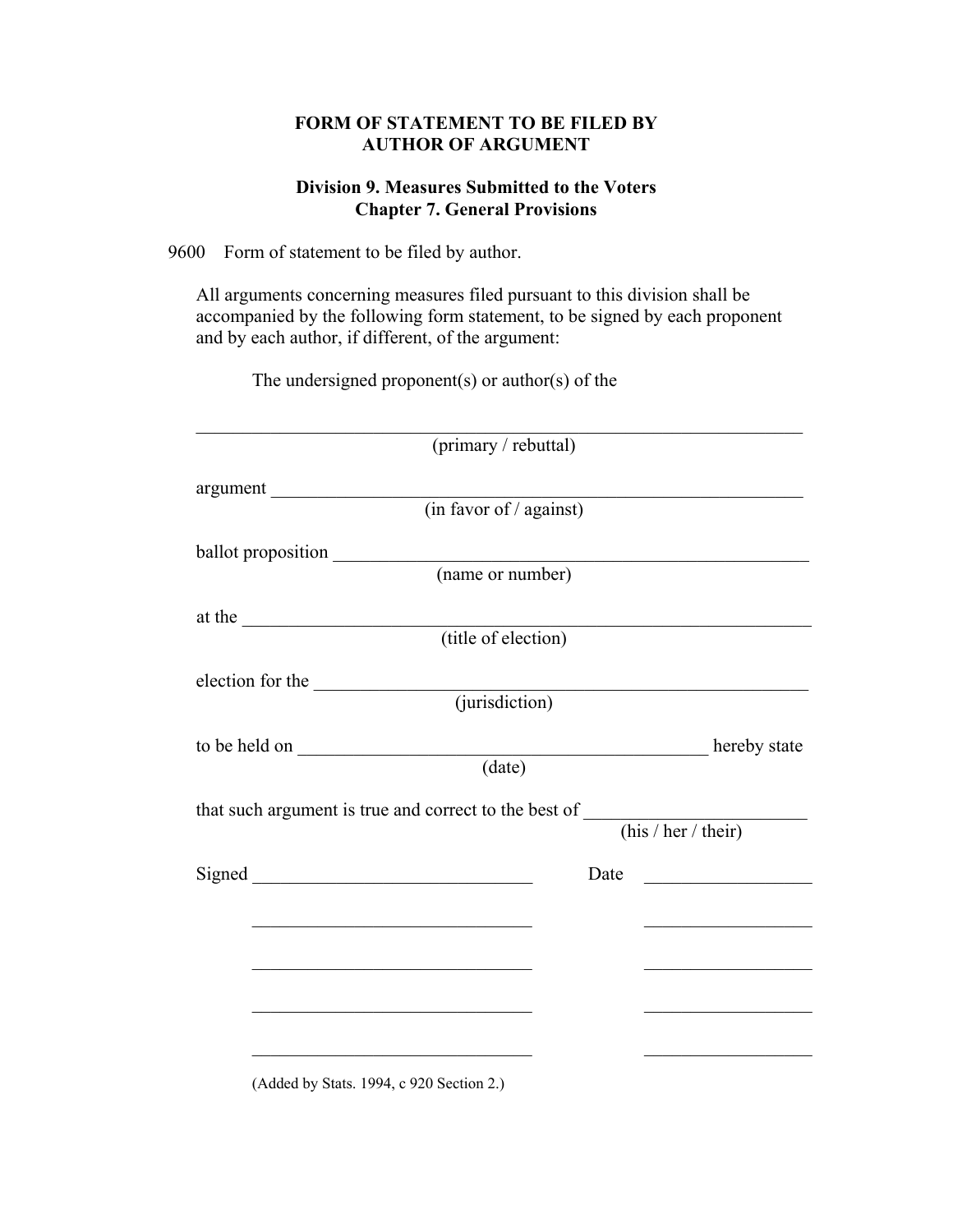**FORM OF STATEMENT TO BE FILED BY AUTHOR OF ARGUMENT**

**Division 9. Measures Submitted to the Voters**
**Chapter 7. General Provisions**

9600 Form of statement to be filed by author.

All arguments concerning measures filed pursuant to this division shall be accompanied by the following form statement, to be signed by each proponent and by each author, if different, of the argument:

The undersigned proponent(s) or author(s) of the

______________________________________________________________
(primary / rebuttal)

argument ______________________________________________________
(in favor of / against)

ballot proposition _______________________________________________
(name or number)

at the ________________________________________________________
(title of election)

election for the _________________________________________________
(jurisdiction)

to be held on ________________________________________ hereby state
(date)

that such argument is true and correct to the best of ____________________
(his / her / their)

Signed ___________________________ Date _______________

___________________________ _______________

___________________________ _______________

___________________________ _______________

___________________________ _______________

(Added by Stats. 1994, c 920 Section 2.)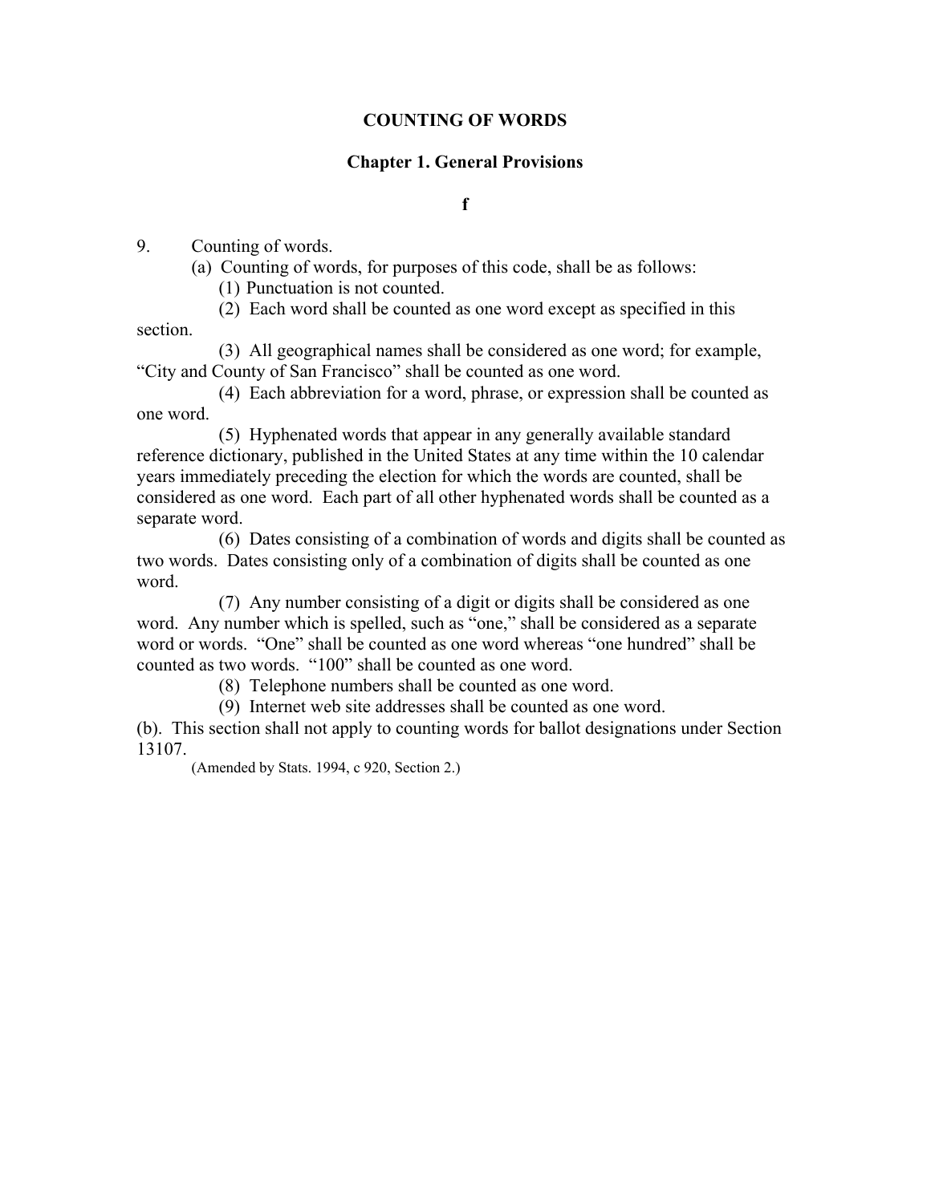**COUNTING OF WORDS**

**Chapter 1. General Provisions**

**f**

9. Counting of words.

(a) Counting of words, for purposes of this code, shall be as follows:

(1) Punctuation is not counted.

(2) Each word shall be counted as one word except as specified in this section.

(3) All geographical names shall be considered as one word; for example, "City and County of San Francisco" shall be counted as one word.

(4) Each abbreviation for a word, phrase, or expression shall be counted as one word.

(5) Hyphenated words that appear in any generally available standard reference dictionary, published in the United States at any time within the 10 calendar years immediately preceding the election for which the words are counted, shall be considered as one word. Each part of all other hyphenated words shall be counted as a separate word.

(6) Dates consisting of a combination of words and digits shall be counted as two words. Dates consisting only of a combination of digits shall be counted as one word.

(7) Any number consisting of a digit or digits shall be considered as one word. Any number which is spelled, such as "one," shall be considered as a separate word or words. "One" shall be counted as one word whereas "one hundred" shall be counted as two words. "100" shall be counted as one word.

(8) Telephone numbers shall be counted as one word.

(9) Internet web site addresses shall be counted as one word.

(b). This section shall not apply to counting words for ballot designations under Section 13107.

(Amended by Stats. 1994, c 920, Section 2.)